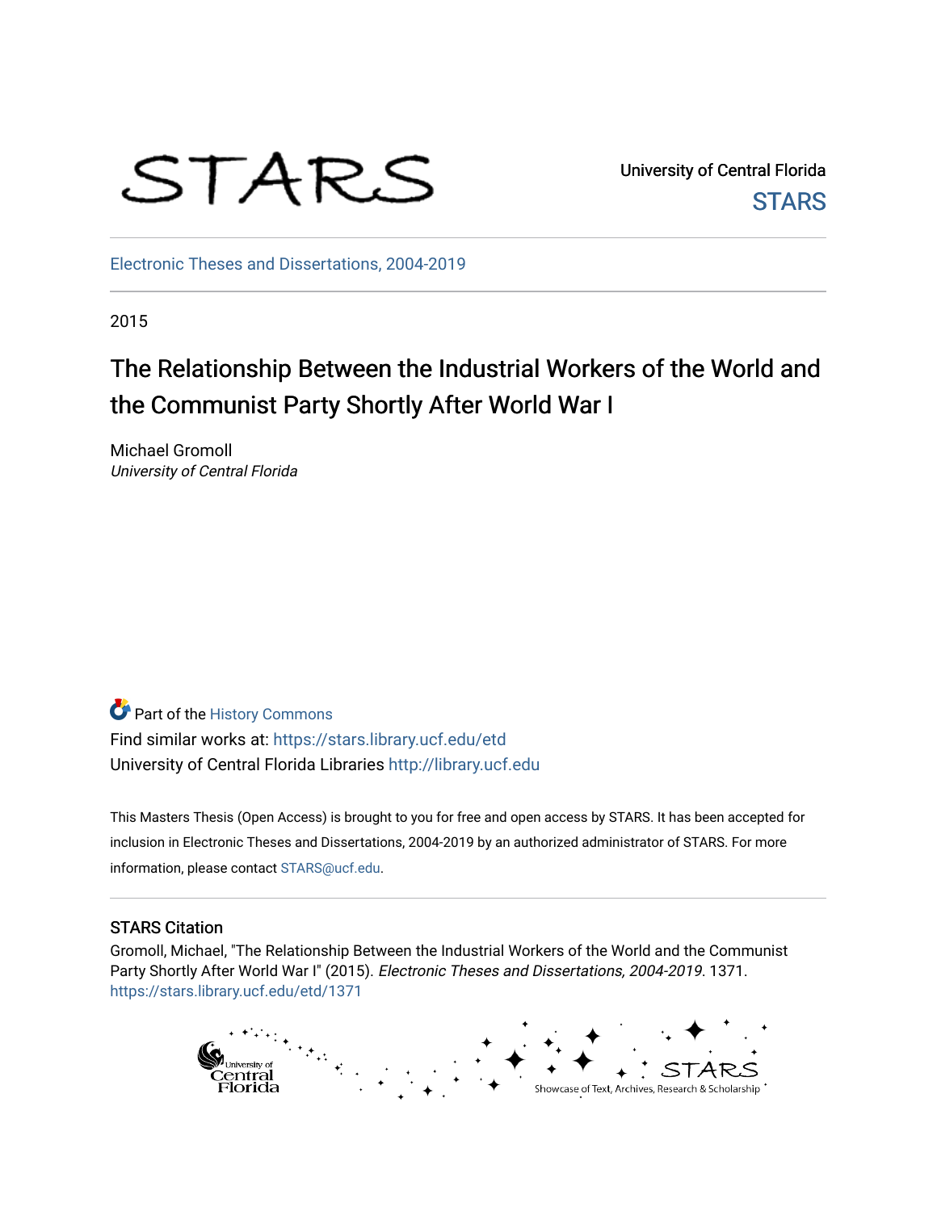STARS

University of Central Florida
STARS

Electronic Theses and Dissertations, 2004-2019

2015

# The Relationship Between the Industrial Workers of the World and the Communist Party Shortly After World War I

Michael Gromoll
*University of Central Florida*

Part of the History Commons
Find similar works at: https://stars.library.ucf.edu/etd
University of Central Florida Libraries http://library.ucf.edu

This Masters Thesis (Open Access) is brought to you for free and open access by STARS. It has been accepted for inclusion in Electronic Theses and Dissertations, 2004-2019 by an authorized administrator of STARS. For more information, please contact STARS@ucf.edu.

## STARS Citation

Gromoll, Michael, "The Relationship Between the Industrial Workers of the World and the Communist Party Shortly After World War I" (2015). *Electronic Theses and Dissertations, 2004-2019*. 1371.
https://stars.library.ucf.edu/etd/1371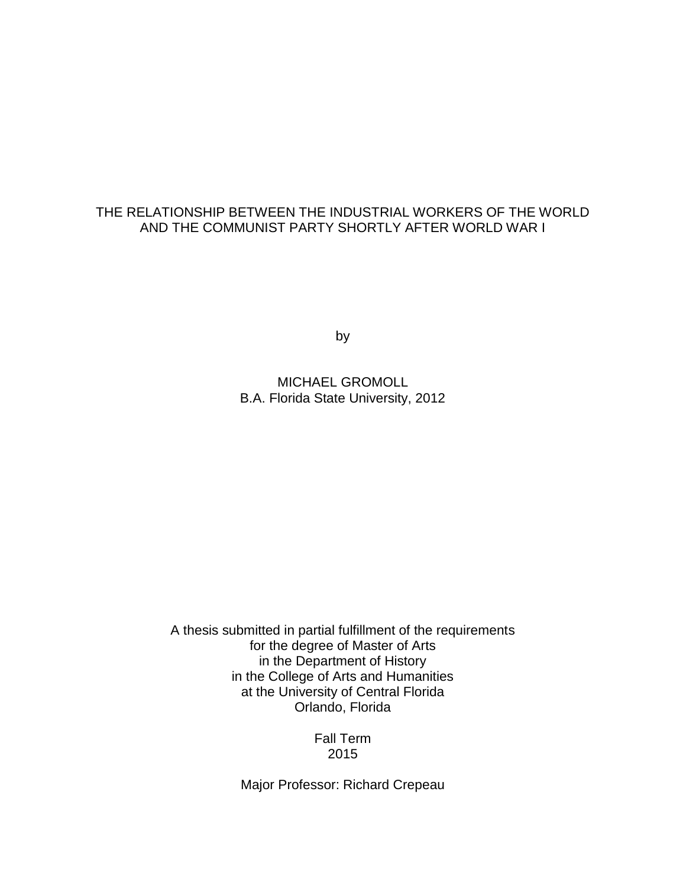# THE RELATIONSHIP BETWEEN THE INDUSTRIAL WORKERS OF THE WORLD AND THE COMMUNIST PARTY SHORTLY AFTER WORLD WAR I

by

MICHAEL GROMOLL
B.A. Florida State University, 2012

A thesis submitted in partial fulfillment of the requirements
for the degree of Master of Arts
in the Department of History
in the College of Arts and Humanities
at the University of Central Florida
Orlando, Florida

Fall Term
2015

Major Professor: Richard Crepeau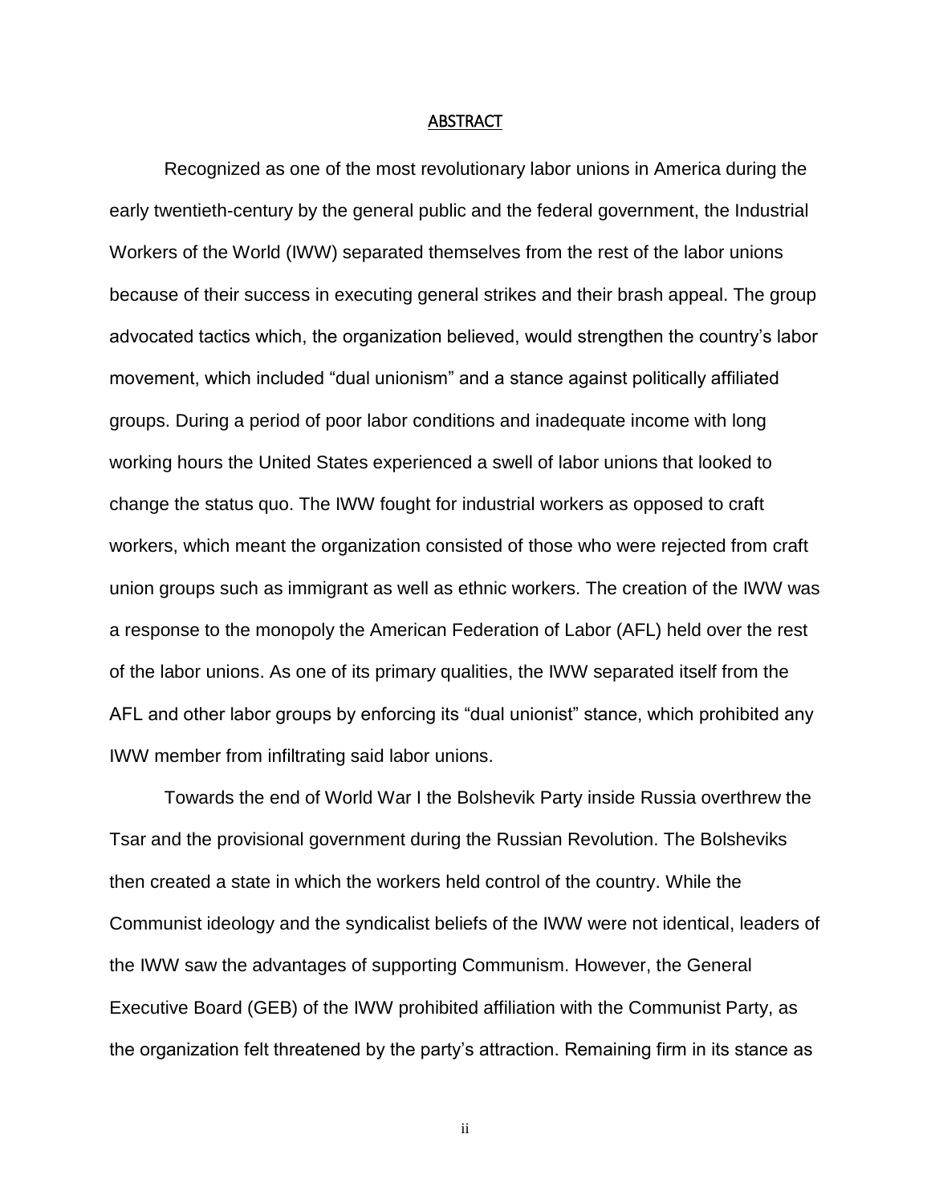## ABSTRACT

Recognized as one of the most revolutionary labor unions in America during the early twentieth-century by the general public and the federal government, the Industrial Workers of the World (IWW) separated themselves from the rest of the labor unions because of their success in executing general strikes and their brash appeal. The group advocated tactics which, the organization believed, would strengthen the country's labor movement, which included "dual unionism" and a stance against politically affiliated groups. During a period of poor labor conditions and inadequate income with long working hours the United States experienced a swell of labor unions that looked to change the status quo. The IWW fought for industrial workers as opposed to craft workers, which meant the organization consisted of those who were rejected from craft union groups such as immigrant as well as ethnic workers. The creation of the IWW was a response to the monopoly the American Federation of Labor (AFL) held over the rest of the labor unions. As one of its primary qualities, the IWW separated itself from the AFL and other labor groups by enforcing its "dual unionist" stance, which prohibited any IWW member from infiltrating said labor unions.

Towards the end of World War I the Bolshevik Party inside Russia overthrew the Tsar and the provisional government during the Russian Revolution. The Bolsheviks then created a state in which the workers held control of the country. While the Communist ideology and the syndicalist beliefs of the IWW were not identical, leaders of the IWW saw the advantages of supporting Communism. However, the General Executive Board (GEB) of the IWW prohibited affiliation with the Communist Party, as the organization felt threatened by the party's attraction. Remaining firm in its stance as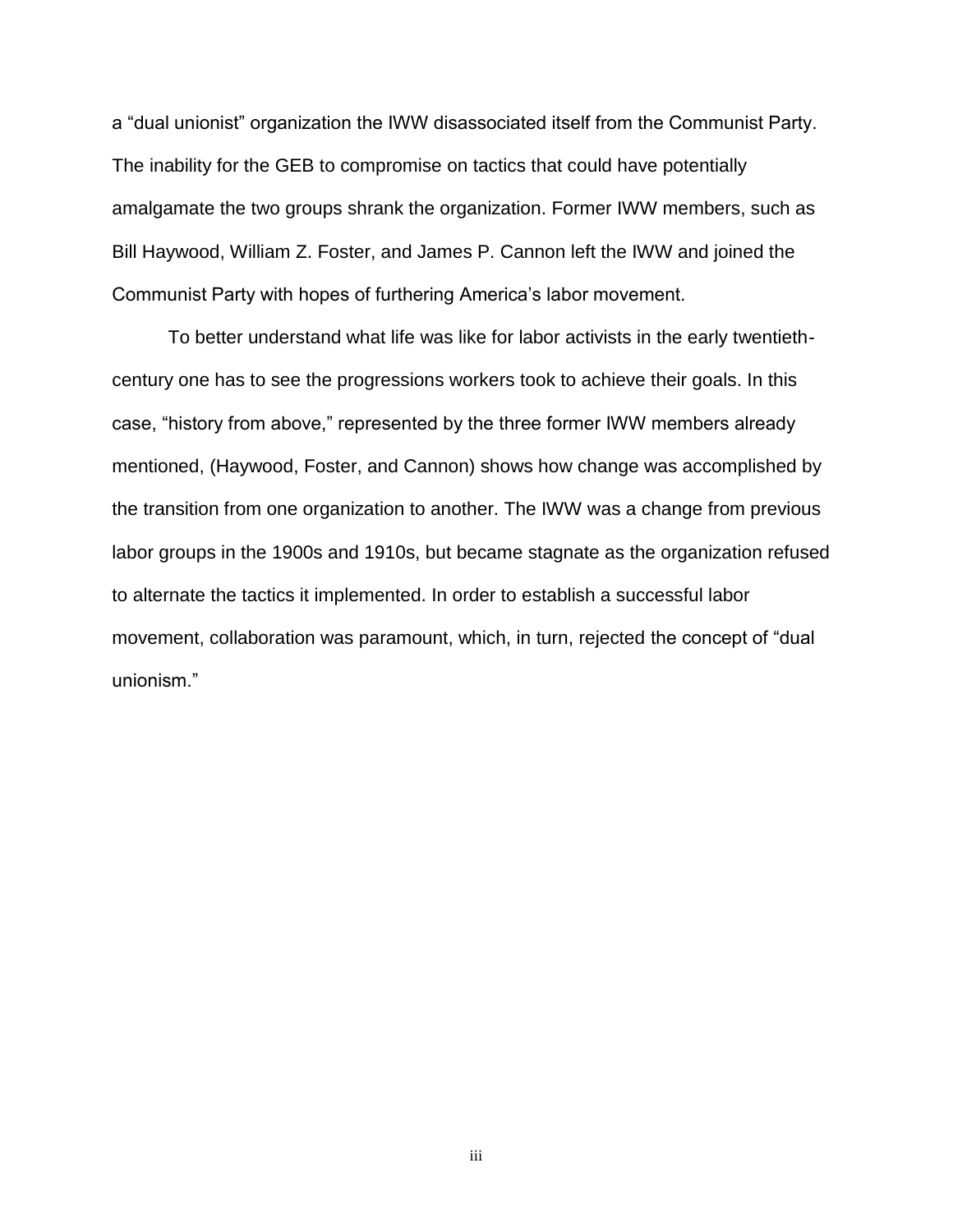a "dual unionist" organization the IWW disassociated itself from the Communist Party. The inability for the GEB to compromise on tactics that could have potentially amalgamate the two groups shrank the organization. Former IWW members, such as Bill Haywood, William Z. Foster, and James P. Cannon left the IWW and joined the Communist Party with hopes of furthering America's labor movement.

To better understand what life was like for labor activists in the early twentieth-century one has to see the progressions workers took to achieve their goals. In this case, "history from above," represented by the three former IWW members already mentioned, (Haywood, Foster, and Cannon) shows how change was accomplished by the transition from one organization to another. The IWW was a change from previous labor groups in the 1900s and 1910s, but became stagnate as the organization refused to alternate the tactics it implemented. In order to establish a successful labor movement, collaboration was paramount, which, in turn, rejected the concept of "dual unionism."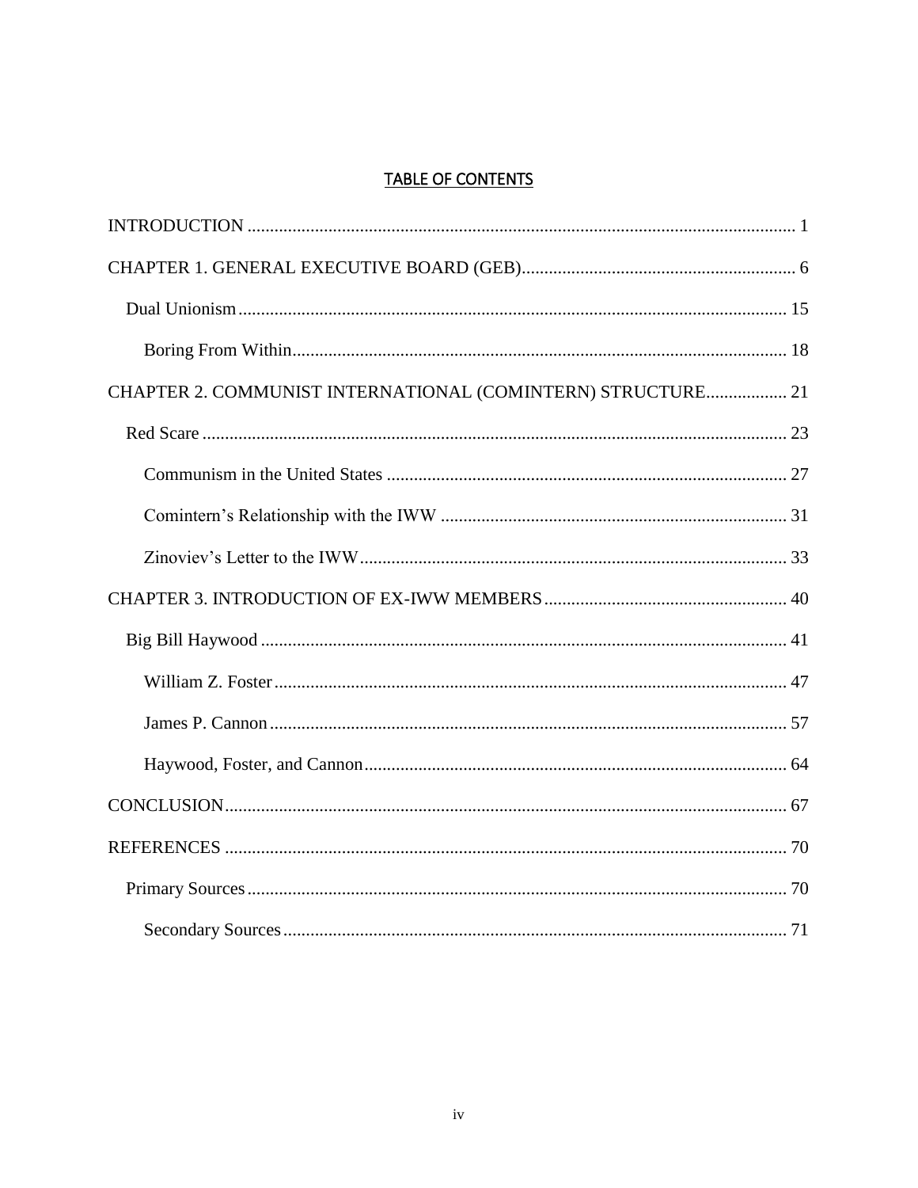# TABLE OF CONTENTS

INTRODUCTION ........................................................................................................................ 1

CHAPTER 1. GENERAL EXECUTIVE BOARD (GEB)............................................................ 6

Dual Unionism......................................................................................................................... 15

Boring From Within............................................................................................................. 18

CHAPTER 2. COMMUNIST INTERNATIONAL (COMINTERN) STRUCTURE.................. 21

Red Scare ................................................................................................................................ 23

Communism in the United States ........................................................................................ 27

Comintern's Relationship with the IWW ............................................................................ 31

Zinoviev's Letter to the IWW.............................................................................................. 33

CHAPTER 3. INTRODUCTION OF EX-IWW MEMBERS..................................................... 40

Big Bill Haywood .................................................................................................................... 41

William Z. Foster................................................................................................................. 47

James P. Cannon.................................................................................................................. 57

Haywood, Foster, and Cannon............................................................................................. 64

CONCLUSION............................................................................................................................ 67

REFERENCES ............................................................................................................................ 70

Primary Sources....................................................................................................................... 70

Secondary Sources................................................................................................................ 71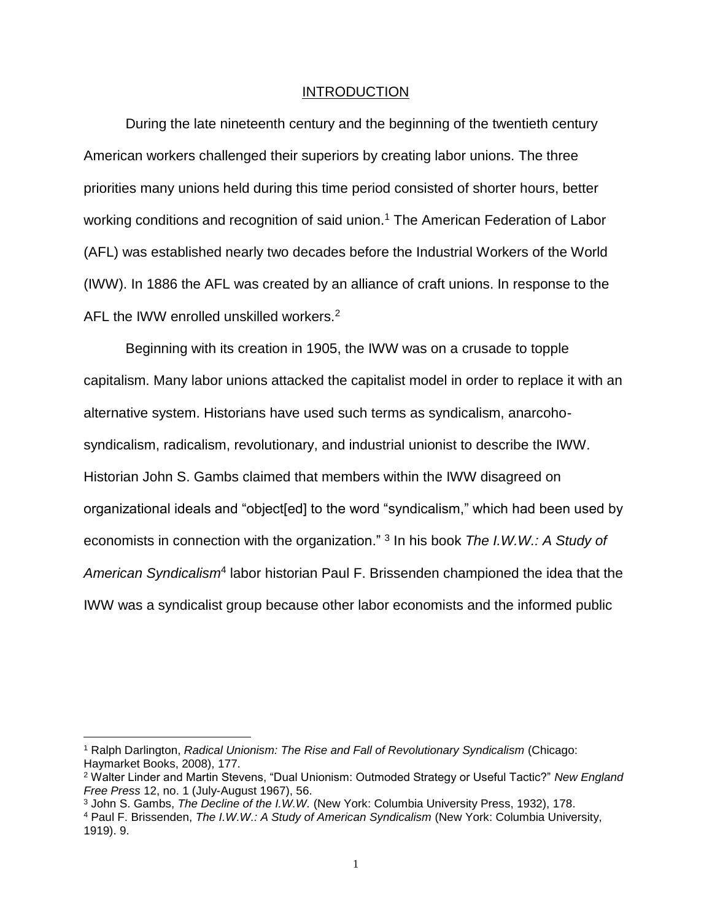# INTRODUCTION

During the late nineteenth century and the beginning of the twentieth century American workers challenged their superiors by creating labor unions. The three priorities many unions held during this time period consisted of shorter hours, better working conditions and recognition of said union.[1] The American Federation of Labor (AFL) was established nearly two decades before the Industrial Workers of the World (IWW). In 1886 the AFL was created by an alliance of craft unions. In response to the AFL the IWW enrolled unskilled workers.[2]

Beginning with its creation in 1905, the IWW was on a crusade to topple capitalism. Many labor unions attacked the capitalist model in order to replace it with an alternative system. Historians have used such terms as syndicalism, anarcoho-syndicalism, radicalism, revolutionary, and industrial unionist to describe the IWW. Historian John S. Gambs claimed that members within the IWW disagreed on organizational ideals and "object[ed] to the word "syndicalism," which had been used by economists in connection with the organization." [3] In his book *The I.W.W.: A Study of American Syndicalism*[4] labor historian Paul F. Brissenden championed the idea that the IWW was a syndicalist group because other labor economists and the informed public

---

[1] Ralph Darlington, *Radical Unionism: The Rise and Fall of Revolutionary Syndicalism* (Chicago: Haymarket Books, 2008), 177.

[2] Walter Linder and Martin Stevens, "Dual Unionism: Outmoded Strategy or Useful Tactic?" *New England Free Press* 12, no. 1 (July-August 1967), 56.

[3] John S. Gambs, *The Decline of the I.W.W.* (New York: Columbia University Press, 1932), 178.

[4] Paul F. Brissenden, *The I.W.W.: A Study of American Syndicalism* (New York: Columbia University, 1919). 9.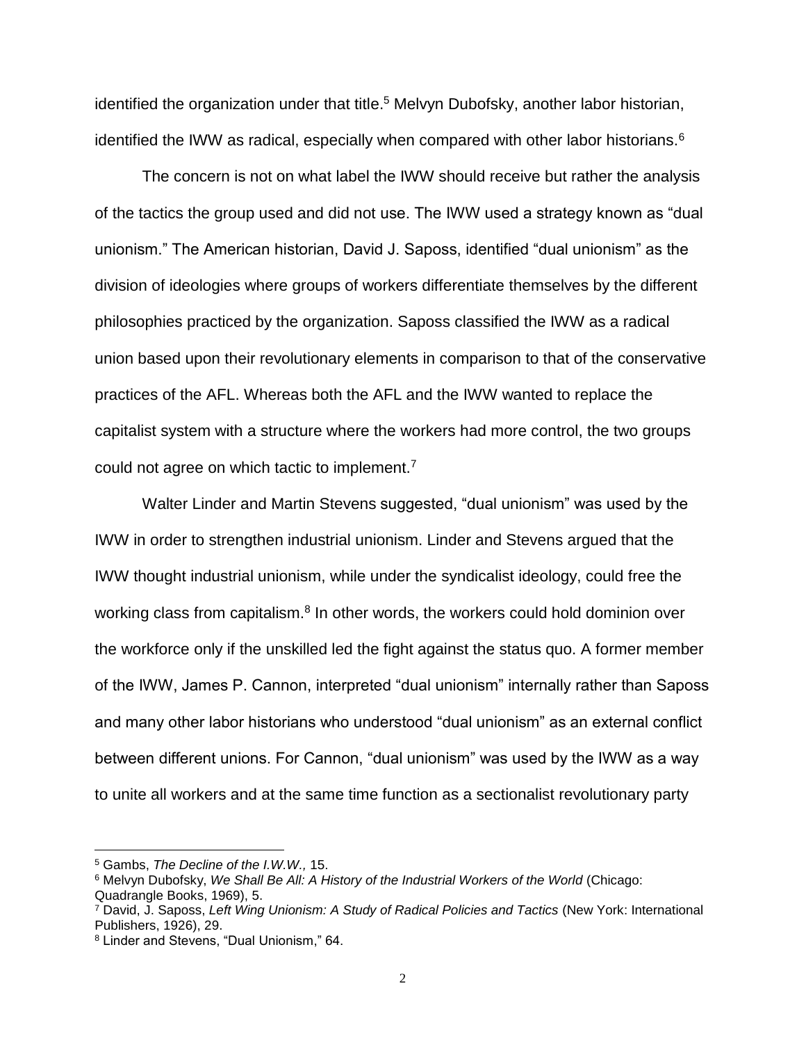identified the organization under that title.[5] Melvyn Dubofsky, another labor historian, identified the IWW as radical, especially when compared with other labor historians.[6]

The concern is not on what label the IWW should receive but rather the analysis of the tactics the group used and did not use. The IWW used a strategy known as "dual unionism." The American historian, David J. Saposs, identified "dual unionism" as the division of ideologies where groups of workers differentiate themselves by the different philosophies practiced by the organization. Saposs classified the IWW as a radical union based upon their revolutionary elements in comparison to that of the conservative practices of the AFL. Whereas both the AFL and the IWW wanted to replace the capitalist system with a structure where the workers had more control, the two groups could not agree on which tactic to implement.[7]

Walter Linder and Martin Stevens suggested, "dual unionism" was used by the IWW in order to strengthen industrial unionism. Linder and Stevens argued that the IWW thought industrial unionism, while under the syndicalist ideology, could free the working class from capitalism.[8] In other words, the workers could hold dominion over the workforce only if the unskilled led the fight against the status quo. A former member of the IWW, James P. Cannon, interpreted "dual unionism" internally rather than Saposs and many other labor historians who understood "dual unionism" as an external conflict between different unions. For Cannon, "dual unionism" was used by the IWW as a way to unite all workers and at the same time function as a sectionalist revolutionary party

---

[5] Gambs, *The Decline of the I.W.W.,* 15.

[6] Melvyn Dubofsky, *We Shall Be All: A History of the Industrial Workers of the World* (Chicago: Quadrangle Books, 1969), 5.

[7] David, J. Saposs, *Left Wing Unionism: A Study of Radical Policies and Tactics* (New York: International Publishers, 1926), 29.

[8] Linder and Stevens, "Dual Unionism," 64.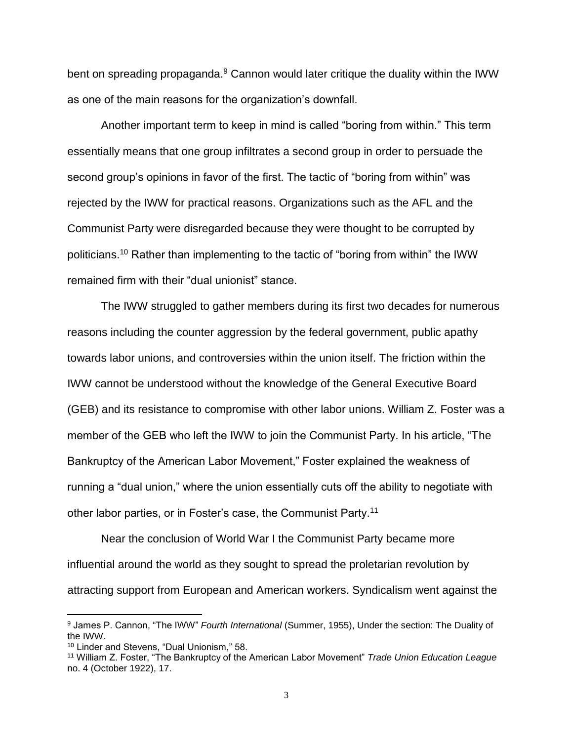bent on spreading propaganda.[9] Cannon would later critique the duality within the IWW as one of the main reasons for the organization's downfall.

Another important term to keep in mind is called "boring from within." This term essentially means that one group infiltrates a second group in order to persuade the second group's opinions in favor of the first. The tactic of "boring from within" was rejected by the IWW for practical reasons. Organizations such as the AFL and the Communist Party were disregarded because they were thought to be corrupted by politicians.[10] Rather than implementing to the tactic of "boring from within" the IWW remained firm with their "dual unionist" stance.

The IWW struggled to gather members during its first two decades for numerous reasons including the counter aggression by the federal government, public apathy towards labor unions, and controversies within the union itself. The friction within the IWW cannot be understood without the knowledge of the General Executive Board (GEB) and its resistance to compromise with other labor unions. William Z. Foster was a member of the GEB who left the IWW to join the Communist Party. In his article, "The Bankruptcy of the American Labor Movement," Foster explained the weakness of running a "dual union," where the union essentially cuts off the ability to negotiate with other labor parties, or in Foster's case, the Communist Party.[11]

Near the conclusion of World War I the Communist Party became more influential around the world as they sought to spread the proletarian revolution by attracting support from European and American workers. Syndicalism went against the

---

[9] James P. Cannon, "The IWW" *Fourth International* (Summer, 1955), Under the section: The Duality of the IWW.

[10] Linder and Stevens, "Dual Unionism," 58.

[11] William Z. Foster, "The Bankruptcy of the American Labor Movement" *Trade Union Education League* no. 4 (October 1922), 17.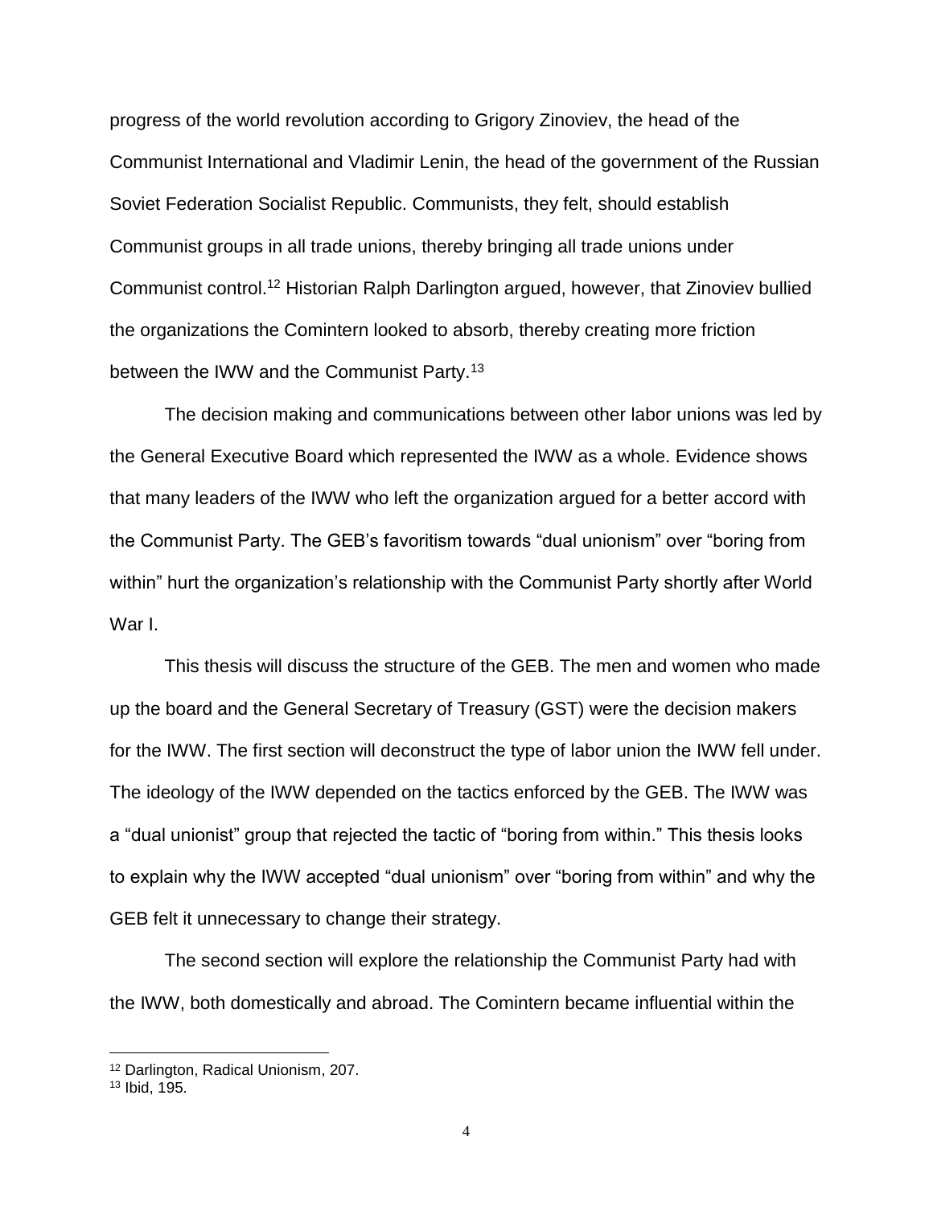progress of the world revolution according to Grigory Zinoviev, the head of the Communist International and Vladimir Lenin, the head of the government of the Russian Soviet Federation Socialist Republic. Communists, they felt, should establish Communist groups in all trade unions, thereby bringing all trade unions under Communist control.[12] Historian Ralph Darlington argued, however, that Zinoviev bullied the organizations the Comintern looked to absorb, thereby creating more friction between the IWW and the Communist Party.[13]

The decision making and communications between other labor unions was led by the General Executive Board which represented the IWW as a whole. Evidence shows that many leaders of the IWW who left the organization argued for a better accord with the Communist Party. The GEB's favoritism towards "dual unionism" over "boring from within" hurt the organization's relationship with the Communist Party shortly after World War I.

This thesis will discuss the structure of the GEB. The men and women who made up the board and the General Secretary of Treasury (GST) were the decision makers for the IWW. The first section will deconstruct the type of labor union the IWW fell under. The ideology of the IWW depended on the tactics enforced by the GEB. The IWW was a "dual unionist" group that rejected the tactic of "boring from within." This thesis looks to explain why the IWW accepted "dual unionism" over "boring from within" and why the GEB felt it unnecessary to change their strategy.

The second section will explore the relationship the Communist Party had with the IWW, both domestically and abroad. The Comintern became influential within the

---

[12] Darlington, Radical Unionism, 207.

[13] Ibid, 195.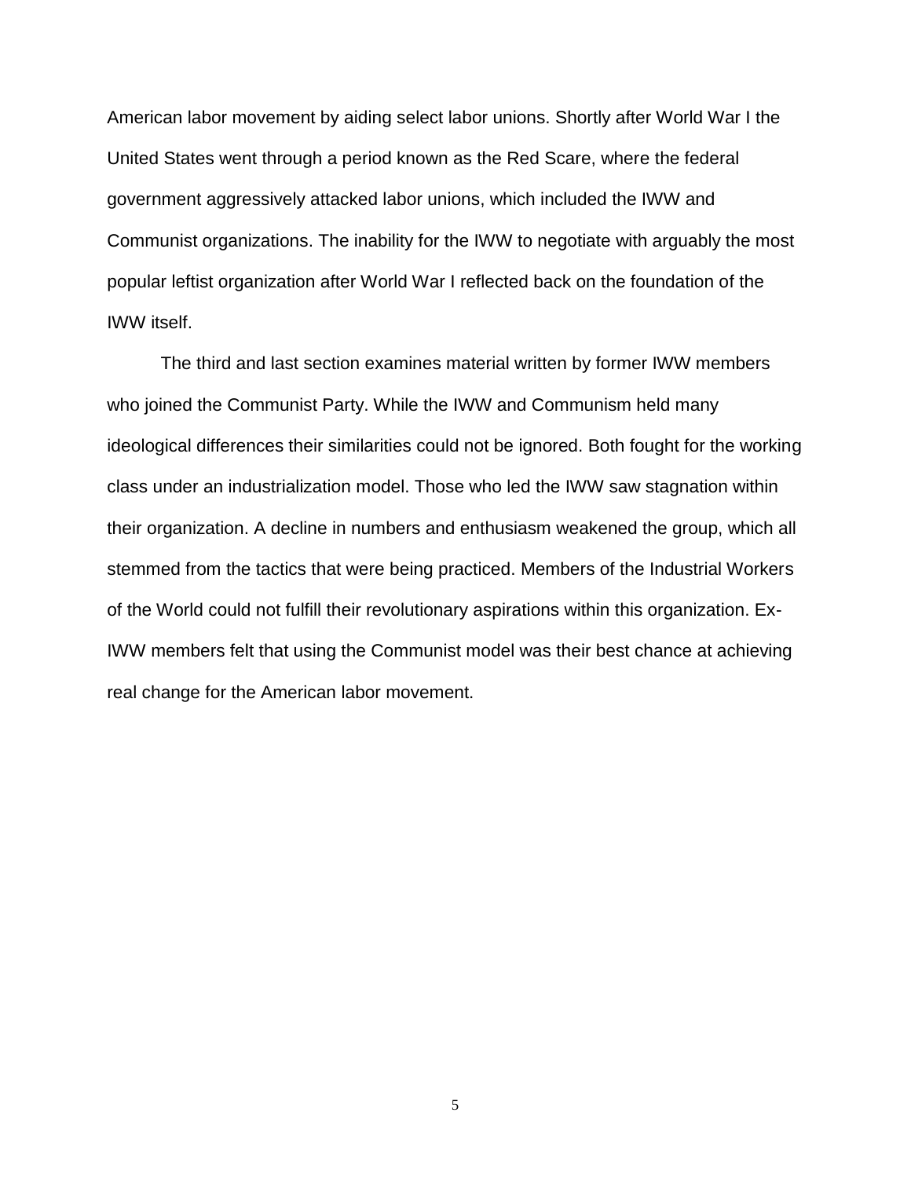American labor movement by aiding select labor unions. Shortly after World War I the United States went through a period known as the Red Scare, where the federal government aggressively attacked labor unions, which included the IWW and Communist organizations. The inability for the IWW to negotiate with arguably the most popular leftist organization after World War I reflected back on the foundation of the IWW itself.

The third and last section examines material written by former IWW members who joined the Communist Party. While the IWW and Communism held many ideological differences their similarities could not be ignored. Both fought for the working class under an industrialization model. Those who led the IWW saw stagnation within their organization. A decline in numbers and enthusiasm weakened the group, which all stemmed from the tactics that were being practiced. Members of the Industrial Workers of the World could not fulfill their revolutionary aspirations within this organization. Ex-IWW members felt that using the Communist model was their best chance at achieving real change for the American labor movement.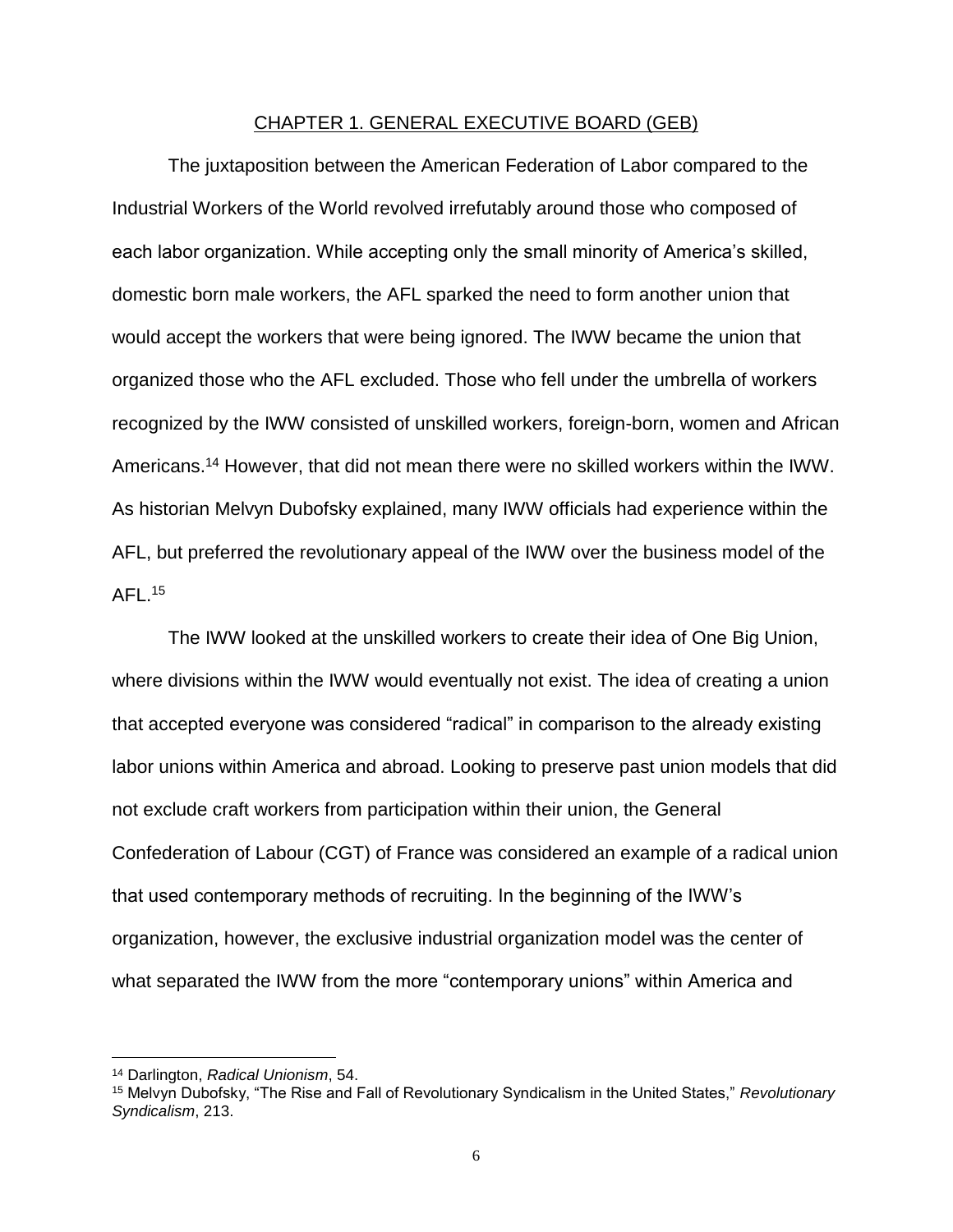## CHAPTER 1. GENERAL EXECUTIVE BOARD (GEB)

The juxtaposition between the American Federation of Labor compared to the Industrial Workers of the World revolved irrefutably around those who composed of each labor organization. While accepting only the small minority of America's skilled, domestic born male workers, the AFL sparked the need to form another union that would accept the workers that were being ignored. The IWW became the union that organized those who the AFL excluded. Those who fell under the umbrella of workers recognized by the IWW consisted of unskilled workers, foreign-born, women and African Americans.[14] However, that did not mean there were no skilled workers within the IWW. As historian Melvyn Dubofsky explained, many IWW officials had experience within the AFL, but preferred the revolutionary appeal of the IWW over the business model of the AFL.[15]

The IWW looked at the unskilled workers to create their idea of One Big Union, where divisions within the IWW would eventually not exist. The idea of creating a union that accepted everyone was considered "radical" in comparison to the already existing labor unions within America and abroad. Looking to preserve past union models that did not exclude craft workers from participation within their union, the General Confederation of Labour (CGT) of France was considered an example of a radical union that used contemporary methods of recruiting. In the beginning of the IWW's organization, however, the exclusive industrial organization model was the center of what separated the IWW from the more "contemporary unions" within America and

[14] Darlington, *Radical Unionism*, 54.

[15] Melvyn Dubofsky, "The Rise and Fall of Revolutionary Syndicalism in the United States," *Revolutionary Syndicalism*, 213.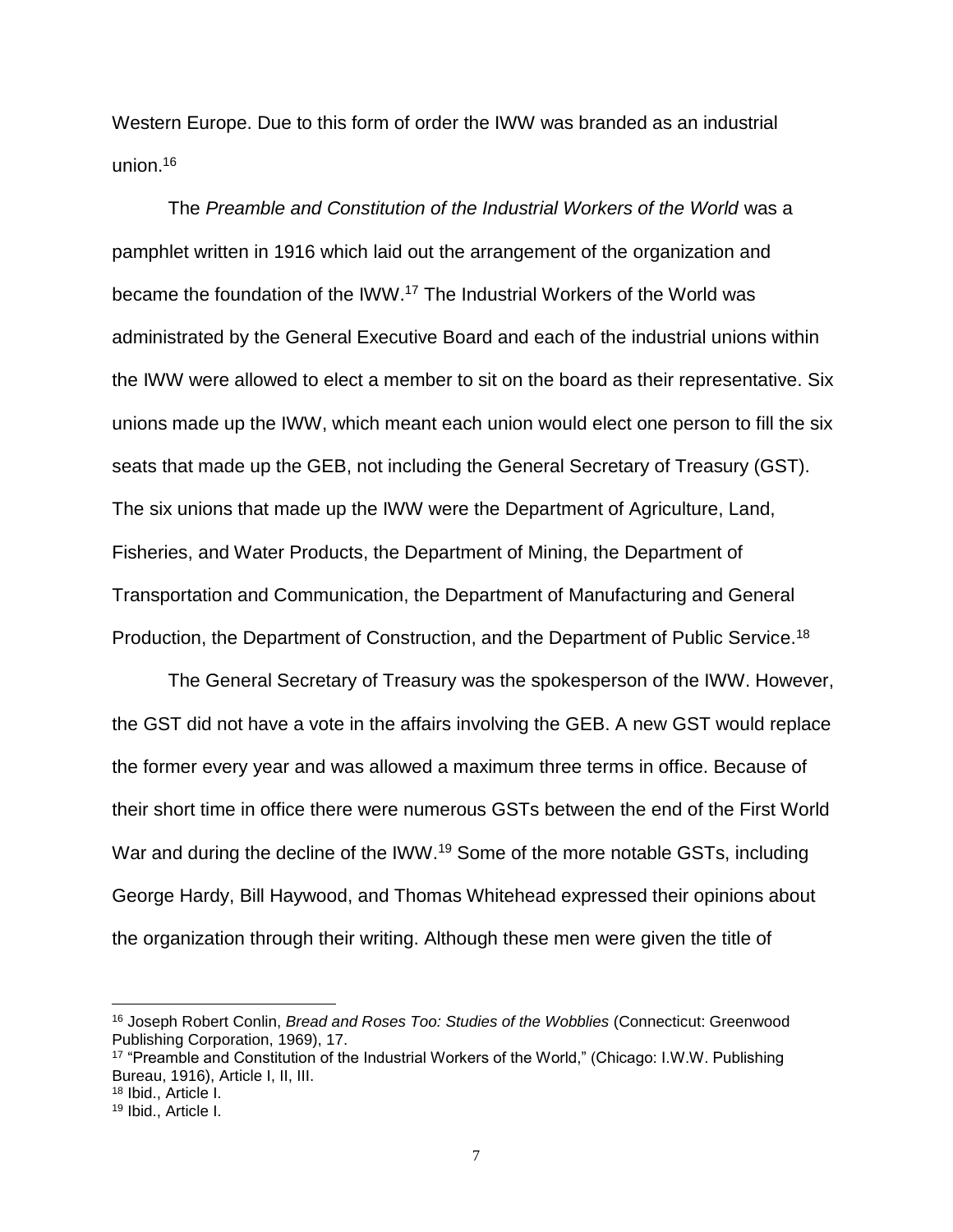Western Europe. Due to this form of order the IWW was branded as an industrial union.[16]

The *Preamble and Constitution of the Industrial Workers of the World* was a pamphlet written in 1916 which laid out the arrangement of the organization and became the foundation of the IWW.[17] The Industrial Workers of the World was administrated by the General Executive Board and each of the industrial unions within the IWW were allowed to elect a member to sit on the board as their representative. Six unions made up the IWW, which meant each union would elect one person to fill the six seats that made up the GEB, not including the General Secretary of Treasury (GST). The six unions that made up the IWW were the Department of Agriculture, Land, Fisheries, and Water Products, the Department of Mining, the Department of Transportation and Communication, the Department of Manufacturing and General Production, the Department of Construction, and the Department of Public Service.[18]

The General Secretary of Treasury was the spokesperson of the IWW. However, the GST did not have a vote in the affairs involving the GEB. A new GST would replace the former every year and was allowed a maximum three terms in office. Because of their short time in office there were numerous GSTs between the end of the First World War and during the decline of the IWW.[19] Some of the more notable GSTs, including George Hardy, Bill Haywood, and Thomas Whitehead expressed their opinions about the organization through their writing. Although these men were given the title of

---

[16] Joseph Robert Conlin, *Bread and Roses Too: Studies of the Wobblies* (Connecticut: Greenwood Publishing Corporation, 1969), 17.

[17] "Preamble and Constitution of the Industrial Workers of the World," (Chicago: I.W.W. Publishing Bureau, 1916), Article I, II, III.

[18] Ibid., Article I.

[19] Ibid., Article I.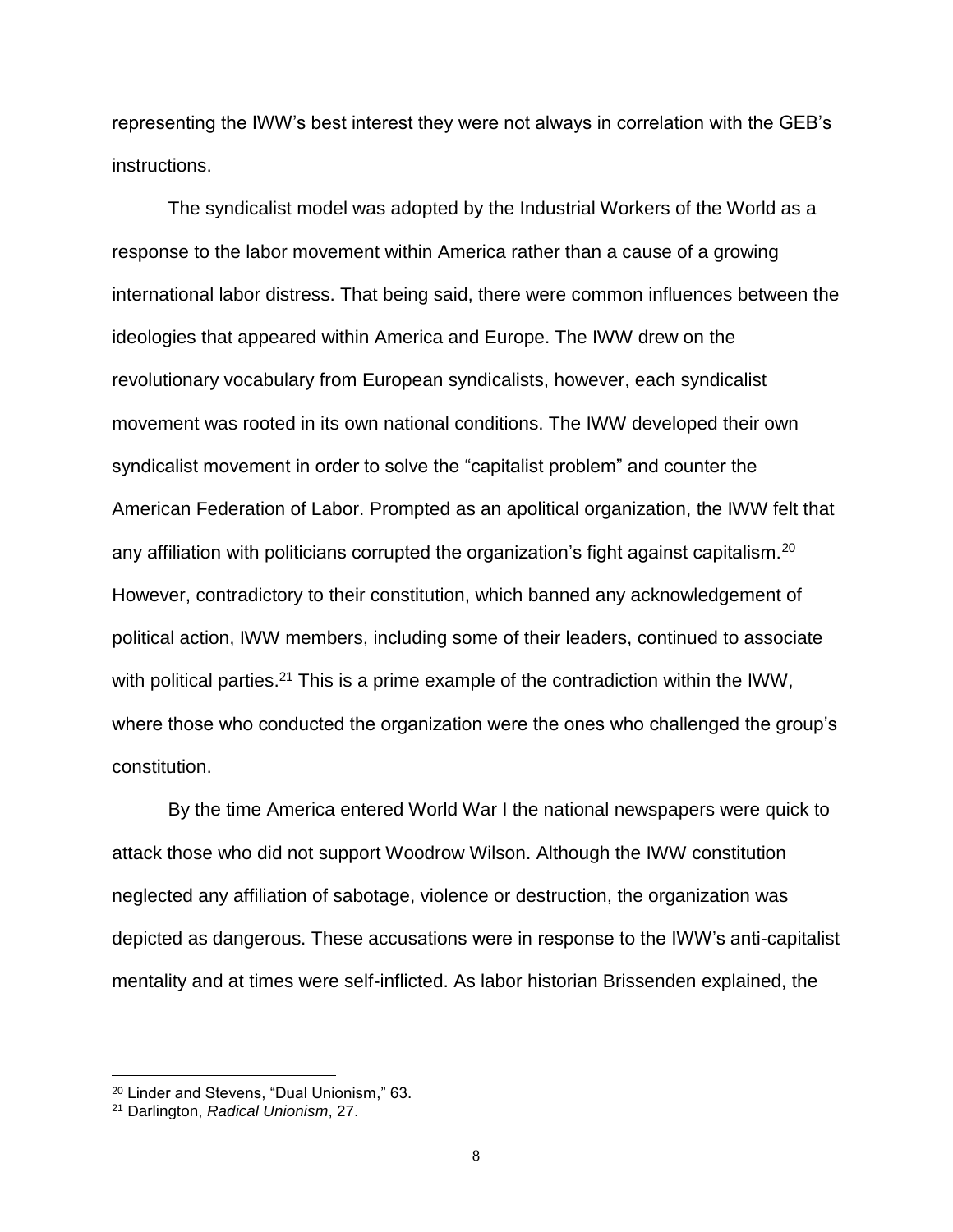representing the IWW's best interest they were not always in correlation with the GEB's instructions.

The syndicalist model was adopted by the Industrial Workers of the World as a response to the labor movement within America rather than a cause of a growing international labor distress. That being said, there were common influences between the ideologies that appeared within America and Europe. The IWW drew on the revolutionary vocabulary from European syndicalists, however, each syndicalist movement was rooted in its own national conditions. The IWW developed their own syndicalist movement in order to solve the "capitalist problem" and counter the American Federation of Labor. Prompted as an apolitical organization, the IWW felt that any affiliation with politicians corrupted the organization's fight against capitalism.[20] However, contradictory to their constitution, which banned any acknowledgement of political action, IWW members, including some of their leaders, continued to associate with political parties.[21] This is a prime example of the contradiction within the IWW, where those who conducted the organization were the ones who challenged the group's constitution.

By the time America entered World War I the national newspapers were quick to attack those who did not support Woodrow Wilson. Although the IWW constitution neglected any affiliation of sabotage, violence or destruction, the organization was depicted as dangerous. These accusations were in response to the IWW's anti-capitalist mentality and at times were self-inflicted. As labor historian Brissenden explained, the

---

[20] Linder and Stevens, "Dual Unionism," 63.

[21] Darlington, *Radical Unionism*, 27.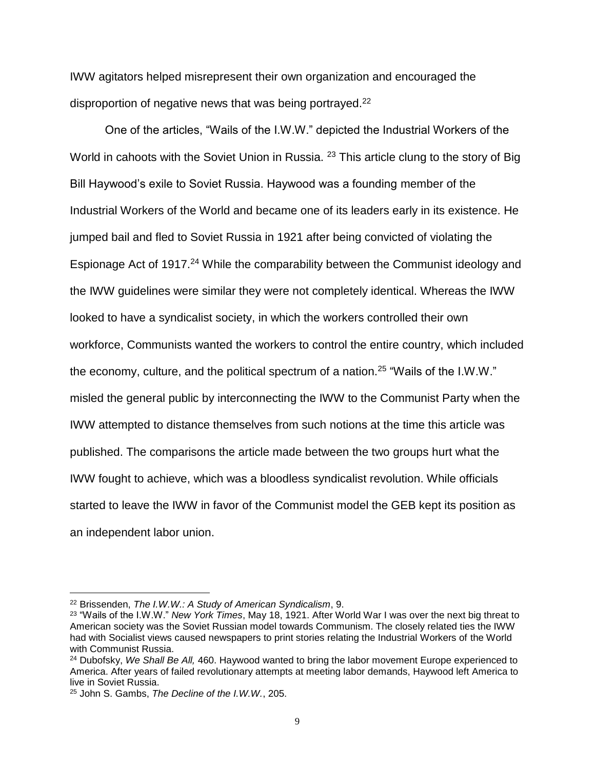IWW agitators helped misrepresent their own organization and encouraged the disproportion of negative news that was being portrayed.[22]

One of the articles, "Wails of the I.W.W." depicted the Industrial Workers of the World in cahoots with the Soviet Union in Russia. [23] This article clung to the story of Big Bill Haywood's exile to Soviet Russia. Haywood was a founding member of the Industrial Workers of the World and became one of its leaders early in its existence. He jumped bail and fled to Soviet Russia in 1921 after being convicted of violating the Espionage Act of 1917.[24] While the comparability between the Communist ideology and the IWW guidelines were similar they were not completely identical. Whereas the IWW looked to have a syndicalist society, in which the workers controlled their own workforce, Communists wanted the workers to control the entire country, which included the economy, culture, and the political spectrum of a nation.[25] "Wails of the I.W.W." misled the general public by interconnecting the IWW to the Communist Party when the IWW attempted to distance themselves from such notions at the time this article was published. The comparisons the article made between the two groups hurt what the IWW fought to achieve, which was a bloodless syndicalist revolution. While officials started to leave the IWW in favor of the Communist model the GEB kept its position as an independent labor union.

---

[22] Brissenden, *The I.W.W.: A Study of American Syndicalism*, 9.

[23] "Wails of the I.W.W." *New York Times*, May 18, 1921. After World War I was over the next big threat to American society was the Soviet Russian model towards Communism. The closely related ties the IWW had with Socialist views caused newspapers to print stories relating the Industrial Workers of the World with Communist Russia.

[24] Dubofsky, *We Shall Be All,* 460. Haywood wanted to bring the labor movement Europe experienced to America. After years of failed revolutionary attempts at meeting labor demands, Haywood left America to live in Soviet Russia.

[25] John S. Gambs, *The Decline of the I.W.W.*, 205.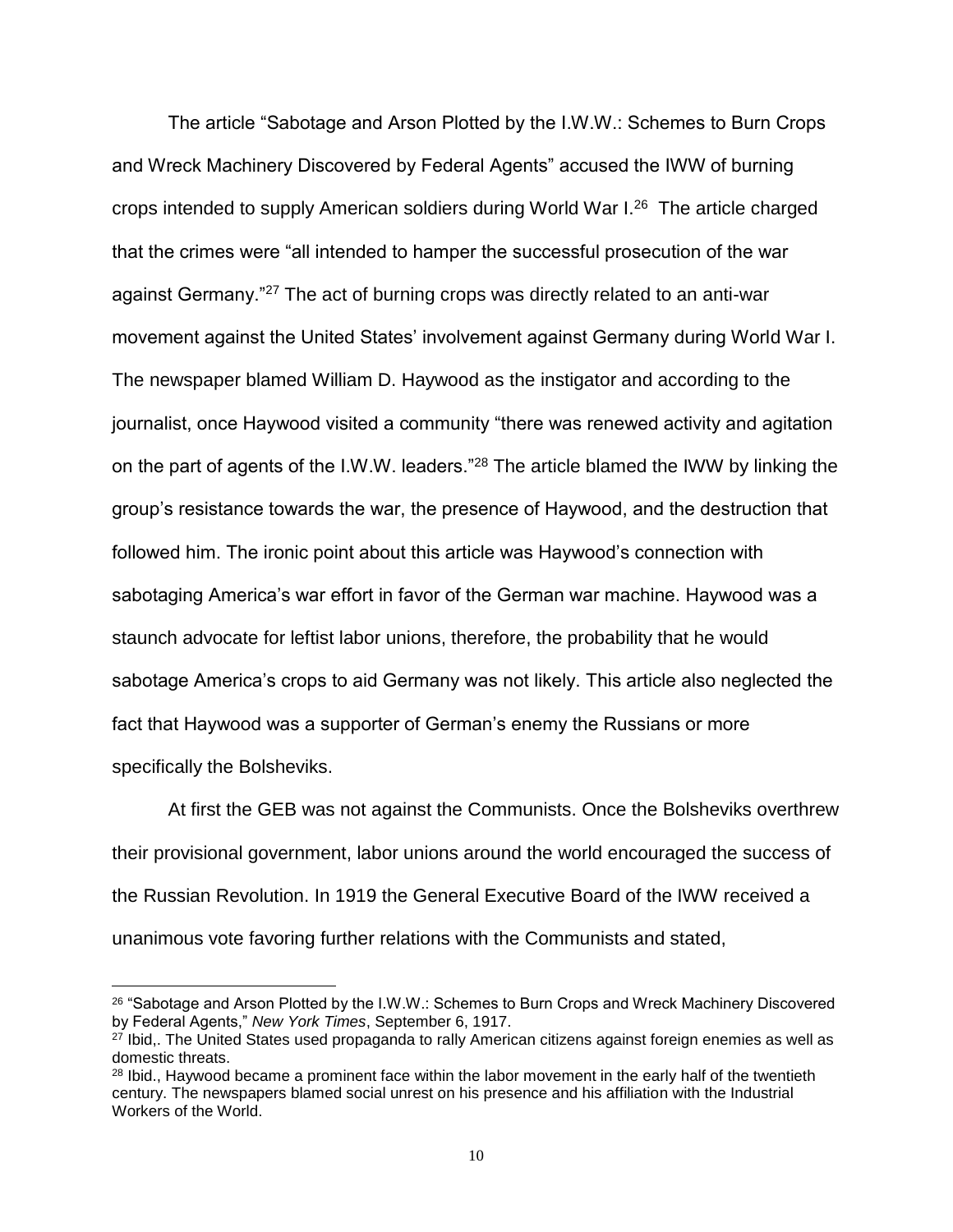The article "Sabotage and Arson Plotted by the I.W.W.: Schemes to Burn Crops and Wreck Machinery Discovered by Federal Agents" accused the IWW of burning crops intended to supply American soldiers during World War I.[26] The article charged that the crimes were "all intended to hamper the successful prosecution of the war against Germany."[27] The act of burning crops was directly related to an anti-war movement against the United States' involvement against Germany during World War I. The newspaper blamed William D. Haywood as the instigator and according to the journalist, once Haywood visited a community "there was renewed activity and agitation on the part of agents of the I.W.W. leaders."[28] The article blamed the IWW by linking the group's resistance towards the war, the presence of Haywood, and the destruction that followed him. The ironic point about this article was Haywood's connection with sabotaging America's war effort in favor of the German war machine. Haywood was a staunch advocate for leftist labor unions, therefore, the probability that he would sabotage America's crops to aid Germany was not likely. This article also neglected the fact that Haywood was a supporter of German's enemy the Russians or more specifically the Bolsheviks.

At first the GEB was not against the Communists. Once the Bolsheviks overthrew their provisional government, labor unions around the world encouraged the success of the Russian Revolution. In 1919 the General Executive Board of the IWW received a unanimous vote favoring further relations with the Communists and stated,

---

[26] "Sabotage and Arson Plotted by the I.W.W.: Schemes to Burn Crops and Wreck Machinery Discovered by Federal Agents," *New York Times*, September 6, 1917.

[27] Ibid,. The United States used propaganda to rally American citizens against foreign enemies as well as domestic threats.

[28] Ibid., Haywood became a prominent face within the labor movement in the early half of the twentieth century. The newspapers blamed social unrest on his presence and his affiliation with the Industrial Workers of the World.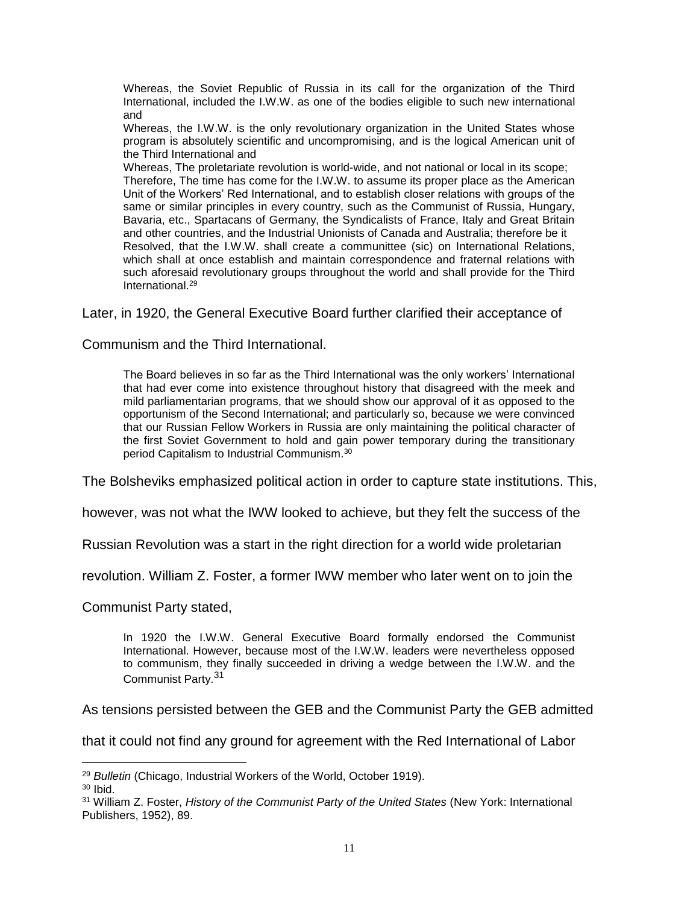> Whereas, the Soviet Republic of Russia in its call for the organization of the Third International, included the I.W.W. as one of the bodies eligible to such new international and
>
> Whereas, the I.W.W. is the only revolutionary organization in the United States whose program is absolutely scientific and uncompromising, and is the logical American unit of the Third International and
>
> Whereas, The proletariate revolution is world-wide, and not national or local in its scope;
>
> Therefore, The time has come for the I.W.W. to assume its proper place as the American Unit of the Workers' Red International, and to establish closer relations with groups of the same or similar principles in every country, such as the Communist of Russia, Hungary, Bavaria, etc., Spartacans of Germany, the Syndicalists of France, Italy and Great Britain and other countries, and the Industrial Unionists of Canada and Australia; therefore be it
>
> Resolved, that the I.W.W. shall create a communittee (sic) on International Relations, which shall at once establish and maintain correspondence and fraternal relations with such aforesaid revolutionary groups throughout the world and shall provide for the Third International.[29]

Later, in 1920, the General Executive Board further clarified their acceptance of Communism and the Third International.

> The Board believes in so far as the Third International was the only workers' International that had ever come into existence throughout history that disagreed with the meek and mild parliamentarian programs, that we should show our approval of it as opposed to the opportunism of the Second International; and particularly so, because we were convinced that our Russian Fellow Workers in Russia are only maintaining the political character of the first Soviet Government to hold and gain power temporary during the transitionary period Capitalism to Industrial Communism.[30]

The Bolsheviks emphasized political action in order to capture state institutions. This, however, was not what the IWW looked to achieve, but they felt the success of the Russian Revolution was a start in the right direction for a world wide proletarian revolution. William Z. Foster, a former IWW member who later went on to join the Communist Party stated,

> In 1920 the I.W.W. General Executive Board formally endorsed the Communist International. However, because most of the I.W.W. leaders were nevertheless opposed to communism, they finally succeeded in driving a wedge between the I.W.W. and the Communist Party.[31]

As tensions persisted between the GEB and the Communist Party the GEB admitted that it could not find any ground for agreement with the Red International of Labor

---

[29] *Bulletin* (Chicago, Industrial Workers of the World, October 1919).

[30] Ibid.

[31] William Z. Foster, *History of the Communist Party of the United States* (New York: International Publishers, 1952), 89.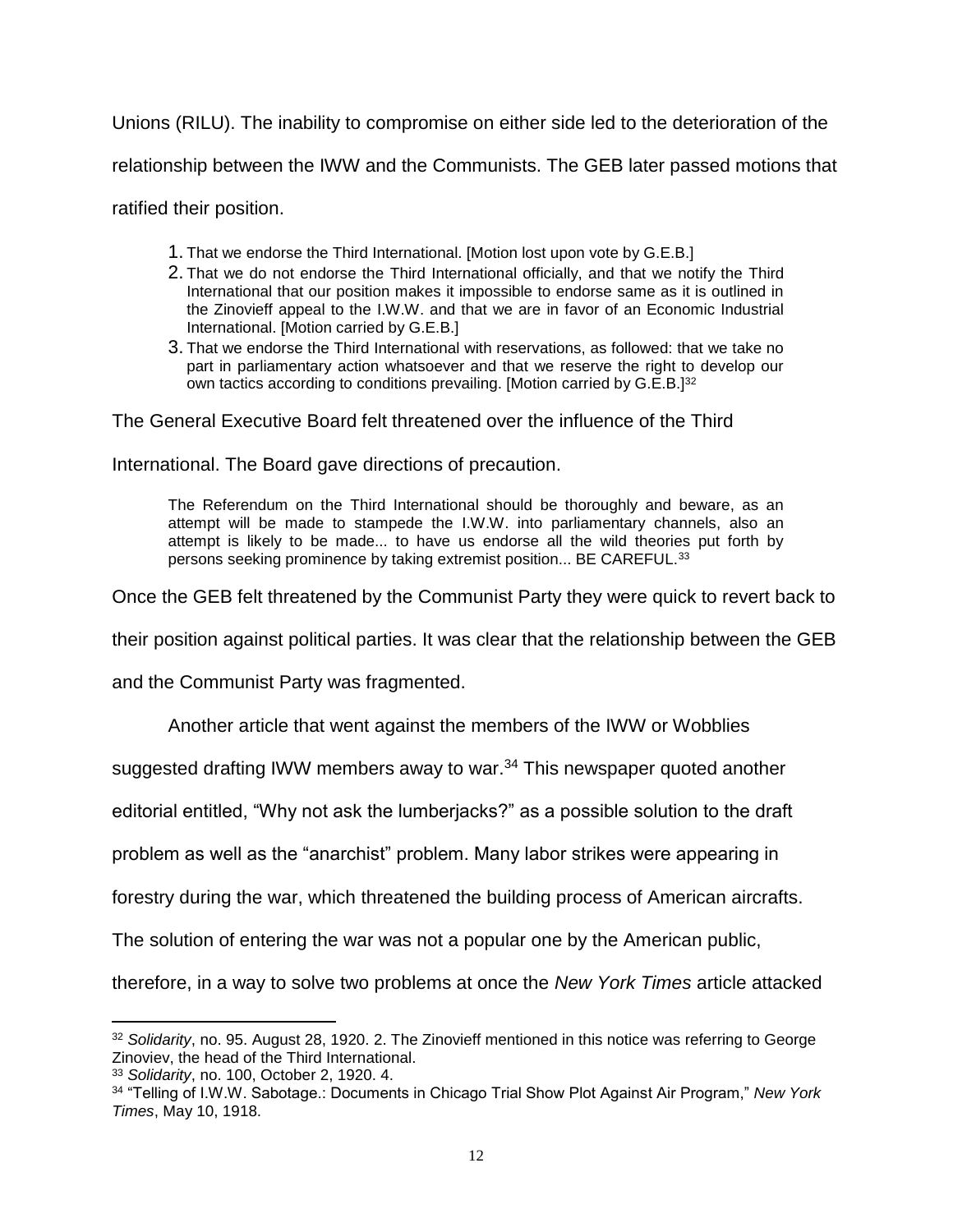Unions (RILU). The inability to compromise on either side led to the deterioration of the relationship between the IWW and the Communists. The GEB later passed motions that ratified their position.

> 1. That we endorse the Third International. [Motion lost upon vote by G.E.B.]
> 2. That we do not endorse the Third International officially, and that we notify the Third International that our position makes it impossible to endorse same as it is outlined in the Zinovieff appeal to the I.W.W. and that we are in favor of an Economic Industrial International. [Motion carried by G.E.B.]
> 3. That we endorse the Third International with reservations, as followed: that we take no part in parliamentary action whatsoever and that we reserve the right to develop our own tactics according to conditions prevailing. [Motion carried by G.E.B.][32]

The General Executive Board felt threatened over the influence of the Third International. The Board gave directions of precaution.

> The Referendum on the Third International should be thoroughly and beware, as an attempt will be made to stampede the I.W.W. into parliamentary channels, also an attempt is likely to be made... to have us endorse all the wild theories put forth by persons seeking prominence by taking extremist position... BE CAREFUL.[33]

Once the GEB felt threatened by the Communist Party they were quick to revert back to their position against political parties. It was clear that the relationship between the GEB and the Communist Party was fragmented.

Another article that went against the members of the IWW or Wobblies suggested drafting IWW members away to war.[34] This newspaper quoted another editorial entitled, "Why not ask the lumberjacks?" as a possible solution to the draft problem as well as the "anarchist" problem. Many labor strikes were appearing in forestry during the war, which threatened the building process of American aircrafts. The solution of entering the war was not a popular one by the American public, therefore, in a way to solve two problems at once the *New York Times* article attacked

---

[32] *Solidarity*, no. 95. August 28, 1920. 2. The Zinovieff mentioned in this notice was referring to George Zinoviev, the head of the Third International.

[33] *Solidarity*, no. 100, October 2, 1920. 4.

[34] "Telling of I.W.W. Sabotage.: Documents in Chicago Trial Show Plot Against Air Program," *New York Times*, May 10, 1918.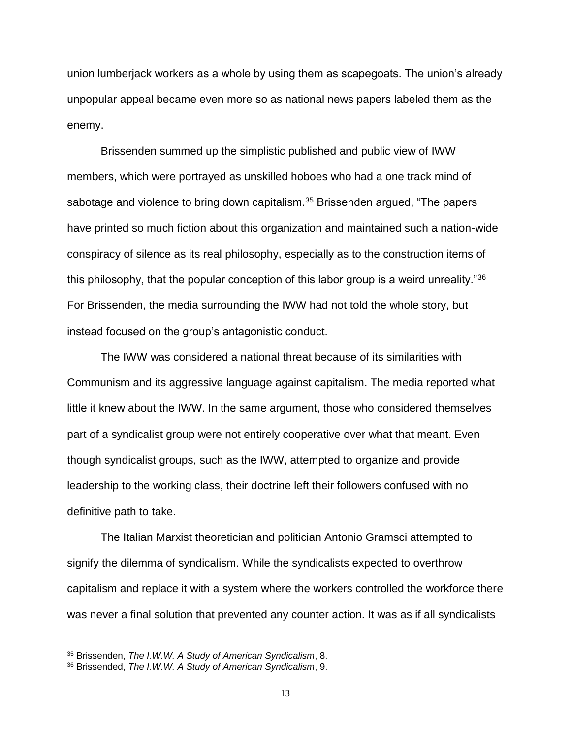union lumberjack workers as a whole by using them as scapegoats. The union's already unpopular appeal became even more so as national news papers labeled them as the enemy.

Brissenden summed up the simplistic published and public view of IWW members, which were portrayed as unskilled hoboes who had a one track mind of sabotage and violence to bring down capitalism.[35] Brissenden argued, "The papers have printed so much fiction about this organization and maintained such a nation-wide conspiracy of silence as its real philosophy, especially as to the construction items of this philosophy, that the popular conception of this labor group is a weird unreality."[36] For Brissenden, the media surrounding the IWW had not told the whole story, but instead focused on the group's antagonistic conduct.

The IWW was considered a national threat because of its similarities with Communism and its aggressive language against capitalism. The media reported what little it knew about the IWW. In the same argument, those who considered themselves part of a syndicalist group were not entirely cooperative over what that meant. Even though syndicalist groups, such as the IWW, attempted to organize and provide leadership to the working class, their doctrine left their followers confused with no definitive path to take.

The Italian Marxist theoretician and politician Antonio Gramsci attempted to signify the dilemma of syndicalism. While the syndicalists expected to overthrow capitalism and replace it with a system where the workers controlled the workforce there was never a final solution that prevented any counter action. It was as if all syndicalists

---

[35] Brissenden, *The I.W.W. A Study of American Syndicalism*, 8.

[36] Brissended, *The I.W.W. A Study of American Syndicalism*, 9.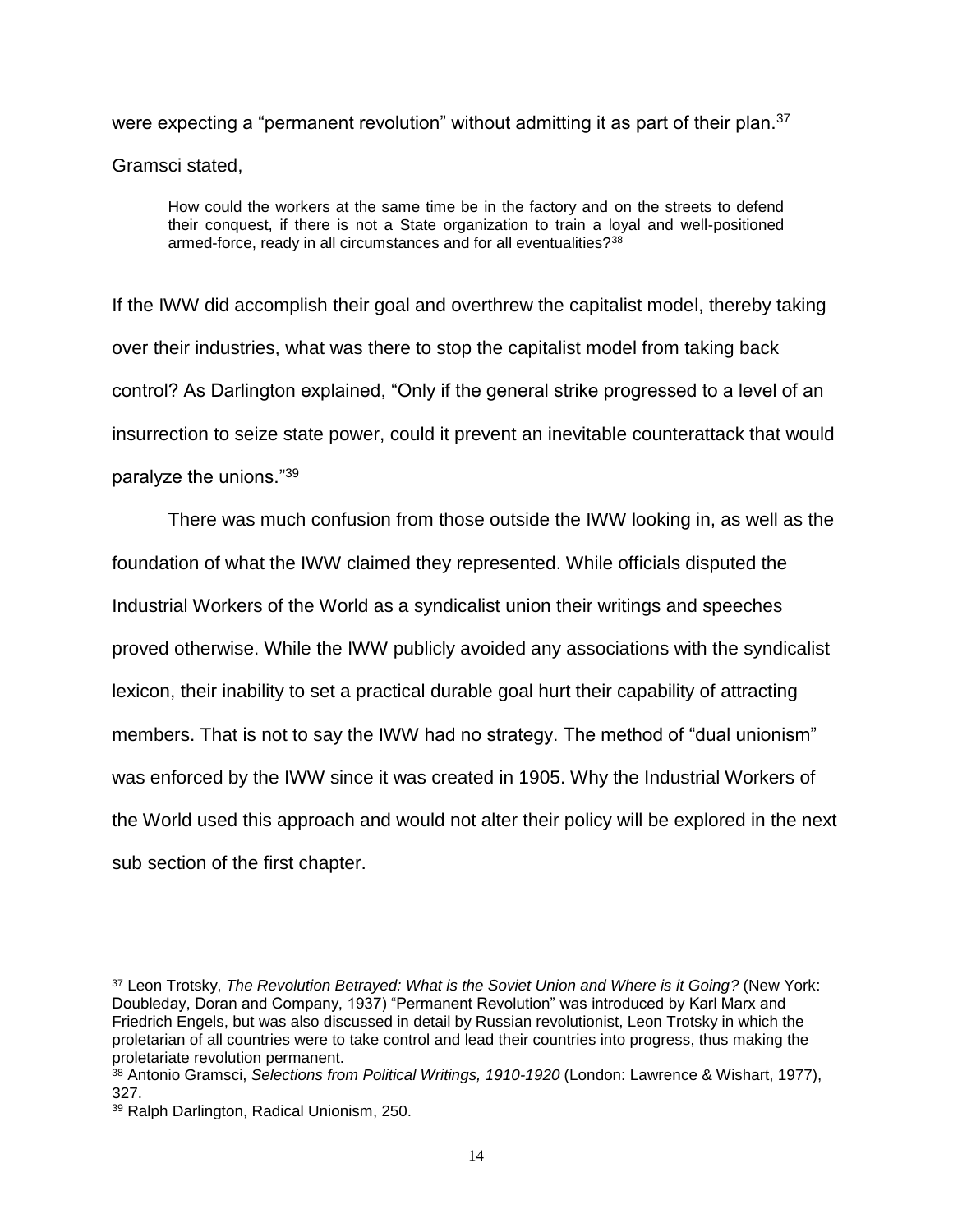were expecting a "permanent revolution" without admitting it as part of their plan.[37] Gramsci stated,

> How could the workers at the same time be in the factory and on the streets to defend their conquest, if there is not a State organization to train a loyal and well-positioned armed-force, ready in all circumstances and for all eventualities?[38]

If the IWW did accomplish their goal and overthrew the capitalist model, thereby taking over their industries, what was there to stop the capitalist model from taking back control? As Darlington explained, "Only if the general strike progressed to a level of an insurrection to seize state power, could it prevent an inevitable counterattack that would paralyze the unions."[39]

There was much confusion from those outside the IWW looking in, as well as the foundation of what the IWW claimed they represented. While officials disputed the Industrial Workers of the World as a syndicalist union their writings and speeches proved otherwise. While the IWW publicly avoided any associations with the syndicalist lexicon, their inability to set a practical durable goal hurt their capability of attracting members. That is not to say the IWW had no strategy. The method of "dual unionism" was enforced by the IWW since it was created in 1905. Why the Industrial Workers of the World used this approach and would not alter their policy will be explored in the next sub section of the first chapter.

---

[37] Leon Trotsky, *The Revolution Betrayed: What is the Soviet Union and Where is it Going?* (New York: Doubleday, Doran and Company, 1937) "Permanent Revolution" was introduced by Karl Marx and Friedrich Engels, but was also discussed in detail by Russian revolutionist, Leon Trotsky in which the proletarian of all countries were to take control and lead their countries into progress, thus making the proletariate revolution permanent.

[38] Antonio Gramsci, *Selections from Political Writings, 1910-1920* (London: Lawrence & Wishart, 1977), 327.

[39] Ralph Darlington, Radical Unionism, 250.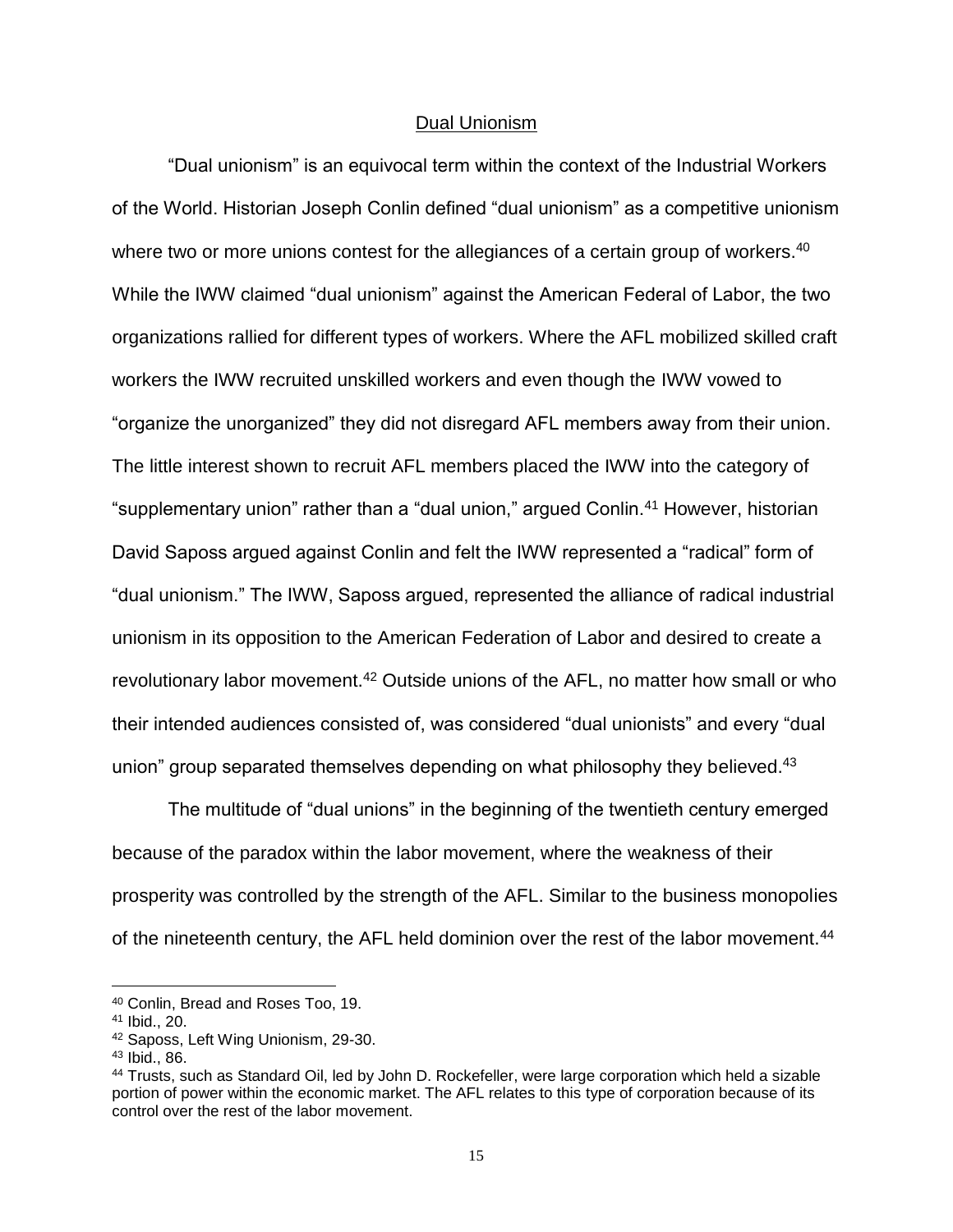## Dual Unionism

"Dual unionism" is an equivocal term within the context of the Industrial Workers of the World. Historian Joseph Conlin defined "dual unionism" as a competitive unionism where two or more unions contest for the allegiances of a certain group of workers.[40] While the IWW claimed "dual unionism" against the American Federal of Labor, the two organizations rallied for different types of workers. Where the AFL mobilized skilled craft workers the IWW recruited unskilled workers and even though the IWW vowed to "organize the unorganized" they did not disregard AFL members away from their union. The little interest shown to recruit AFL members placed the IWW into the category of "supplementary union" rather than a "dual union," argued Conlin.[41] However, historian David Saposs argued against Conlin and felt the IWW represented a "radical" form of "dual unionism." The IWW, Saposs argued, represented the alliance of radical industrial unionism in its opposition to the American Federation of Labor and desired to create a revolutionary labor movement.[42] Outside unions of the AFL, no matter how small or who their intended audiences consisted of, was considered "dual unionists" and every "dual union" group separated themselves depending on what philosophy they believed.[43]

The multitude of "dual unions" in the beginning of the twentieth century emerged because of the paradox within the labor movement, where the weakness of their prosperity was controlled by the strength of the AFL. Similar to the business monopolies of the nineteenth century, the AFL held dominion over the rest of the labor movement.[44]

---

[40] Conlin, Bread and Roses Too, 19.

[41] Ibid., 20.

[42] Saposs, Left Wing Unionism, 29-30.

[43] Ibid., 86.

[44] Trusts, such as Standard Oil, led by John D. Rockefeller, were large corporation which held a sizable portion of power within the economic market. The AFL relates to this type of corporation because of its control over the rest of the labor movement.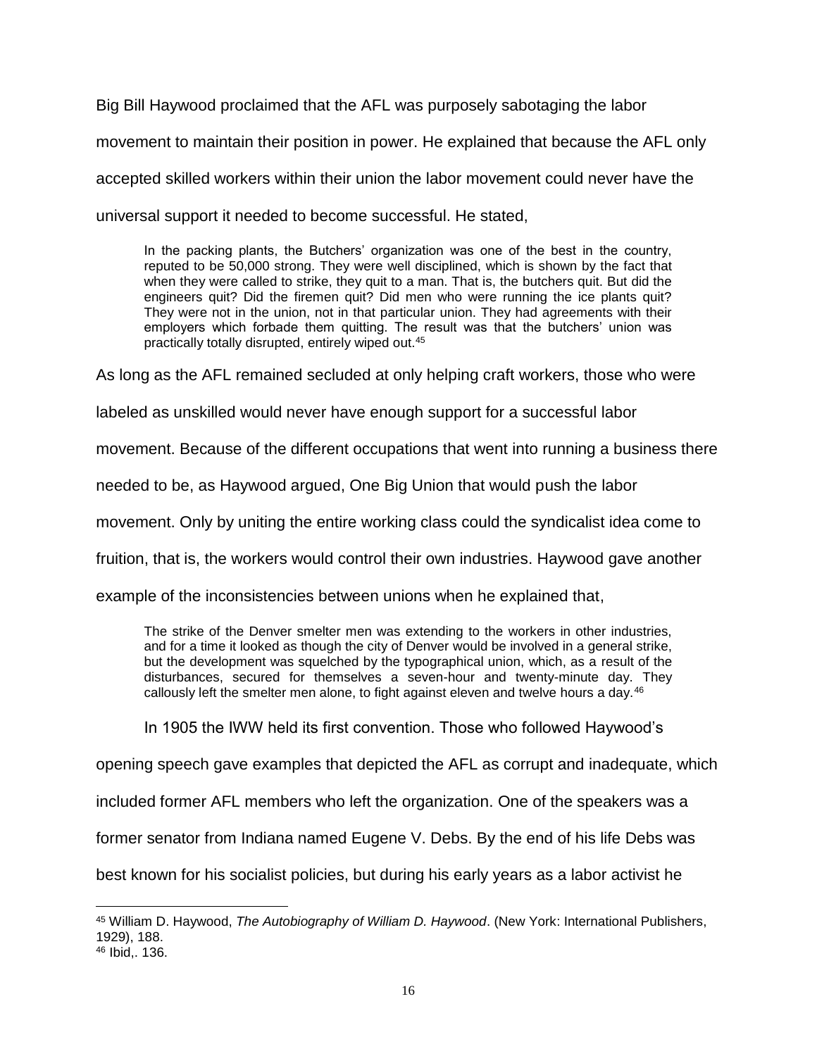Big Bill Haywood proclaimed that the AFL was purposely sabotaging the labor movement to maintain their position in power. He explained that because the AFL only accepted skilled workers within their union the labor movement could never have the universal support it needed to become successful. He stated,

> In the packing plants, the Butchers' organization was one of the best in the country, reputed to be 50,000 strong. They were well disciplined, which is shown by the fact that when they were called to strike, they quit to a man. That is, the butchers quit. But did the engineers quit? Did the firemen quit? Did men who were running the ice plants quit? They were not in the union, not in that particular union. They had agreements with their employers which forbade them quitting. The result was that the butchers' union was practically totally disrupted, entirely wiped out.[45]

As long as the AFL remained secluded at only helping craft workers, those who were labeled as unskilled would never have enough support for a successful labor movement. Because of the different occupations that went into running a business there needed to be, as Haywood argued, One Big Union that would push the labor movement. Only by uniting the entire working class could the syndicalist idea come to fruition, that is, the workers would control their own industries. Haywood gave another example of the inconsistencies between unions when he explained that,

> The strike of the Denver smelter men was extending to the workers in other industries, and for a time it looked as though the city of Denver would be involved in a general strike, but the development was squelched by the typographical union, which, as a result of the disturbances, secured for themselves a seven-hour and twenty-minute day. They callously left the smelter men alone, to fight against eleven and twelve hours a day.[46]

In 1905 the IWW held its first convention. Those who followed Haywood's opening speech gave examples that depicted the AFL as corrupt and inadequate, which included former AFL members who left the organization. One of the speakers was a former senator from Indiana named Eugene V. Debs. By the end of his life Debs was best known for his socialist policies, but during his early years as a labor activist he

---

[45] William D. Haywood, *The Autobiography of William D. Haywood*. (New York: International Publishers, 1929), 188.

[46] Ibid,. 136.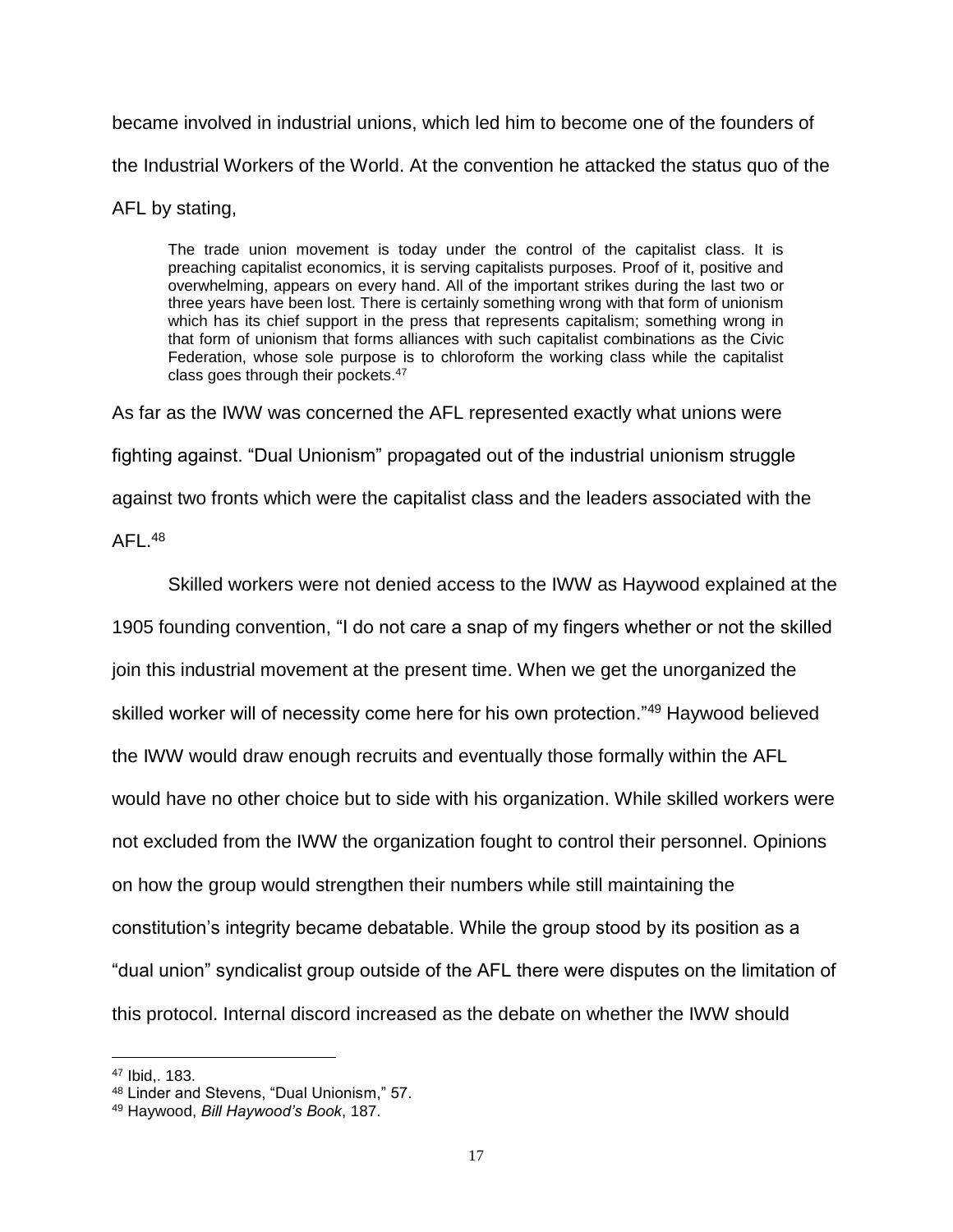became involved in industrial unions, which led him to become one of the founders of the Industrial Workers of the World. At the convention he attacked the status quo of the AFL by stating,

> The trade union movement is today under the control of the capitalist class. It is preaching capitalist economics, it is serving capitalists purposes. Proof of it, positive and overwhelming, appears on every hand. All of the important strikes during the last two or three years have been lost. There is certainly something wrong with that form of unionism which has its chief support in the press that represents capitalism; something wrong in that form of unionism that forms alliances with such capitalist combinations as the Civic Federation, whose sole purpose is to chloroform the working class while the capitalist class goes through their pockets.[47]

As far as the IWW was concerned the AFL represented exactly what unions were fighting against. "Dual Unionism" propagated out of the industrial unionism struggle against two fronts which were the capitalist class and the leaders associated with the AFL.[48]

Skilled workers were not denied access to the IWW as Haywood explained at the 1905 founding convention, "I do not care a snap of my fingers whether or not the skilled join this industrial movement at the present time. When we get the unorganized the skilled worker will of necessity come here for his own protection."[49] Haywood believed the IWW would draw enough recruits and eventually those formally within the AFL would have no other choice but to side with his organization. While skilled workers were not excluded from the IWW the organization fought to control their personnel. Opinions on how the group would strengthen their numbers while still maintaining the constitution's integrity became debatable. While the group stood by its position as a "dual union" syndicalist group outside of the AFL there were disputes on the limitation of this protocol. Internal discord increased as the debate on whether the IWW should

---

[47] Ibid,. 183.

[48] Linder and Stevens, "Dual Unionism," 57.

[49] Haywood, *Bill Haywood's Book*, 187.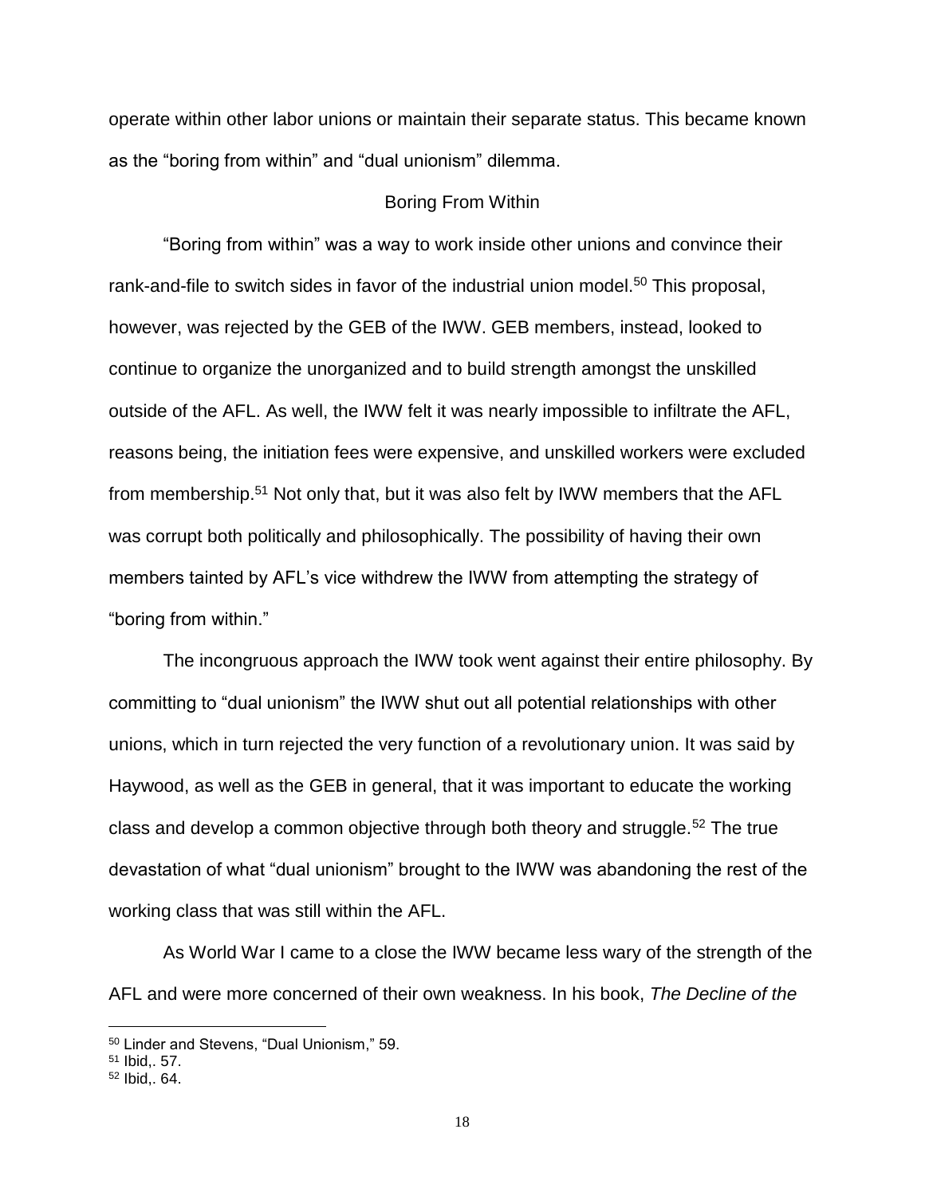operate within other labor unions or maintain their separate status. This became known as the "boring from within" and "dual unionism" dilemma.

## Boring From Within

"Boring from within" was a way to work inside other unions and convince their rank-and-file to switch sides in favor of the industrial union model.[50] This proposal, however, was rejected by the GEB of the IWW. GEB members, instead, looked to continue to organize the unorganized and to build strength amongst the unskilled outside of the AFL. As well, the IWW felt it was nearly impossible to infiltrate the AFL, reasons being, the initiation fees were expensive, and unskilled workers were excluded from membership.[51] Not only that, but it was also felt by IWW members that the AFL was corrupt both politically and philosophically. The possibility of having their own members tainted by AFL's vice withdrew the IWW from attempting the strategy of "boring from within."

The incongruous approach the IWW took went against their entire philosophy. By committing to "dual unionism" the IWW shut out all potential relationships with other unions, which in turn rejected the very function of a revolutionary union. It was said by Haywood, as well as the GEB in general, that it was important to educate the working class and develop a common objective through both theory and struggle.[52] The true devastation of what "dual unionism" brought to the IWW was abandoning the rest of the working class that was still within the AFL.

As World War I came to a close the IWW became less wary of the strength of the AFL and were more concerned of their own weakness. In his book, *The Decline of the*

---

[50] Linder and Stevens, "Dual Unionism," 59.

[51] Ibid,. 57.

[52] Ibid,. 64.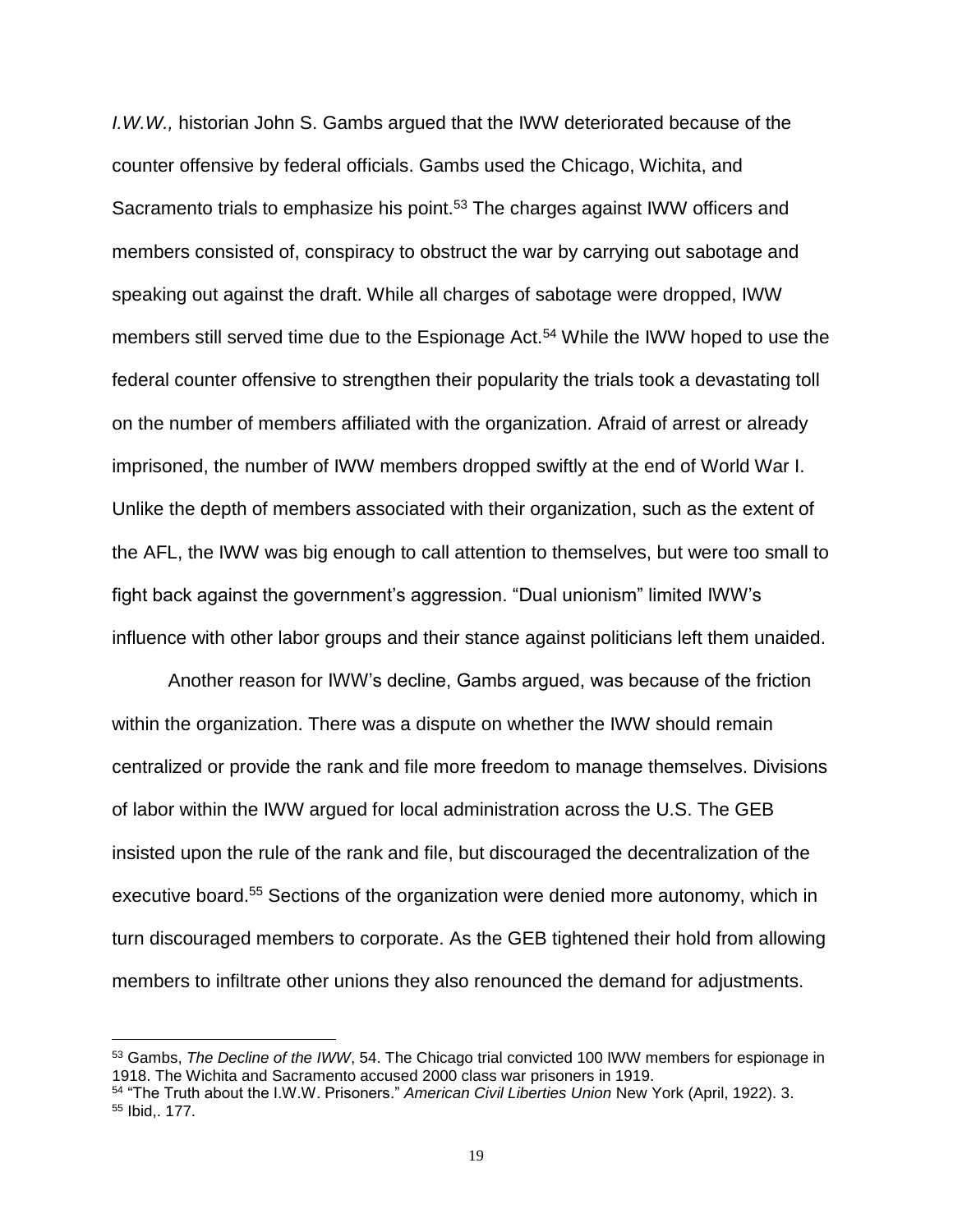*I.W.W.,* historian John S. Gambs argued that the IWW deteriorated because of the counter offensive by federal officials. Gambs used the Chicago, Wichita, and Sacramento trials to emphasize his point.[53] The charges against IWW officers and members consisted of, conspiracy to obstruct the war by carrying out sabotage and speaking out against the draft. While all charges of sabotage were dropped, IWW members still served time due to the Espionage Act.[54] While the IWW hoped to use the federal counter offensive to strengthen their popularity the trials took a devastating toll on the number of members affiliated with the organization. Afraid of arrest or already imprisoned, the number of IWW members dropped swiftly at the end of World War I. Unlike the depth of members associated with their organization, such as the extent of the AFL, the IWW was big enough to call attention to themselves, but were too small to fight back against the government's aggression. "Dual unionism" limited IWW's influence with other labor groups and their stance against politicians left them unaided.

Another reason for IWW's decline, Gambs argued, was because of the friction within the organization. There was a dispute on whether the IWW should remain centralized or provide the rank and file more freedom to manage themselves. Divisions of labor within the IWW argued for local administration across the U.S. The GEB insisted upon the rule of the rank and file, but discouraged the decentralization of the executive board.[55] Sections of the organization were denied more autonomy, which in turn discouraged members to corporate. As the GEB tightened their hold from allowing members to infiltrate other unions they also renounced the demand for adjustments.

---

[53] Gambs, *The Decline of the IWW*, 54. The Chicago trial convicted 100 IWW members for espionage in 1918. The Wichita and Sacramento accused 2000 class war prisoners in 1919.

[54] "The Truth about the I.W.W. Prisoners." *American Civil Liberties Union* New York (April, 1922). 3.

[55] Ibid,. 177.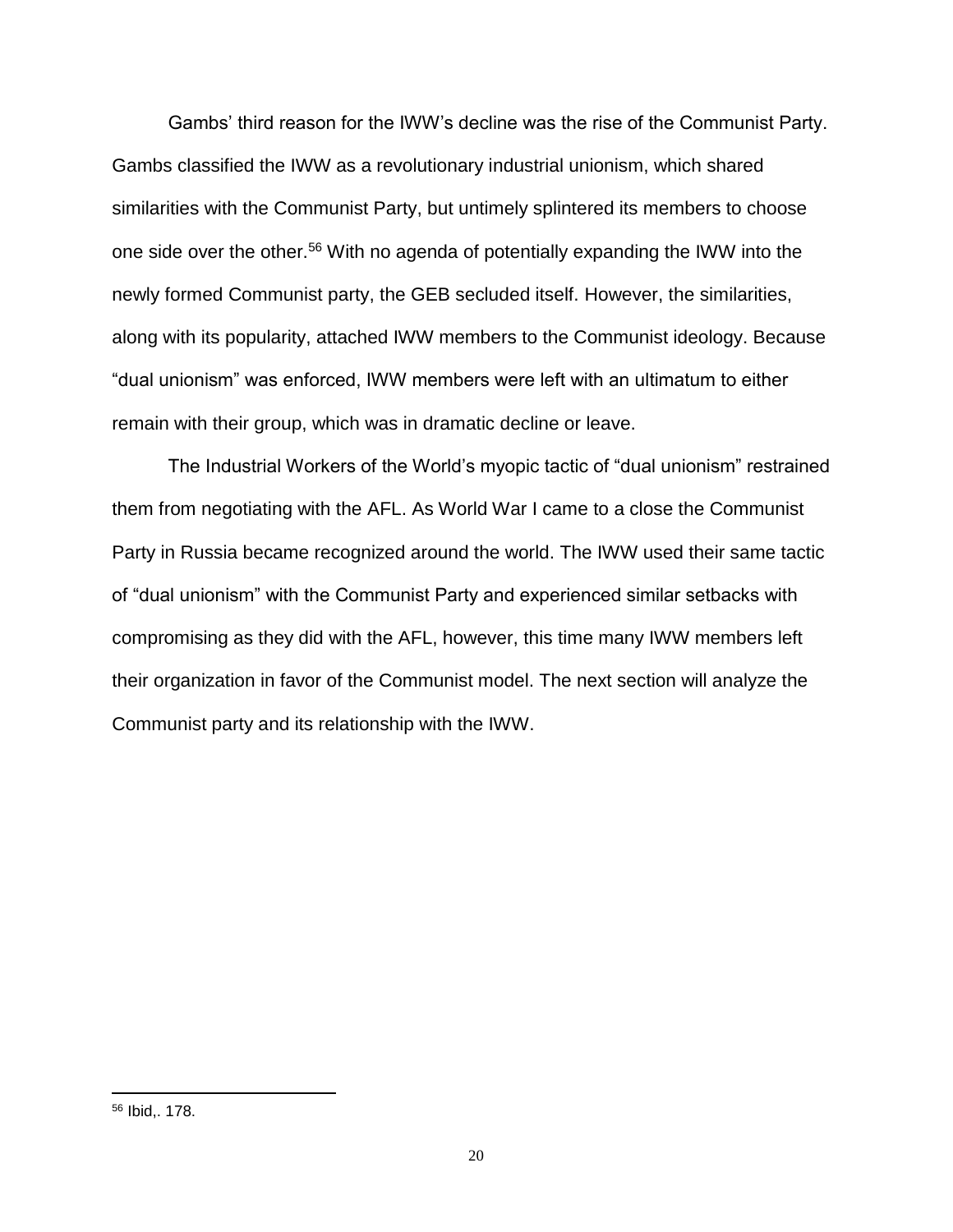Gambs' third reason for the IWW's decline was the rise of the Communist Party. Gambs classified the IWW as a revolutionary industrial unionism, which shared similarities with the Communist Party, but untimely splintered its members to choose one side over the other.[56] With no agenda of potentially expanding the IWW into the newly formed Communist party, the GEB secluded itself. However, the similarities, along with its popularity, attached IWW members to the Communist ideology. Because "dual unionism" was enforced, IWW members were left with an ultimatum to either remain with their group, which was in dramatic decline or leave.

The Industrial Workers of the World's myopic tactic of "dual unionism" restrained them from negotiating with the AFL. As World War I came to a close the Communist Party in Russia became recognized around the world. The IWW used their same tactic of "dual unionism" with the Communist Party and experienced similar setbacks with compromising as they did with the AFL, however, this time many IWW members left their organization in favor of the Communist model. The next section will analyze the Communist party and its relationship with the IWW.

[56] Ibid,. 178.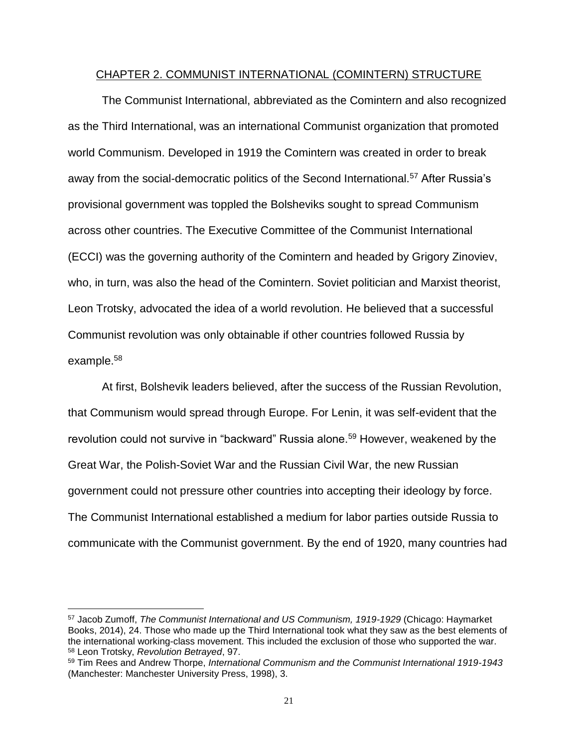## CHAPTER 2. COMMUNIST INTERNATIONAL (COMINTERN) STRUCTURE

The Communist International, abbreviated as the Comintern and also recognized as the Third International, was an international Communist organization that promoted world Communism. Developed in 1919 the Comintern was created in order to break away from the social-democratic politics of the Second International.[57] After Russia's provisional government was toppled the Bolsheviks sought to spread Communism across other countries. The Executive Committee of the Communist International (ECCI) was the governing authority of the Comintern and headed by Grigory Zinoviev, who, in turn, was also the head of the Comintern. Soviet politician and Marxist theorist, Leon Trotsky, advocated the idea of a world revolution. He believed that a successful Communist revolution was only obtainable if other countries followed Russia by example.[58]

At first, Bolshevik leaders believed, after the success of the Russian Revolution, that Communism would spread through Europe. For Lenin, it was self-evident that the revolution could not survive in "backward" Russia alone.[59] However, weakened by the Great War, the Polish-Soviet War and the Russian Civil War, the new Russian government could not pressure other countries into accepting their ideology by force. The Communist International established a medium for labor parties outside Russia to communicate with the Communist government. By the end of 1920, many countries had

---

[57] Jacob Zumoff, *The Communist International and US Communism, 1919-1929* (Chicago: Haymarket Books, 2014), 24. Those who made up the Third International took what they saw as the best elements of the international working-class movement. This included the exclusion of those who supported the war.

[58] Leon Trotsky, *Revolution Betrayed*, 97.

[59] Tim Rees and Andrew Thorpe, *International Communism and the Communist International 1919-1943* (Manchester: Manchester University Press, 1998), 3.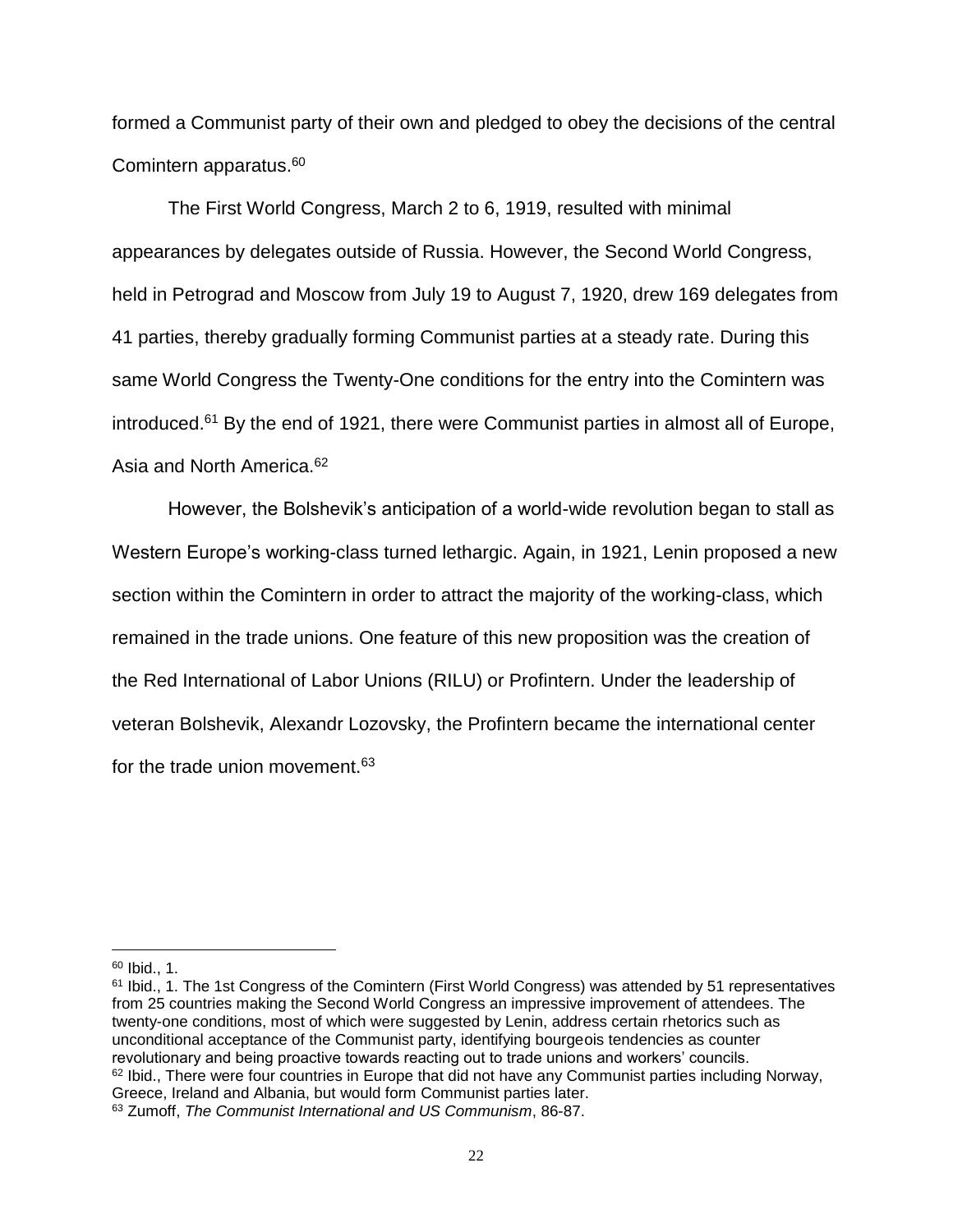formed a Communist party of their own and pledged to obey the decisions of the central Comintern apparatus.[60]

The First World Congress, March 2 to 6, 1919, resulted with minimal appearances by delegates outside of Russia. However, the Second World Congress, held in Petrograd and Moscow from July 19 to August 7, 1920, drew 169 delegates from 41 parties, thereby gradually forming Communist parties at a steady rate. During this same World Congress the Twenty-One conditions for the entry into the Comintern was introduced.[61] By the end of 1921, there were Communist parties in almost all of Europe, Asia and North America.[62]

However, the Bolshevik's anticipation of a world-wide revolution began to stall as Western Europe's working-class turned lethargic. Again, in 1921, Lenin proposed a new section within the Comintern in order to attract the majority of the working-class, which remained in the trade unions. One feature of this new proposition was the creation of the Red International of Labor Unions (RILU) or Profintern. Under the leadership of veteran Bolshevik, Alexandr Lozovsky, the Profintern became the international center for the trade union movement.[63]

---

[60] Ibid., 1.

[61] Ibid., 1. The 1st Congress of the Comintern (First World Congress) was attended by 51 representatives from 25 countries making the Second World Congress an impressive improvement of attendees. The twenty-one conditions, most of which were suggested by Lenin, address certain rhetorics such as unconditional acceptance of the Communist party, identifying bourgeois tendencies as counter revolutionary and being proactive towards reacting out to trade unions and workers' councils.

[62] Ibid., There were four countries in Europe that did not have any Communist parties including Norway, Greece, Ireland and Albania, but would form Communist parties later.

[63] Zumoff, *The Communist International and US Communism*, 86-87.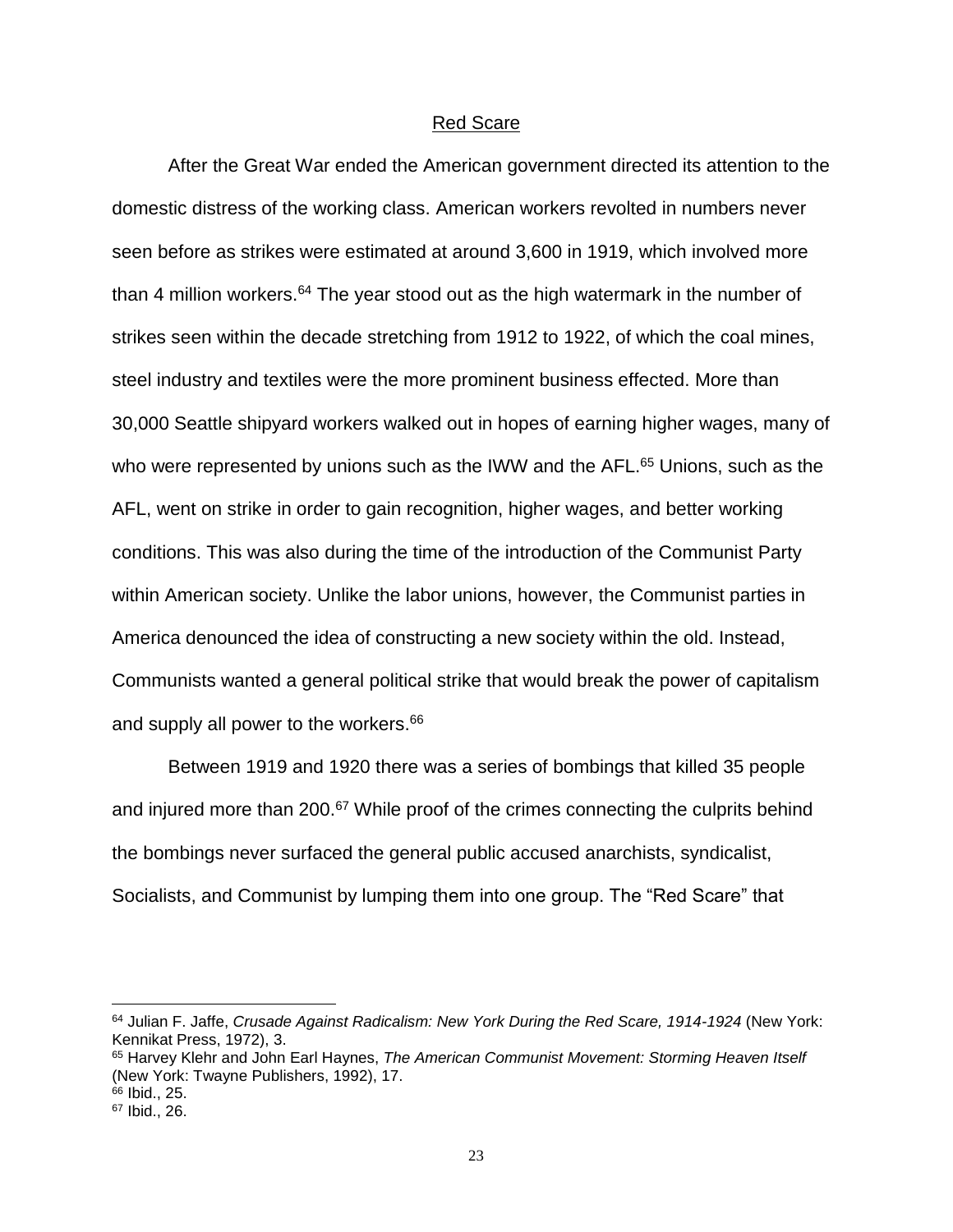## Red Scare

After the Great War ended the American government directed its attention to the domestic distress of the working class. American workers revolted in numbers never seen before as strikes were estimated at around 3,600 in 1919, which involved more than 4 million workers.[64] The year stood out as the high watermark in the number of strikes seen within the decade stretching from 1912 to 1922, of which the coal mines, steel industry and textiles were the more prominent business effected. More than 30,000 Seattle shipyard workers walked out in hopes of earning higher wages, many of who were represented by unions such as the IWW and the AFL.[65] Unions, such as the AFL, went on strike in order to gain recognition, higher wages, and better working conditions. This was also during the time of the introduction of the Communist Party within American society. Unlike the labor unions, however, the Communist parties in America denounced the idea of constructing a new society within the old. Instead, Communists wanted a general political strike that would break the power of capitalism and supply all power to the workers.[66]

Between 1919 and 1920 there was a series of bombings that killed 35 people and injured more than 200.[67] While proof of the crimes connecting the culprits behind the bombings never surfaced the general public accused anarchists, syndicalist, Socialists, and Communist by lumping them into one group. The "Red Scare" that

---

[64] Julian F. Jaffe, *Crusade Against Radicalism: New York During the Red Scare, 1914-1924* (New York: Kennikat Press, 1972), 3.

[65] Harvey Klehr and John Earl Haynes, *The American Communist Movement: Storming Heaven Itself* (New York: Twayne Publishers, 1992), 17.

[66] Ibid., 25.

[67] Ibid., 26.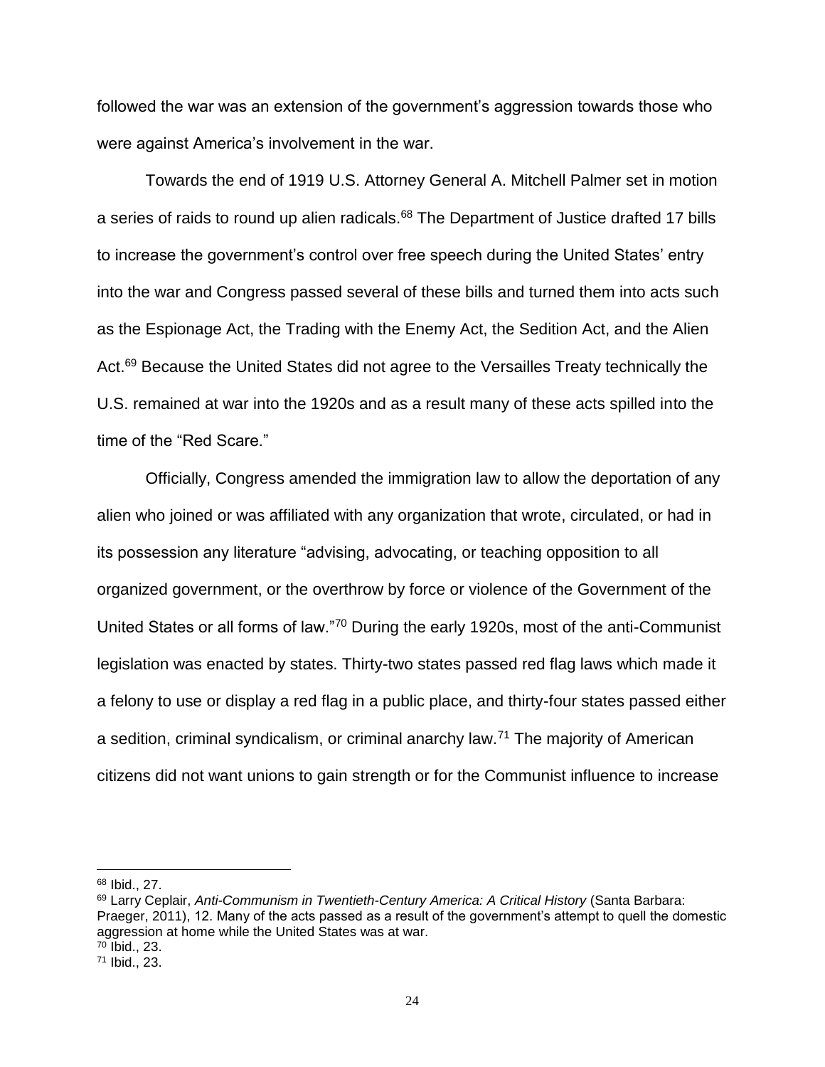followed the war was an extension of the government's aggression towards those who were against America's involvement in the war.

Towards the end of 1919 U.S. Attorney General A. Mitchell Palmer set in motion a series of raids to round up alien radicals.[68] The Department of Justice drafted 17 bills to increase the government's control over free speech during the United States' entry into the war and Congress passed several of these bills and turned them into acts such as the Espionage Act, the Trading with the Enemy Act, the Sedition Act, and the Alien Act.[69] Because the United States did not agree to the Versailles Treaty technically the U.S. remained at war into the 1920s and as a result many of these acts spilled into the time of the "Red Scare."

Officially, Congress amended the immigration law to allow the deportation of any alien who joined or was affiliated with any organization that wrote, circulated, or had in its possession any literature "advising, advocating, or teaching opposition to all organized government, or the overthrow by force or violence of the Government of the United States or all forms of law."[70] During the early 1920s, most of the anti-Communist legislation was enacted by states. Thirty-two states passed red flag laws which made it a felony to use or display a red flag in a public place, and thirty-four states passed either a sedition, criminal syndicalism, or criminal anarchy law.[71] The majority of American citizens did not want unions to gain strength or for the Communist influence to increase

---

[68] Ibid., 27.

[69] Larry Ceplair, *Anti-Communism in Twentieth-Century America: A Critical History* (Santa Barbara: Praeger, 2011), 12. Many of the acts passed as a result of the government's attempt to quell the domestic aggression at home while the United States was at war.

[70] Ibid., 23.

[71] Ibid., 23.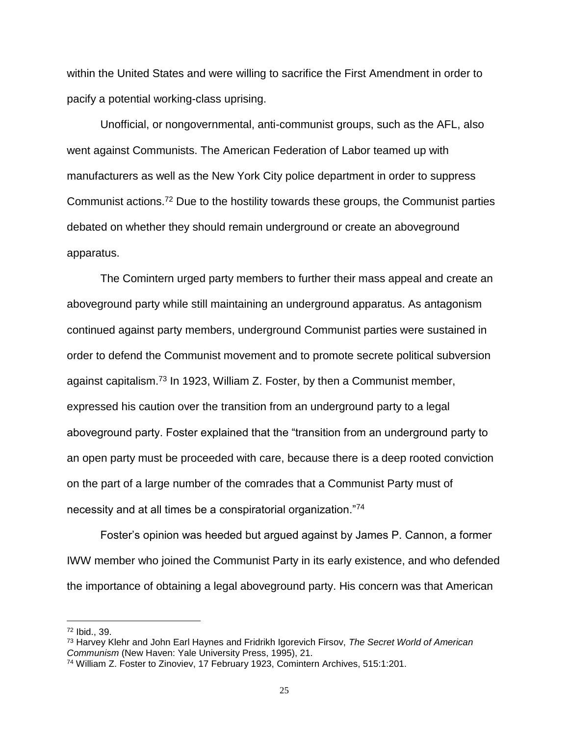within the United States and were willing to sacrifice the First Amendment in order to pacify a potential working-class uprising.

Unofficial, or nongovernmental, anti-communist groups, such as the AFL, also went against Communists. The American Federation of Labor teamed up with manufacturers as well as the New York City police department in order to suppress Communist actions.[72] Due to the hostility towards these groups, the Communist parties debated on whether they should remain underground or create an aboveground apparatus.

The Comintern urged party members to further their mass appeal and create an aboveground party while still maintaining an underground apparatus. As antagonism continued against party members, underground Communist parties were sustained in order to defend the Communist movement and to promote secrete political subversion against capitalism.[73] In 1923, William Z. Foster, by then a Communist member, expressed his caution over the transition from an underground party to a legal aboveground party. Foster explained that the "transition from an underground party to an open party must be proceeded with care, because there is a deep rooted conviction on the part of a large number of the comrades that a Communist Party must of necessity and at all times be a conspiratorial organization."[74]

Foster's opinion was heeded but argued against by James P. Cannon, a former IWW member who joined the Communist Party in its early existence, and who defended the importance of obtaining a legal aboveground party. His concern was that American

---

[72] Ibid., 39.

[73] Harvey Klehr and John Earl Haynes and Fridrikh Igorevich Firsov, *The Secret World of American Communism* (New Haven: Yale University Press, 1995), 21.

[74] William Z. Foster to Zinoviev, 17 February 1923, Comintern Archives, 515:1:201.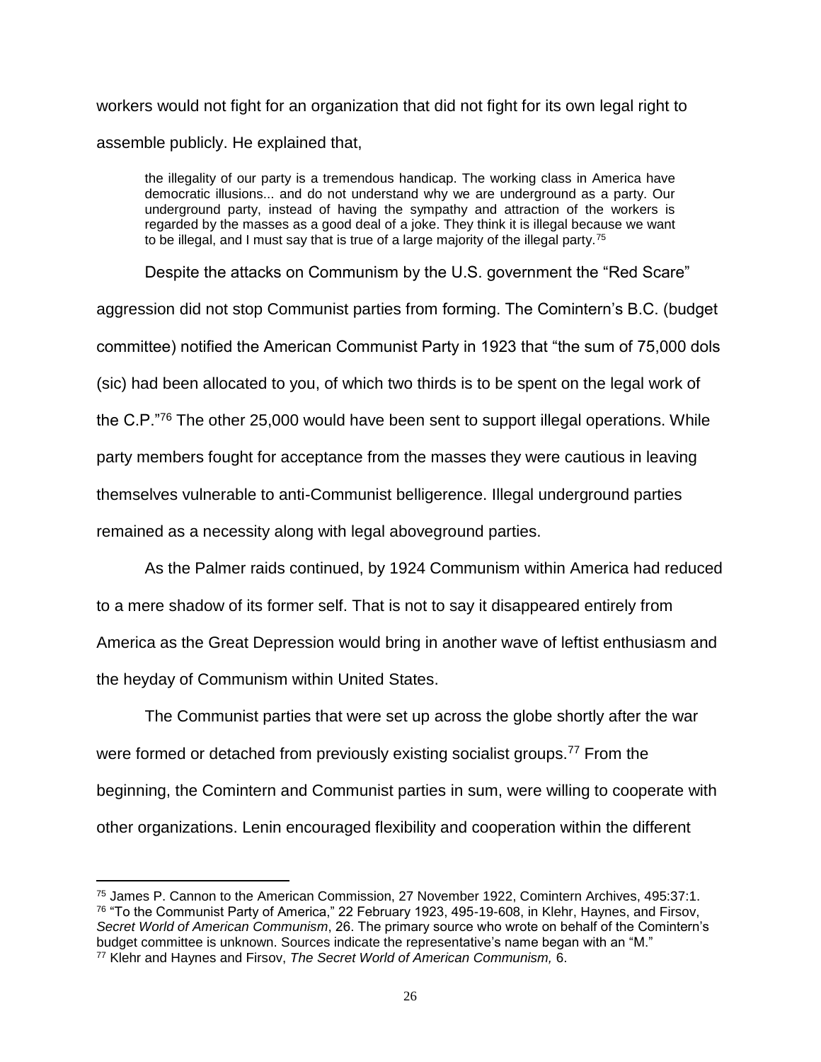workers would not fight for an organization that did not fight for its own legal right to assemble publicly. He explained that,

> the illegality of our party is a tremendous handicap. The working class in America have democratic illusions... and do not understand why we are underground as a party. Our underground party, instead of having the sympathy and attraction of the workers is regarded by the masses as a good deal of a joke. They think it is illegal because we want to be illegal, and I must say that is true of a large majority of the illegal party.[75]

Despite the attacks on Communism by the U.S. government the "Red Scare" aggression did not stop Communist parties from forming. The Comintern's B.C. (budget committee) notified the American Communist Party in 1923 that "the sum of 75,000 dols (sic) had been allocated to you, of which two thirds is to be spent on the legal work of the C.P."[76] The other 25,000 would have been sent to support illegal operations. While party members fought for acceptance from the masses they were cautious in leaving themselves vulnerable to anti-Communist belligerence. Illegal underground parties remained as a necessity along with legal aboveground parties.

As the Palmer raids continued, by 1924 Communism within America had reduced to a mere shadow of its former self. That is not to say it disappeared entirely from America as the Great Depression would bring in another wave of leftist enthusiasm and the heyday of Communism within United States.

The Communist parties that were set up across the globe shortly after the war were formed or detached from previously existing socialist groups.[77] From the beginning, the Comintern and Communist parties in sum, were willing to cooperate with other organizations. Lenin encouraged flexibility and cooperation within the different

---

[75] James P. Cannon to the American Commission, 27 November 1922, Comintern Archives, 495:37:1.

[76] "To the Communist Party of America," 22 February 1923, 495-19-608, in Klehr, Haynes, and Firsov, *Secret World of American Communism*, 26. The primary source who wrote on behalf of the Comintern's budget committee is unknown. Sources indicate the representative's name began with an "M."

[77] Klehr and Haynes and Firsov, *The Secret World of American Communism,* 6.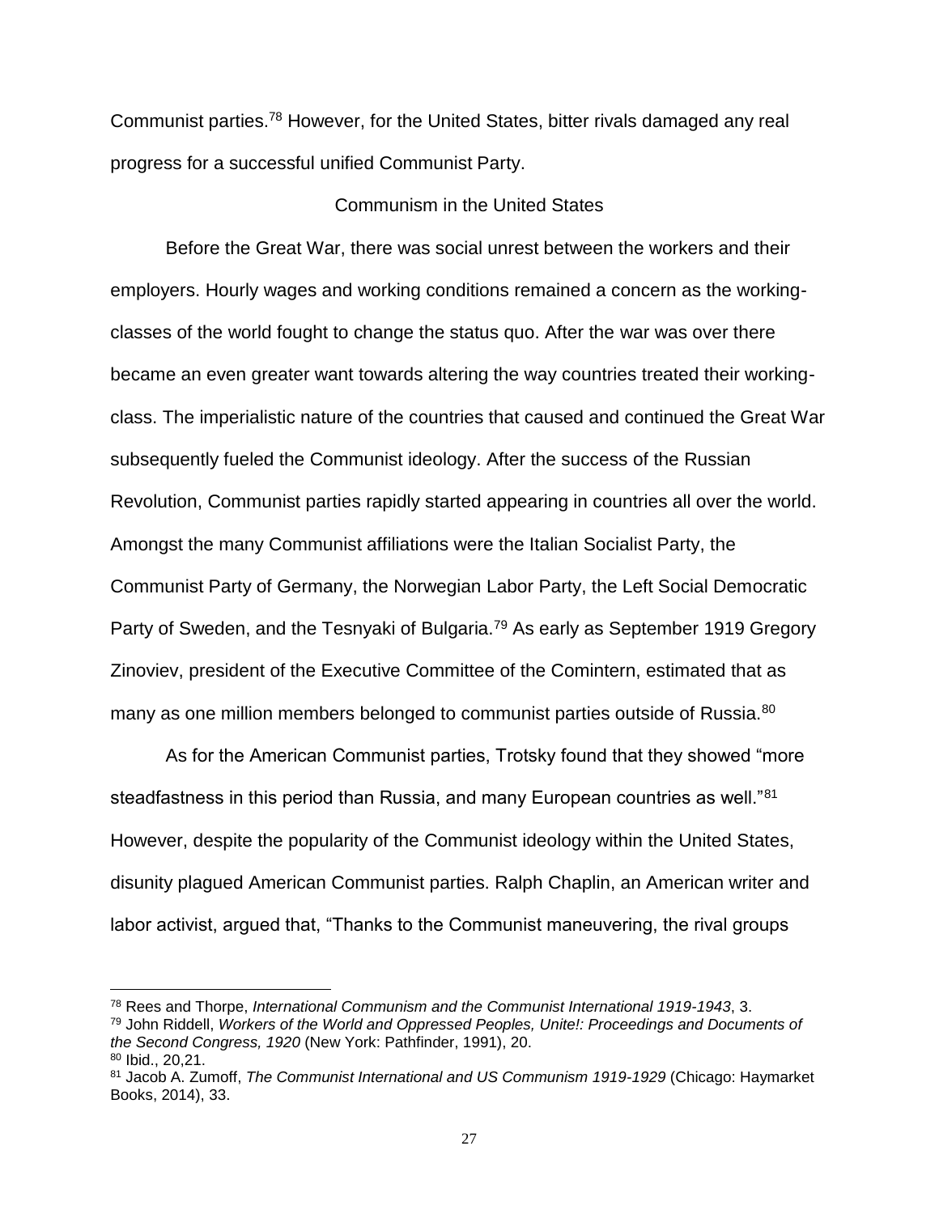Communist parties.[78] However, for the United States, bitter rivals damaged any real progress for a successful unified Communist Party.

## Communism in the United States

Before the Great War, there was social unrest between the workers and their employers. Hourly wages and working conditions remained a concern as the working-classes of the world fought to change the status quo. After the war was over there became an even greater want towards altering the way countries treated their working-class. The imperialistic nature of the countries that caused and continued the Great War subsequently fueled the Communist ideology. After the success of the Russian Revolution, Communist parties rapidly started appearing in countries all over the world. Amongst the many Communist affiliations were the Italian Socialist Party, the Communist Party of Germany, the Norwegian Labor Party, the Left Social Democratic Party of Sweden, and the Tesnyaki of Bulgaria.[79] As early as September 1919 Gregory Zinoviev, president of the Executive Committee of the Comintern, estimated that as many as one million members belonged to communist parties outside of Russia.[80]

As for the American Communist parties, Trotsky found that they showed "more steadfastness in this period than Russia, and many European countries as well."[81] However, despite the popularity of the Communist ideology within the United States, disunity plagued American Communist parties. Ralph Chaplin, an American writer and labor activist, argued that, "Thanks to the Communist maneuvering, the rival groups

---

[78] Rees and Thorpe, *International Communism and the Communist International 1919-1943*, 3.

[79] John Riddell, *Workers of the World and Oppressed Peoples, Unite!: Proceedings and Documents of the Second Congress, 1920* (New York: Pathfinder, 1991), 20.

[80] Ibid., 20,21.

[81] Jacob A. Zumoff, *The Communist International and US Communism 1919-1929* (Chicago: Haymarket Books, 2014), 33.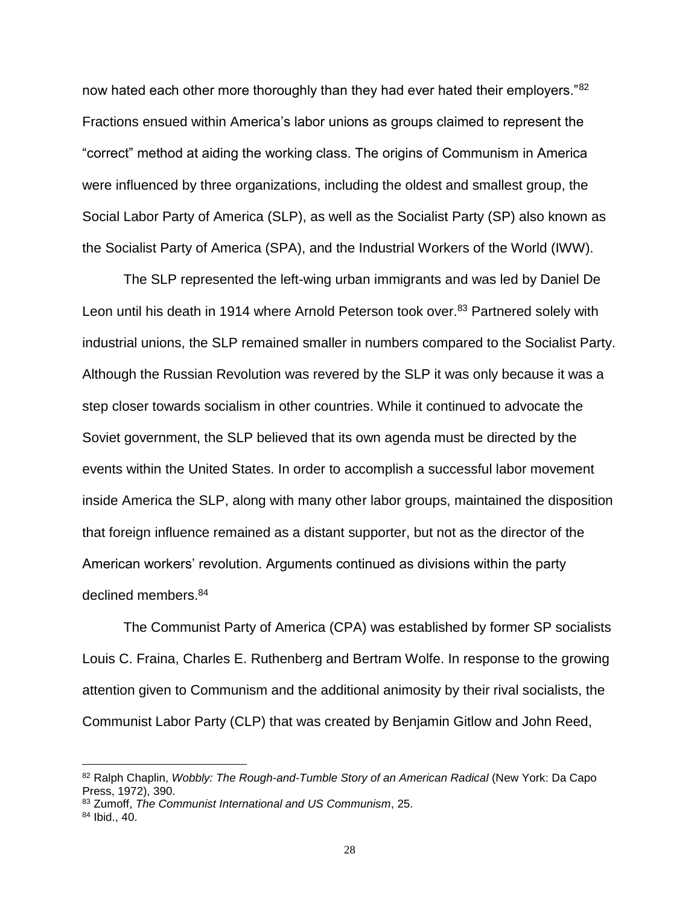now hated each other more thoroughly than they had ever hated their employers."[82] Fractions ensued within America's labor unions as groups claimed to represent the "correct" method at aiding the working class. The origins of Communism in America were influenced by three organizations, including the oldest and smallest group, the Social Labor Party of America (SLP), as well as the Socialist Party (SP) also known as the Socialist Party of America (SPA), and the Industrial Workers of the World (IWW).

The SLP represented the left-wing urban immigrants and was led by Daniel De Leon until his death in 1914 where Arnold Peterson took over.[83] Partnered solely with industrial unions, the SLP remained smaller in numbers compared to the Socialist Party. Although the Russian Revolution was revered by the SLP it was only because it was a step closer towards socialism in other countries. While it continued to advocate the Soviet government, the SLP believed that its own agenda must be directed by the events within the United States. In order to accomplish a successful labor movement inside America the SLP, along with many other labor groups, maintained the disposition that foreign influence remained as a distant supporter, but not as the director of the American workers' revolution. Arguments continued as divisions within the party declined members.[84]

The Communist Party of America (CPA) was established by former SP socialists Louis C. Fraina, Charles E. Ruthenberg and Bertram Wolfe. In response to the growing attention given to Communism and the additional animosity by their rival socialists, the Communist Labor Party (CLP) that was created by Benjamin Gitlow and John Reed,

---

[82] Ralph Chaplin, *Wobbly: The Rough-and-Tumble Story of an American Radical* (New York: Da Capo Press, 1972), 390.

[83] Zumoff, *The Communist International and US Communism*, 25.

[84] Ibid., 40.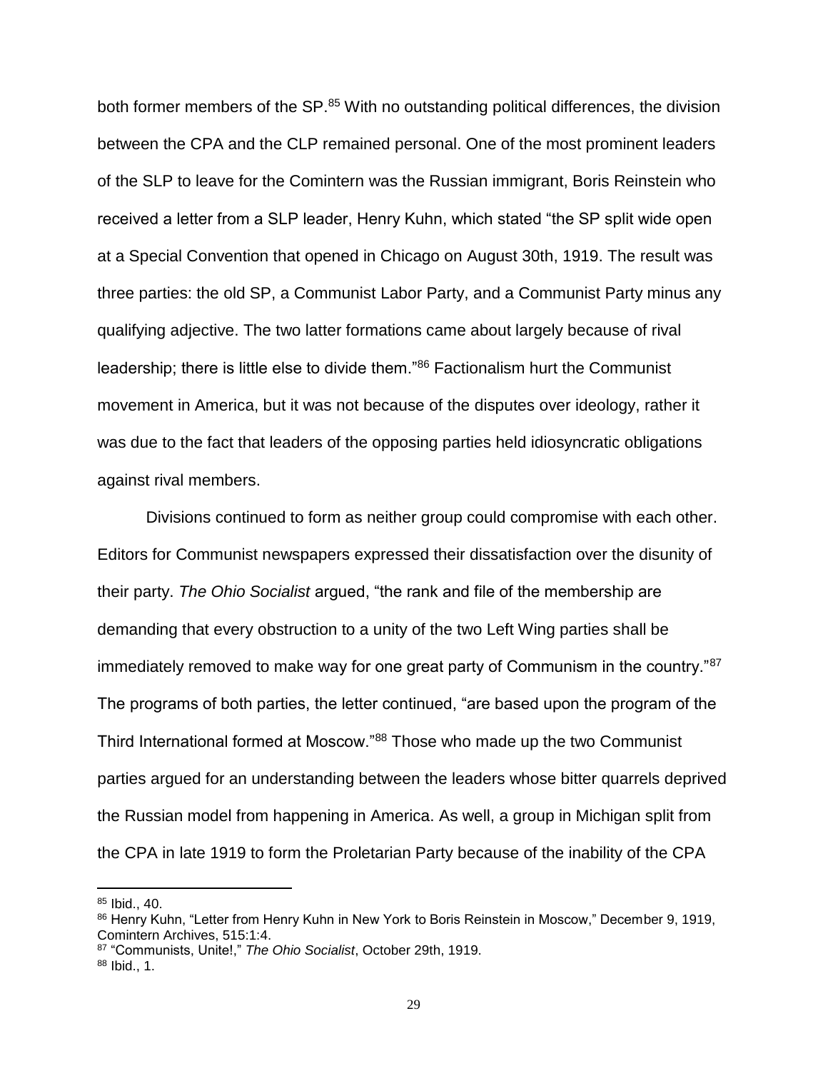both former members of the SP.[85] With no outstanding political differences, the division between the CPA and the CLP remained personal. One of the most prominent leaders of the SLP to leave for the Comintern was the Russian immigrant, Boris Reinstein who received a letter from a SLP leader, Henry Kuhn, which stated "the SP split wide open at a Special Convention that opened in Chicago on August 30th, 1919. The result was three parties: the old SP, a Communist Labor Party, and a Communist Party minus any qualifying adjective. The two latter formations came about largely because of rival leadership; there is little else to divide them."[86] Factionalism hurt the Communist movement in America, but it was not because of the disputes over ideology, rather it was due to the fact that leaders of the opposing parties held idiosyncratic obligations against rival members.

Divisions continued to form as neither group could compromise with each other. Editors for Communist newspapers expressed their dissatisfaction over the disunity of their party. *The Ohio Socialist* argued, "the rank and file of the membership are demanding that every obstruction to a unity of the two Left Wing parties shall be immediately removed to make way for one great party of Communism in the country."[87] The programs of both parties, the letter continued, "are based upon the program of the Third International formed at Moscow."[88] Those who made up the two Communist parties argued for an understanding between the leaders whose bitter quarrels deprived the Russian model from happening in America. As well, a group in Michigan split from the CPA in late 1919 to form the Proletarian Party because of the inability of the CPA

---

[85] Ibid., 40.

[86] Henry Kuhn, "Letter from Henry Kuhn in New York to Boris Reinstein in Moscow," December 9, 1919, Comintern Archives, 515:1:4.

[87] "Communists, Unite!," *The Ohio Socialist*, October 29th, 1919.

[88] Ibid., 1.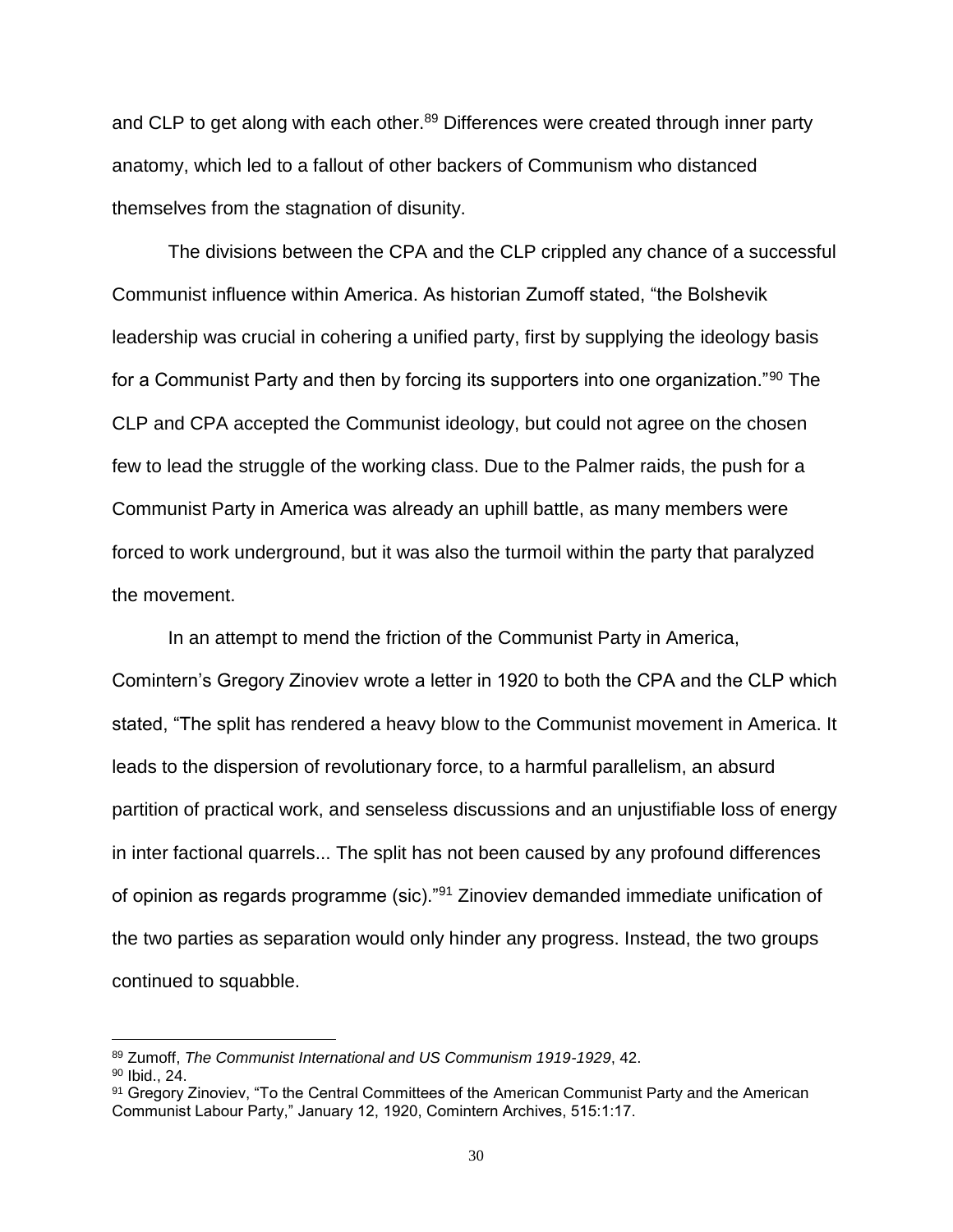and CLP to get along with each other.[89] Differences were created through inner party anatomy, which led to a fallout of other backers of Communism who distanced themselves from the stagnation of disunity.

The divisions between the CPA and the CLP crippled any chance of a successful Communist influence within America. As historian Zumoff stated, "the Bolshevik leadership was crucial in cohering a unified party, first by supplying the ideology basis for a Communist Party and then by forcing its supporters into one organization."[90] The CLP and CPA accepted the Communist ideology, but could not agree on the chosen few to lead the struggle of the working class. Due to the Palmer raids, the push for a Communist Party in America was already an uphill battle, as many members were forced to work underground, but it was also the turmoil within the party that paralyzed the movement.

In an attempt to mend the friction of the Communist Party in America, Comintern's Gregory Zinoviev wrote a letter in 1920 to both the CPA and the CLP which stated, "The split has rendered a heavy blow to the Communist movement in America. It leads to the dispersion of revolutionary force, to a harmful parallelism, an absurd partition of practical work, and senseless discussions and an unjustifiable loss of energy in inter factional quarrels... The split has not been caused by any profound differences of opinion as regards programme (sic)."[91] Zinoviev demanded immediate unification of the two parties as separation would only hinder any progress. Instead, the two groups continued to squabble.

---

[89] Zumoff, *The Communist International and US Communism 1919-1929*, 42.

[90] Ibid., 24.

[91] Gregory Zinoviev, "To the Central Committees of the American Communist Party and the American Communist Labour Party," January 12, 1920, Comintern Archives, 515:1:17.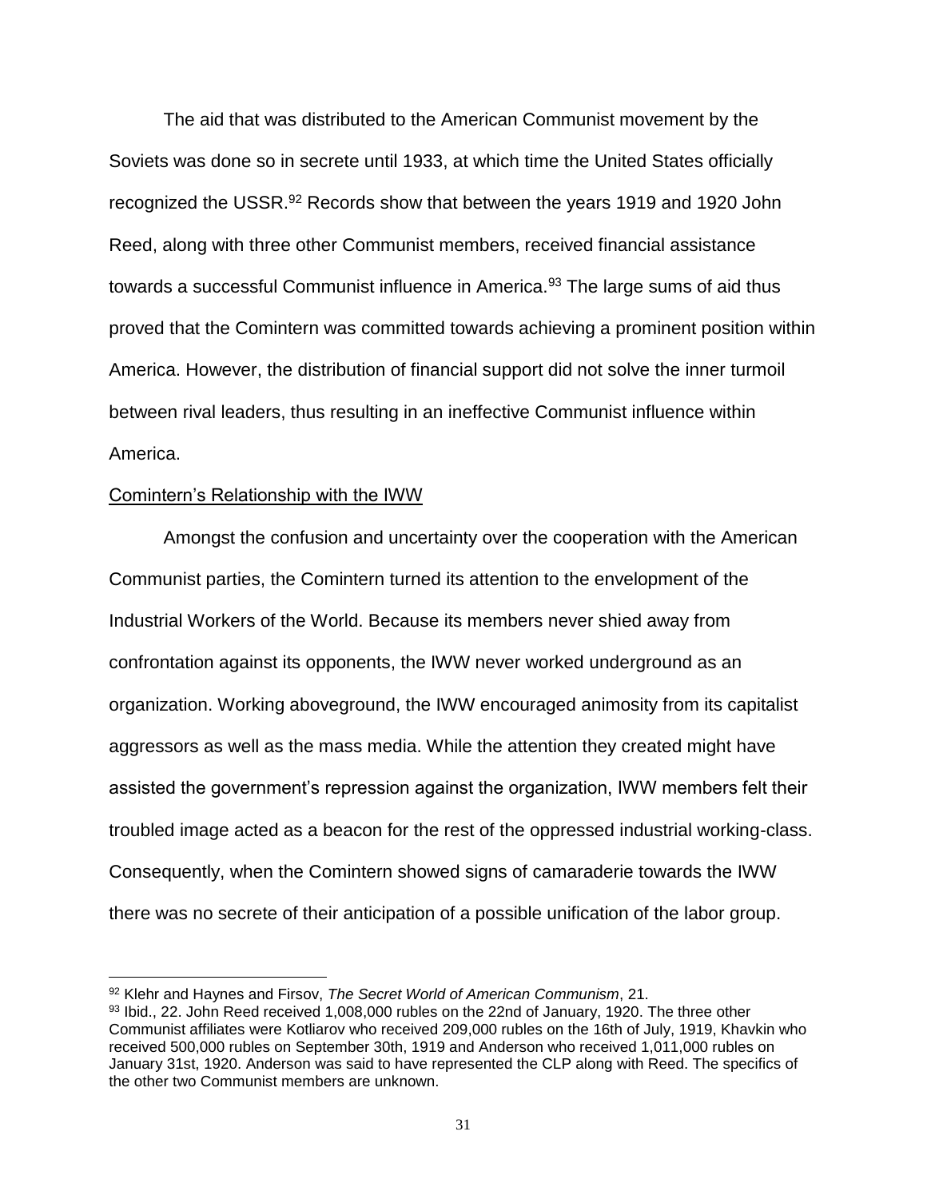The aid that was distributed to the American Communist movement by the Soviets was done so in secrete until 1933, at which time the United States officially recognized the USSR.[92] Records show that between the years 1919 and 1920 John Reed, along with three other Communist members, received financial assistance towards a successful Communist influence in America.[93] The large sums of aid thus proved that the Comintern was committed towards achieving a prominent position within America. However, the distribution of financial support did not solve the inner turmoil between rival leaders, thus resulting in an ineffective Communist influence within America.

<u>Comintern's Relationship with the IWW</u>

Amongst the confusion and uncertainty over the cooperation with the American Communist parties, the Comintern turned its attention to the envelopment of the Industrial Workers of the World. Because its members never shied away from confrontation against its opponents, the IWW never worked underground as an organization. Working aboveground, the IWW encouraged animosity from its capitalist aggressors as well as the mass media. While the attention they created might have assisted the government's repression against the organization, IWW members felt their troubled image acted as a beacon for the rest of the oppressed industrial working-class. Consequently, when the Comintern showed signs of camaraderie towards the IWW there was no secrete of their anticipation of a possible unification of the labor group.

---

[92] Klehr and Haynes and Firsov, *The Secret World of American Communism*, 21.

[93] Ibid., 22. John Reed received 1,008,000 rubles on the 22nd of January, 1920. The three other Communist affiliates were Kotliarov who received 209,000 rubles on the 16th of July, 1919, Khavkin who received 500,000 rubles on September 30th, 1919 and Anderson who received 1,011,000 rubles on January 31st, 1920. Anderson was said to have represented the CLP along with Reed. The specifics of the other two Communist members are unknown.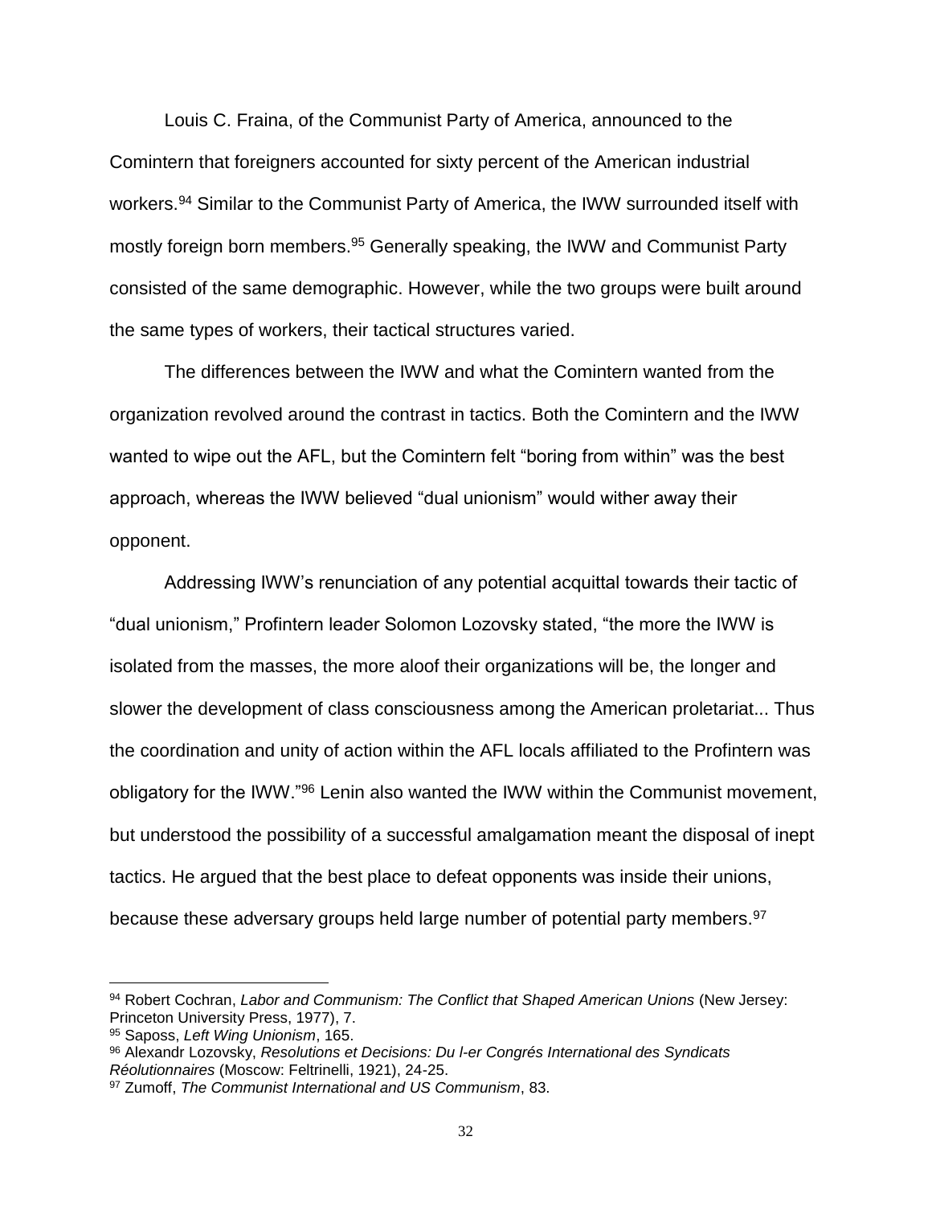Louis C. Fraina, of the Communist Party of America, announced to the Comintern that foreigners accounted for sixty percent of the American industrial workers.[94] Similar to the Communist Party of America, the IWW surrounded itself with mostly foreign born members.[95] Generally speaking, the IWW and Communist Party consisted of the same demographic. However, while the two groups were built around the same types of workers, their tactical structures varied.

The differences between the IWW and what the Comintern wanted from the organization revolved around the contrast in tactics. Both the Comintern and the IWW wanted to wipe out the AFL, but the Comintern felt "boring from within" was the best approach, whereas the IWW believed "dual unionism" would wither away their opponent.

Addressing IWW's renunciation of any potential acquittal towards their tactic of "dual unionism," Profintern leader Solomon Lozovsky stated, "the more the IWW is isolated from the masses, the more aloof their organizations will be, the longer and slower the development of class consciousness among the American proletariat... Thus the coordination and unity of action within the AFL locals affiliated to the Profintern was obligatory for the IWW."[96] Lenin also wanted the IWW within the Communist movement, but understood the possibility of a successful amalgamation meant the disposal of inept tactics. He argued that the best place to defeat opponents was inside their unions, because these adversary groups held large number of potential party members.[97]

---

[94] Robert Cochran, *Labor and Communism: The Conflict that Shaped American Unions* (New Jersey: Princeton University Press, 1977), 7.

[95] Saposs, *Left Wing Unionism*, 165.

[96] Alexandr Lozovsky, *Resolutions et Decisions: Du l-er Congrés International des Syndicats Réolutionnaires* (Moscow: Feltrinelli, 1921), 24-25.

[97] Zumoff, *The Communist International and US Communism*, 83.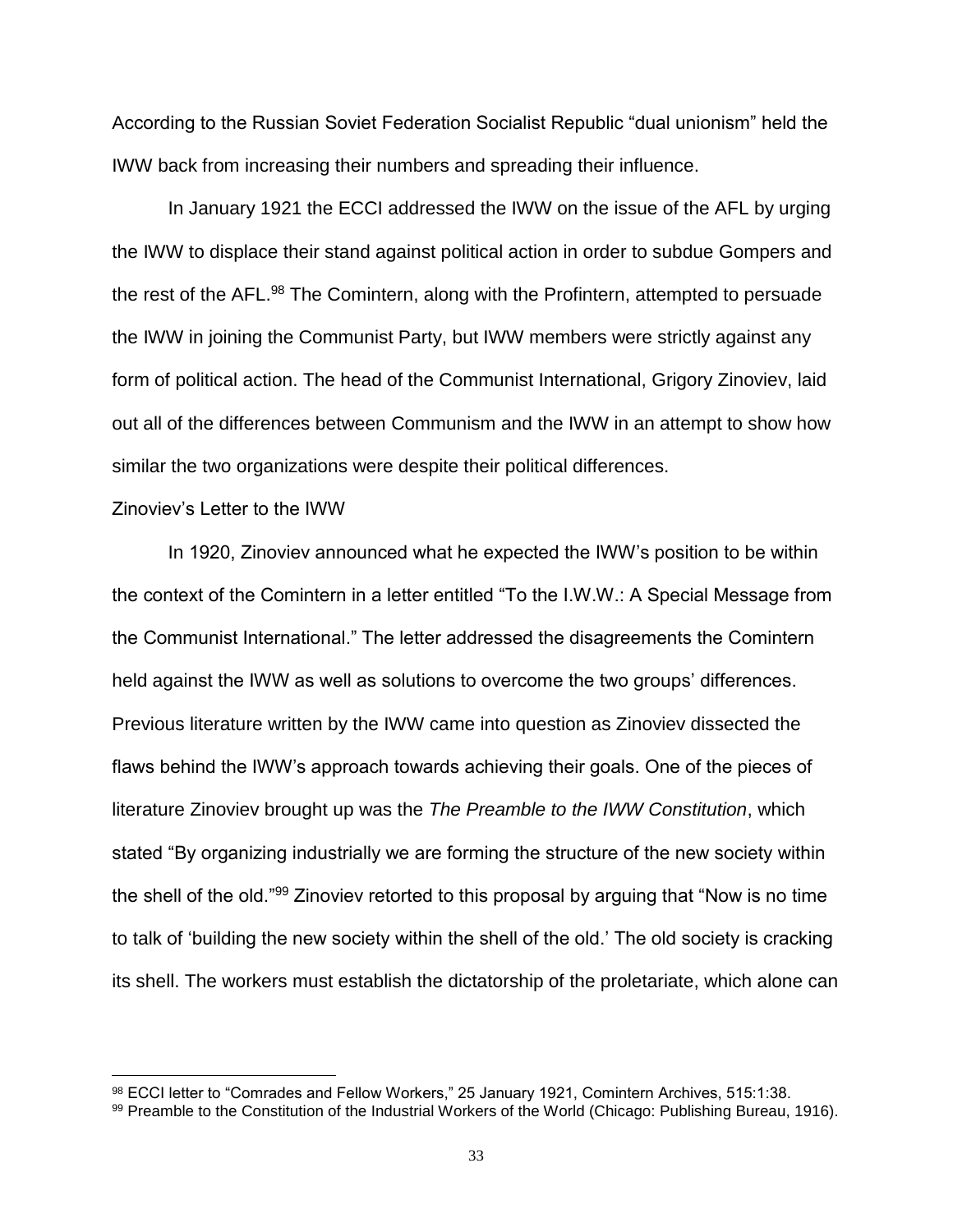According to the Russian Soviet Federation Socialist Republic "dual unionism" held the IWW back from increasing their numbers and spreading their influence.

In January 1921 the ECCI addressed the IWW on the issue of the AFL by urging the IWW to displace their stand against political action in order to subdue Gompers and the rest of the AFL.[98] The Comintern, along with the Profintern, attempted to persuade the IWW in joining the Communist Party, but IWW members were strictly against any form of political action. The head of the Communist International, Grigory Zinoviev, laid out all of the differences between Communism and the IWW in an attempt to show how similar the two organizations were despite their political differences.

## Zinoviev's Letter to the IWW

In 1920, Zinoviev announced what he expected the IWW's position to be within the context of the Comintern in a letter entitled "To the I.W.W.: A Special Message from the Communist International." The letter addressed the disagreements the Comintern held against the IWW as well as solutions to overcome the two groups' differences. Previous literature written by the IWW came into question as Zinoviev dissected the flaws behind the IWW's approach towards achieving their goals. One of the pieces of literature Zinoviev brought up was the *The Preamble to the IWW Constitution*, which stated "By organizing industrially we are forming the structure of the new society within the shell of the old."[99] Zinoviev retorted to this proposal by arguing that "Now is no time to talk of 'building the new society within the shell of the old.' The old society is cracking its shell. The workers must establish the dictatorship of the proletariate, which alone can

---

[98] ECCI letter to "Comrades and Fellow Workers," 25 January 1921, Comintern Archives, 515:1:38.

[99] Preamble to the Constitution of the Industrial Workers of the World (Chicago: Publishing Bureau, 1916).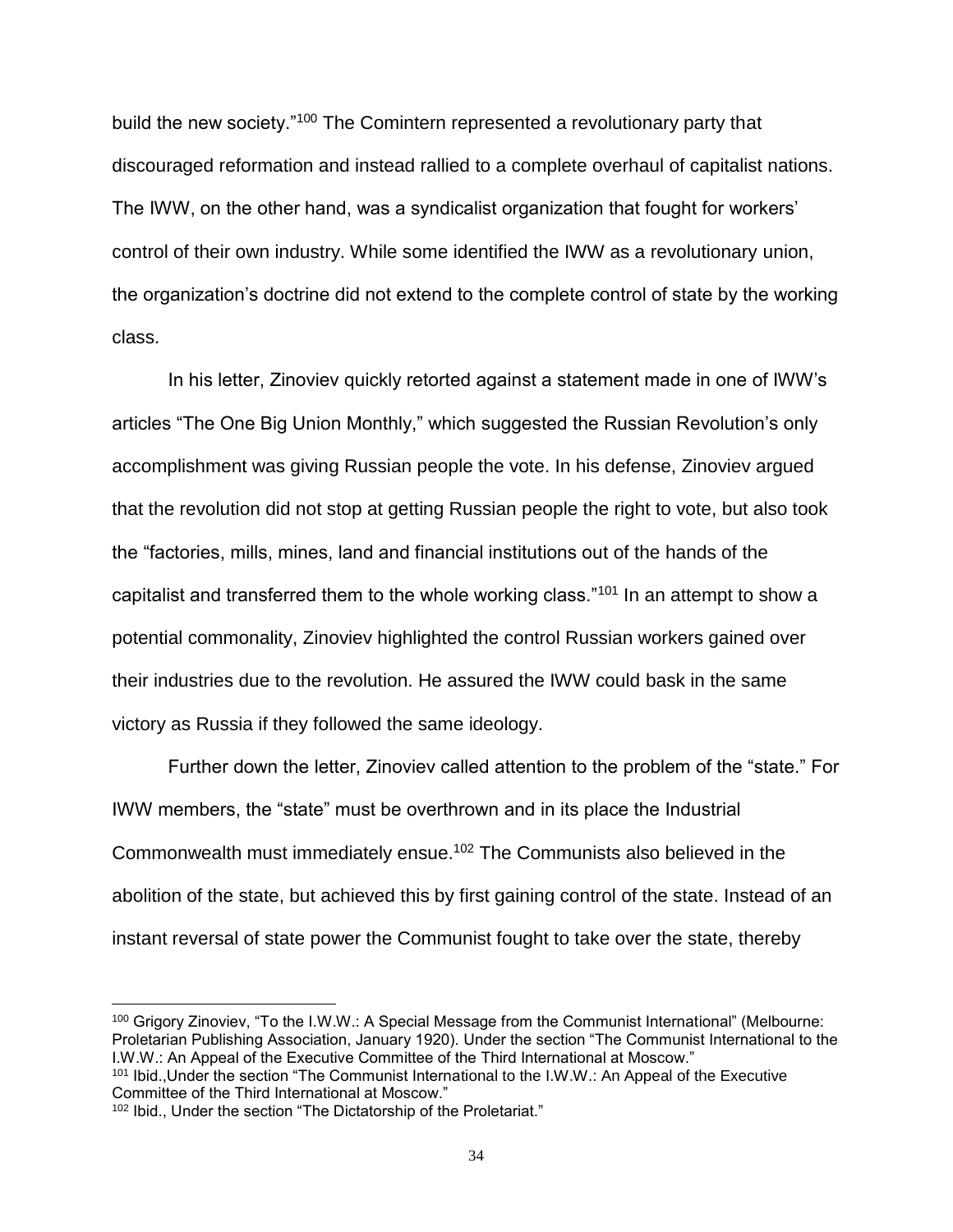build the new society."[100] The Comintern represented a revolutionary party that discouraged reformation and instead rallied to a complete overhaul of capitalist nations. The IWW, on the other hand, was a syndicalist organization that fought for workers' control of their own industry. While some identified the IWW as a revolutionary union, the organization's doctrine did not extend to the complete control of state by the working class.

In his letter, Zinoviev quickly retorted against a statement made in one of IWW's articles "The One Big Union Monthly," which suggested the Russian Revolution's only accomplishment was giving Russian people the vote. In his defense, Zinoviev argued that the revolution did not stop at getting Russian people the right to vote, but also took the "factories, mills, mines, land and financial institutions out of the hands of the capitalist and transferred them to the whole working class."[101] In an attempt to show a potential commonality, Zinoviev highlighted the control Russian workers gained over their industries due to the revolution. He assured the IWW could bask in the same victory as Russia if they followed the same ideology.

Further down the letter, Zinoviev called attention to the problem of the "state." For IWW members, the "state" must be overthrown and in its place the Industrial Commonwealth must immediately ensue.[102] The Communists also believed in the abolition of the state, but achieved this by first gaining control of the state. Instead of an instant reversal of state power the Communist fought to take over the state, thereby

---

[100] Grigory Zinoviev, "To the I.W.W.: A Special Message from the Communist International" (Melbourne: Proletarian Publishing Association, January 1920). Under the section "The Communist International to the I.W.W.: An Appeal of the Executive Committee of the Third International at Moscow."

[101] Ibid.,Under the section "The Communist International to the I.W.W.: An Appeal of the Executive Committee of the Third International at Moscow."

[102] Ibid., Under the section "The Dictatorship of the Proletariat."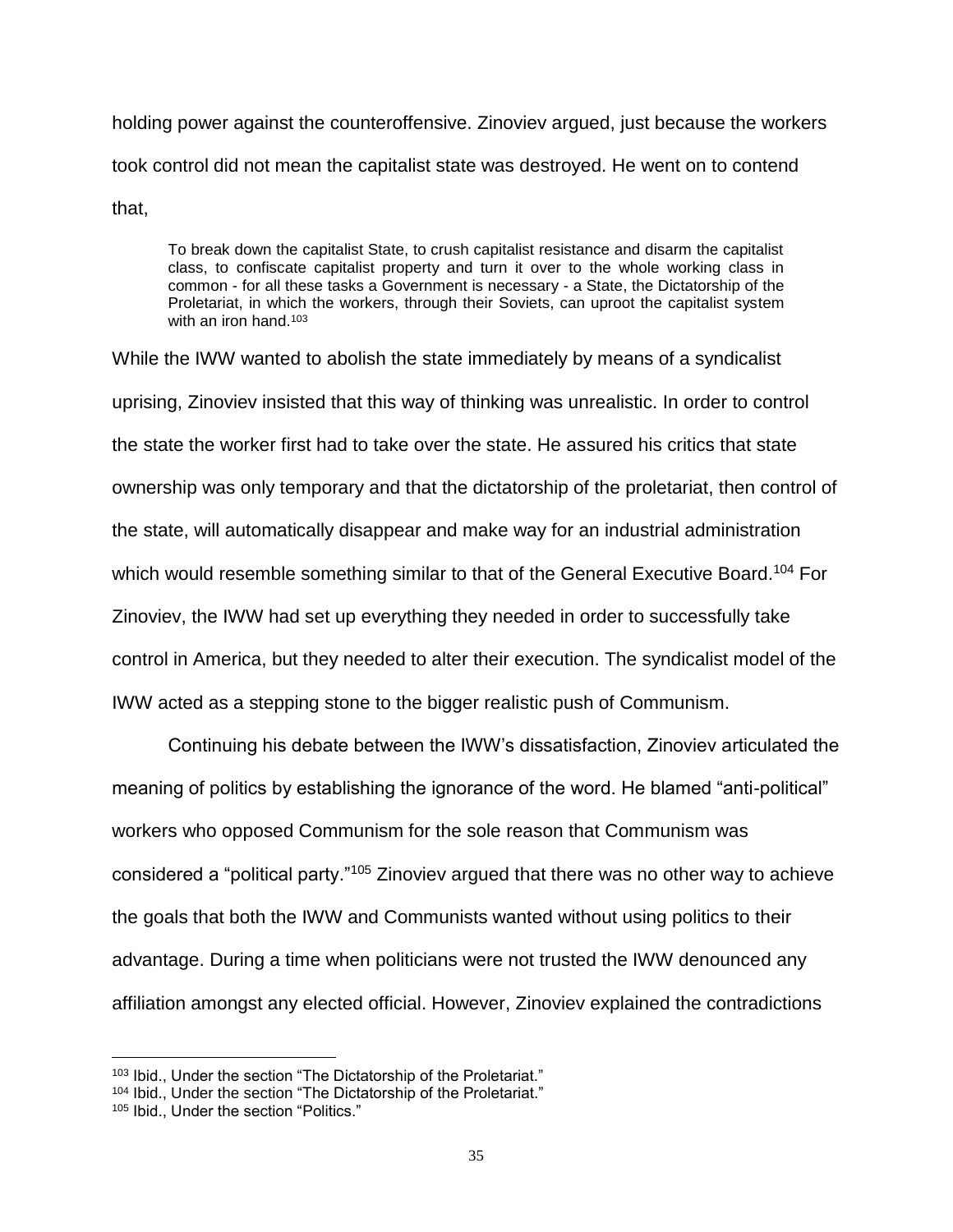holding power against the counteroffensive. Zinoviev argued, just because the workers took control did not mean the capitalist state was destroyed. He went on to contend that,

> To break down the capitalist State, to crush capitalist resistance and disarm the capitalist class, to confiscate capitalist property and turn it over to the whole working class in common - for all these tasks a Government is necessary - a State, the Dictatorship of the Proletariat, in which the workers, through their Soviets, can uproot the capitalist system with an iron hand.[103]

While the IWW wanted to abolish the state immediately by means of a syndicalist uprising, Zinoviev insisted that this way of thinking was unrealistic. In order to control the state the worker first had to take over the state. He assured his critics that state ownership was only temporary and that the dictatorship of the proletariat, then control of the state, will automatically disappear and make way for an industrial administration which would resemble something similar to that of the General Executive Board.[104] For Zinoviev, the IWW had set up everything they needed in order to successfully take control in America, but they needed to alter their execution. The syndicalist model of the IWW acted as a stepping stone to the bigger realistic push of Communism.

Continuing his debate between the IWW's dissatisfaction, Zinoviev articulated the meaning of politics by establishing the ignorance of the word. He blamed "anti-political" workers who opposed Communism for the sole reason that Communism was considered a "political party."[105] Zinoviev argued that there was no other way to achieve the goals that both the IWW and Communists wanted without using politics to their advantage. During a time when politicians were not trusted the IWW denounced any affiliation amongst any elected official. However, Zinoviev explained the contradictions

---

[103] Ibid., Under the section "The Dictatorship of the Proletariat."

[104] Ibid., Under the section "The Dictatorship of the Proletariat."

[105] Ibid., Under the section "Politics."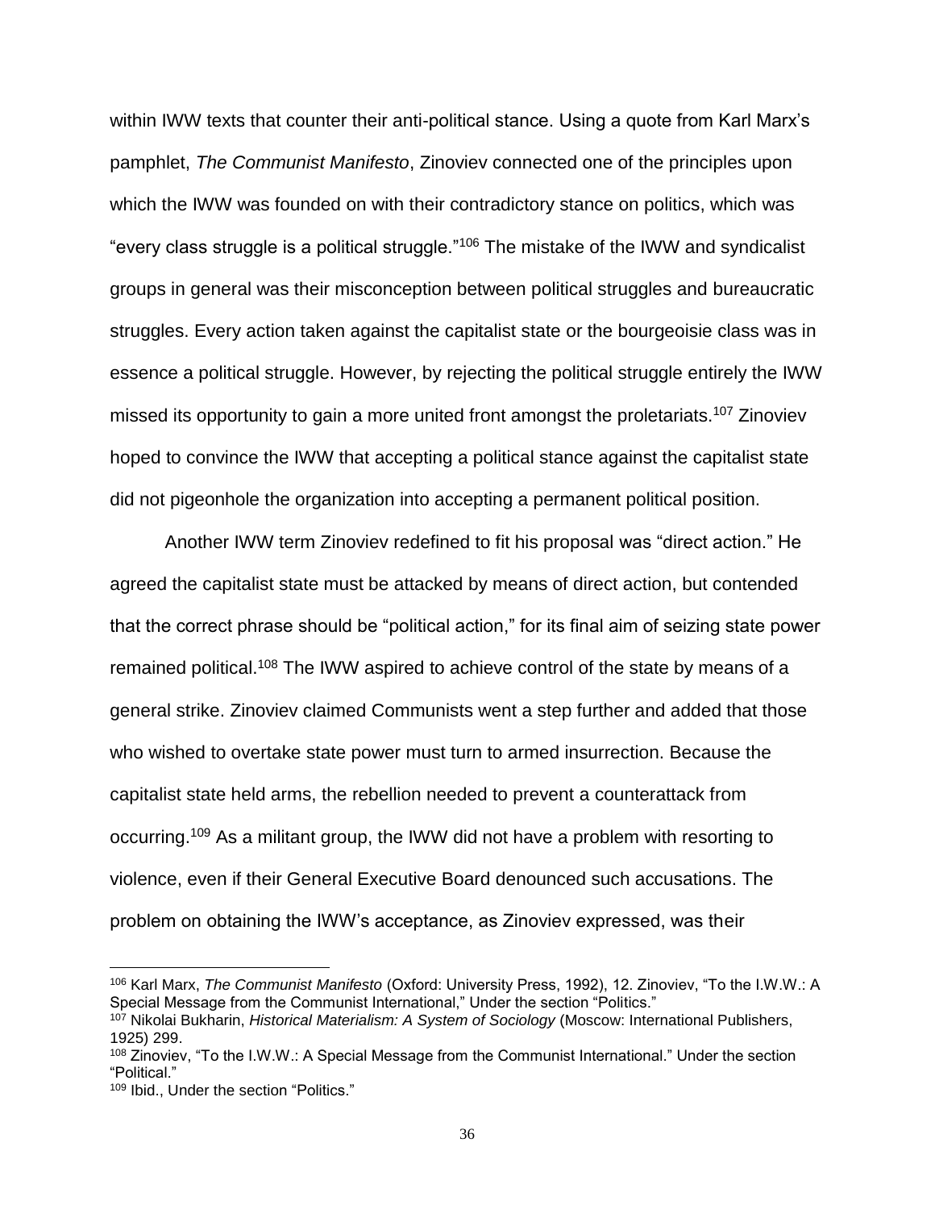within IWW texts that counter their anti-political stance. Using a quote from Karl Marx's pamphlet, *The Communist Manifesto*, Zinoviev connected one of the principles upon which the IWW was founded on with their contradictory stance on politics, which was "every class struggle is a political struggle."[106] The mistake of the IWW and syndicalist groups in general was their misconception between political struggles and bureaucratic struggles. Every action taken against the capitalist state or the bourgeoisie class was in essence a political struggle. However, by rejecting the political struggle entirely the IWW missed its opportunity to gain a more united front amongst the proletariats.[107] Zinoviev hoped to convince the IWW that accepting a political stance against the capitalist state did not pigeonhole the organization into accepting a permanent political position.

Another IWW term Zinoviev redefined to fit his proposal was "direct action." He agreed the capitalist state must be attacked by means of direct action, but contended that the correct phrase should be "political action," for its final aim of seizing state power remained political.[108] The IWW aspired to achieve control of the state by means of a general strike. Zinoviev claimed Communists went a step further and added that those who wished to overtake state power must turn to armed insurrection. Because the capitalist state held arms, the rebellion needed to prevent a counterattack from occurring.[109] As a militant group, the IWW did not have a problem with resorting to violence, even if their General Executive Board denounced such accusations. The problem on obtaining the IWW's acceptance, as Zinoviev expressed, was their

---

[106] Karl Marx, *The Communist Manifesto* (Oxford: University Press, 1992), 12. Zinoviev, "To the I.W.W.: A Special Message from the Communist International," Under the section "Politics."

[107] Nikolai Bukharin, *Historical Materialism: A System of Sociology* (Moscow: International Publishers, 1925) 299.

[108] Zinoviev, "To the I.W.W.: A Special Message from the Communist International." Under the section "Political."

[109] Ibid., Under the section "Politics."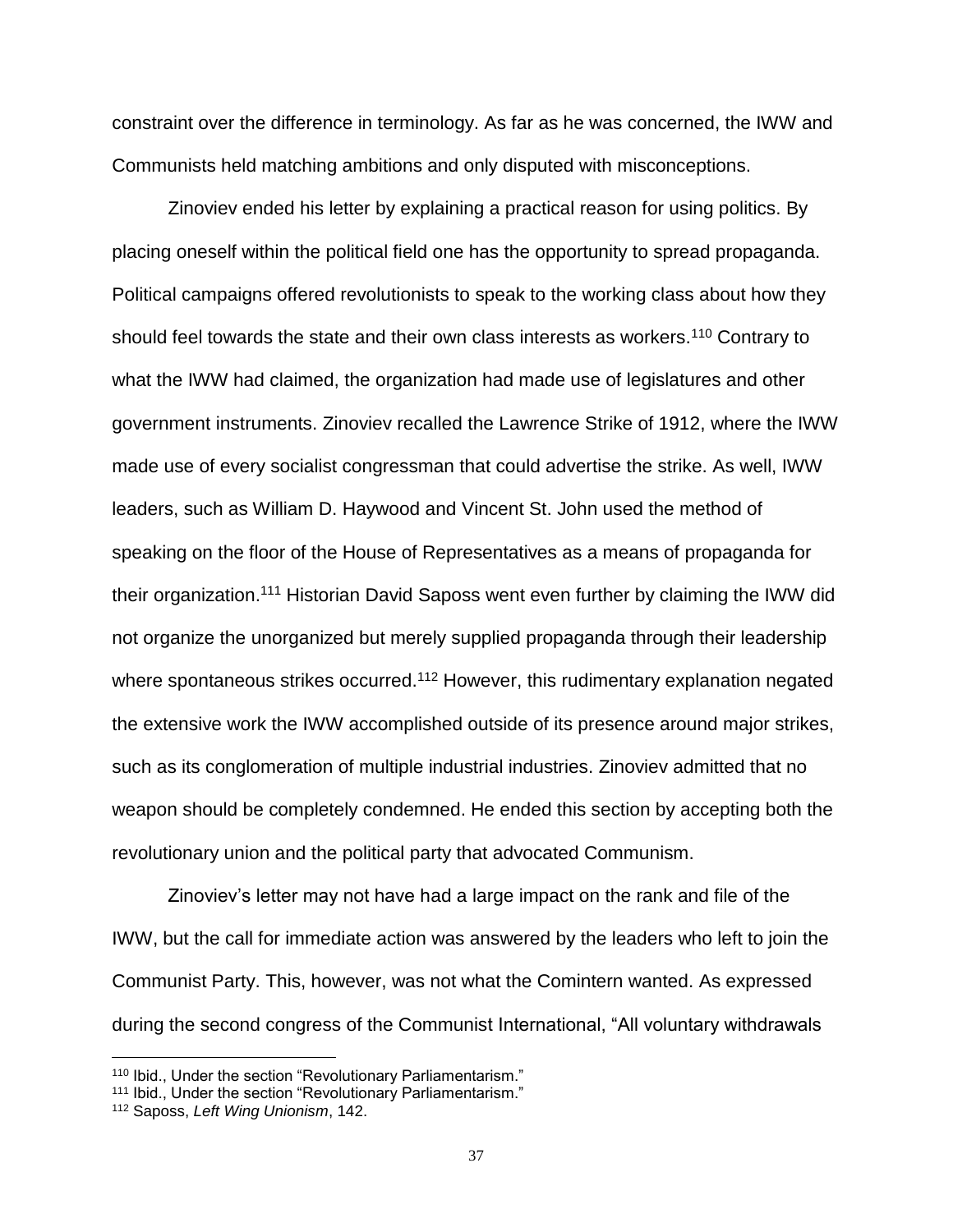constraint over the difference in terminology. As far as he was concerned, the IWW and Communists held matching ambitions and only disputed with misconceptions.

Zinoviev ended his letter by explaining a practical reason for using politics. By placing oneself within the political field one has the opportunity to spread propaganda. Political campaigns offered revolutionists to speak to the working class about how they should feel towards the state and their own class interests as workers.[110] Contrary to what the IWW had claimed, the organization had made use of legislatures and other government instruments. Zinoviev recalled the Lawrence Strike of 1912, where the IWW made use of every socialist congressman that could advertise the strike. As well, IWW leaders, such as William D. Haywood and Vincent St. John used the method of speaking on the floor of the House of Representatives as a means of propaganda for their organization.[111] Historian David Saposs went even further by claiming the IWW did not organize the unorganized but merely supplied propaganda through their leadership where spontaneous strikes occurred.[112] However, this rudimentary explanation negated the extensive work the IWW accomplished outside of its presence around major strikes, such as its conglomeration of multiple industrial industries. Zinoviev admitted that no weapon should be completely condemned. He ended this section by accepting both the revolutionary union and the political party that advocated Communism.

Zinoviev's letter may not have had a large impact on the rank and file of the IWW, but the call for immediate action was answered by the leaders who left to join the Communist Party. This, however, was not what the Comintern wanted. As expressed during the second congress of the Communist International, "All voluntary withdrawals

[110] Ibid., Under the section "Revolutionary Parliamentarism."

[111] Ibid., Under the section "Revolutionary Parliamentarism."

[112] Saposs, *Left Wing Unionism*, 142.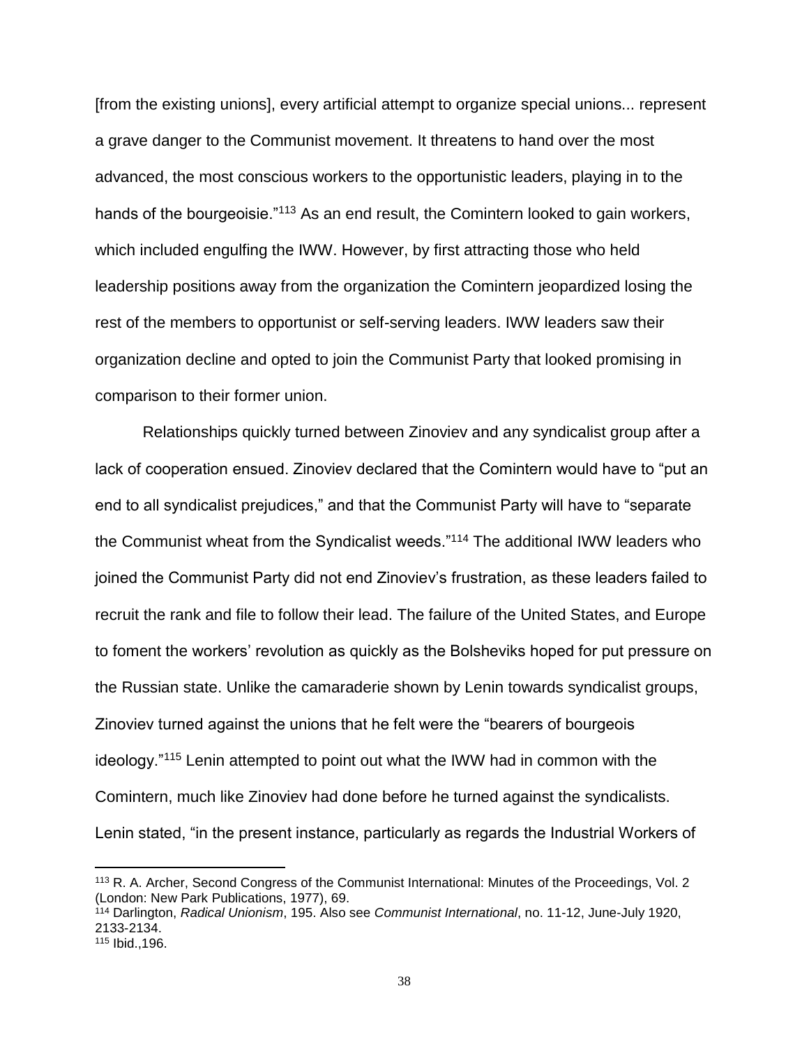[from the existing unions], every artificial attempt to organize special unions... represent a grave danger to the Communist movement. It threatens to hand over the most advanced, the most conscious workers to the opportunistic leaders, playing in to the hands of the bourgeoisie."[113] As an end result, the Comintern looked to gain workers, which included engulfing the IWW. However, by first attracting those who held leadership positions away from the organization the Comintern jeopardized losing the rest of the members to opportunist or self-serving leaders. IWW leaders saw their organization decline and opted to join the Communist Party that looked promising in comparison to their former union.

Relationships quickly turned between Zinoviev and any syndicalist group after a lack of cooperation ensued. Zinoviev declared that the Comintern would have to "put an end to all syndicalist prejudices," and that the Communist Party will have to "separate the Communist wheat from the Syndicalist weeds."[114] The additional IWW leaders who joined the Communist Party did not end Zinoviev's frustration, as these leaders failed to recruit the rank and file to follow their lead. The failure of the United States, and Europe to foment the workers' revolution as quickly as the Bolsheviks hoped for put pressure on the Russian state. Unlike the camaraderie shown by Lenin towards syndicalist groups, Zinoviev turned against the unions that he felt were the "bearers of bourgeois ideology."[115] Lenin attempted to point out what the IWW had in common with the Comintern, much like Zinoviev had done before he turned against the syndicalists. Lenin stated, "in the present instance, particularly as regards the Industrial Workers of

---

[113] R. A. Archer, Second Congress of the Communist International: Minutes of the Proceedings, Vol. 2 (London: New Park Publications, 1977), 69.

[114] Darlington, *Radical Unionism*, 195. Also see *Communist International*, no. 11-12, June-July 1920, 2133-2134.

[115] Ibid.,196.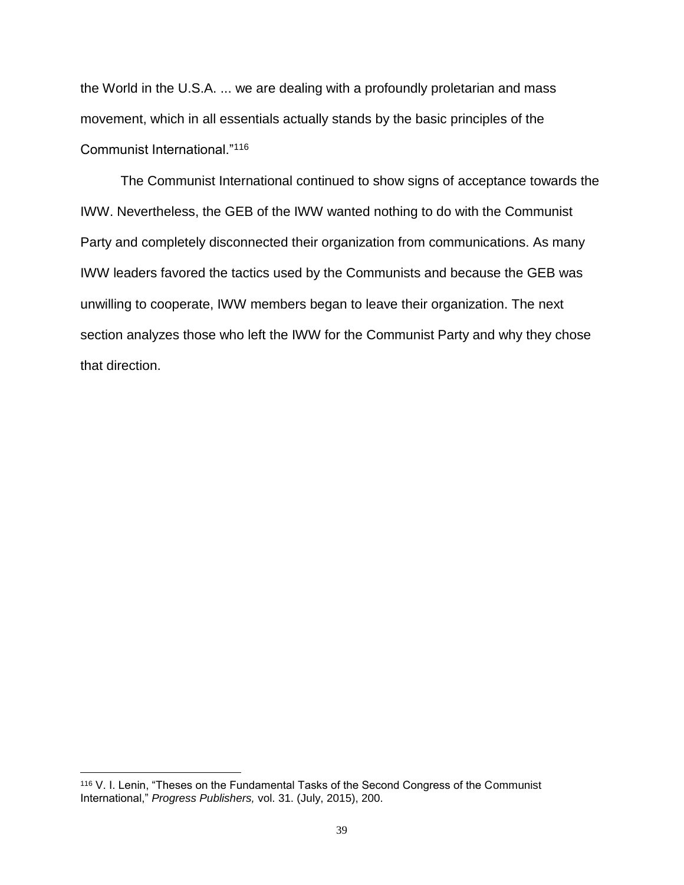the World in the U.S.A. ... we are dealing with a profoundly proletarian and mass movement, which in all essentials actually stands by the basic principles of the Communist International."[116]

The Communist International continued to show signs of acceptance towards the IWW. Nevertheless, the GEB of the IWW wanted nothing to do with the Communist Party and completely disconnected their organization from communications. As many IWW leaders favored the tactics used by the Communists and because the GEB was unwilling to cooperate, IWW members began to leave their organization. The next section analyzes those who left the IWW for the Communist Party and why they chose that direction.

---

[116] V. I. Lenin, "Theses on the Fundamental Tasks of the Second Congress of the Communist International," *Progress Publishers,* vol. 31. (July, 2015), 200.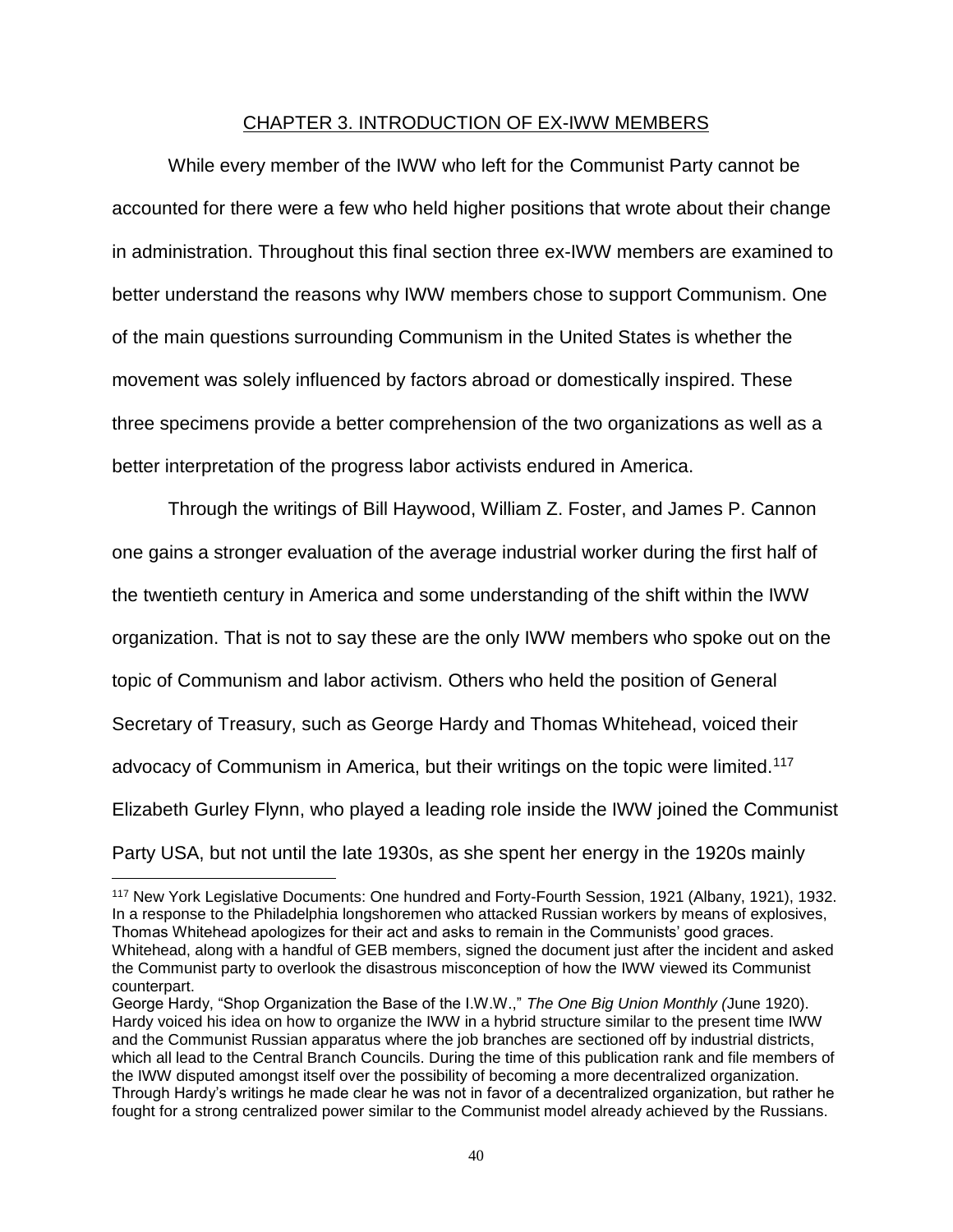## CHAPTER 3. INTRODUCTION OF EX-IWW MEMBERS

While every member of the IWW who left for the Communist Party cannot be accounted for there were a few who held higher positions that wrote about their change in administration. Throughout this final section three ex-IWW members are examined to better understand the reasons why IWW members chose to support Communism. One of the main questions surrounding Communism in the United States is whether the movement was solely influenced by factors abroad or domestically inspired. These three specimens provide a better comprehension of the two organizations as well as a better interpretation of the progress labor activists endured in America.

Through the writings of Bill Haywood, William Z. Foster, and James P. Cannon one gains a stronger evaluation of the average industrial worker during the first half of the twentieth century in America and some understanding of the shift within the IWW organization. That is not to say these are the only IWW members who spoke out on the topic of Communism and labor activism. Others who held the position of General Secretary of Treasury, such as George Hardy and Thomas Whitehead, voiced their advocacy of Communism in America, but their writings on the topic were limited.[117] Elizabeth Gurley Flynn, who played a leading role inside the IWW joined the Communist Party USA, but not until the late 1930s, as she spent her energy in the 1920s mainly

---

[117] New York Legislative Documents: One hundred and Forty-Fourth Session, 1921 (Albany, 1921), 1932. In a response to the Philadelphia longshoremen who attacked Russian workers by means of explosives, Thomas Whitehead apologizes for their act and asks to remain in the Communists' good graces. Whitehead, along with a handful of GEB members, signed the document just after the incident and asked the Communist party to overlook the disastrous misconception of how the IWW viewed its Communist counterpart.

George Hardy, "Shop Organization the Base of the I.W.W.," *The One Big Union Monthly (*June 1920). Hardy voiced his idea on how to organize the IWW in a hybrid structure similar to the present time IWW and the Communist Russian apparatus where the job branches are sectioned off by industrial districts, which all lead to the Central Branch Councils. During the time of this publication rank and file members of the IWW disputed amongst itself over the possibility of becoming a more decentralized organization. Through Hardy's writings he made clear he was not in favor of a decentralized organization, but rather he fought for a strong centralized power similar to the Communist model already achieved by the Russians.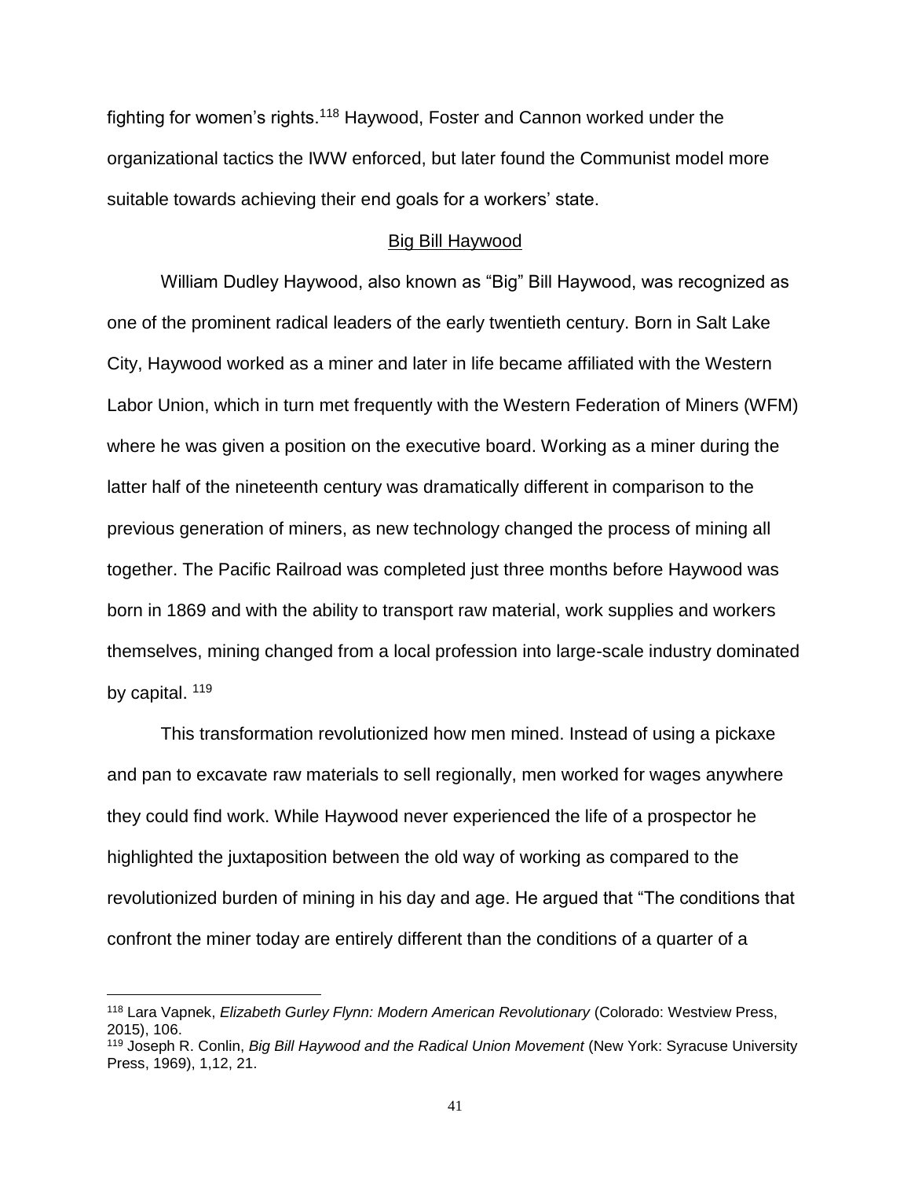fighting for women's rights.[118] Haywood, Foster and Cannon worked under the organizational tactics the IWW enforced, but later found the Communist model more suitable towards achieving their end goals for a workers' state.

## Big Bill Haywood

William Dudley Haywood, also known as "Big" Bill Haywood, was recognized as one of the prominent radical leaders of the early twentieth century. Born in Salt Lake City, Haywood worked as a miner and later in life became affiliated with the Western Labor Union, which in turn met frequently with the Western Federation of Miners (WFM) where he was given a position on the executive board. Working as a miner during the latter half of the nineteenth century was dramatically different in comparison to the previous generation of miners, as new technology changed the process of mining all together. The Pacific Railroad was completed just three months before Haywood was born in 1869 and with the ability to transport raw material, work supplies and workers themselves, mining changed from a local profession into large-scale industry dominated by capital. [119]

This transformation revolutionized how men mined. Instead of using a pickaxe and pan to excavate raw materials to sell regionally, men worked for wages anywhere they could find work. While Haywood never experienced the life of a prospector he highlighted the juxtaposition between the old way of working as compared to the revolutionized burden of mining in his day and age. He argued that "The conditions that confront the miner today are entirely different than the conditions of a quarter of a

---

[118] Lara Vapnek, *Elizabeth Gurley Flynn: Modern American Revolutionary* (Colorado: Westview Press, 2015), 106.

[119] Joseph R. Conlin, *Big Bill Haywood and the Radical Union Movement* (New York: Syracuse University Press, 1969), 1,12, 21.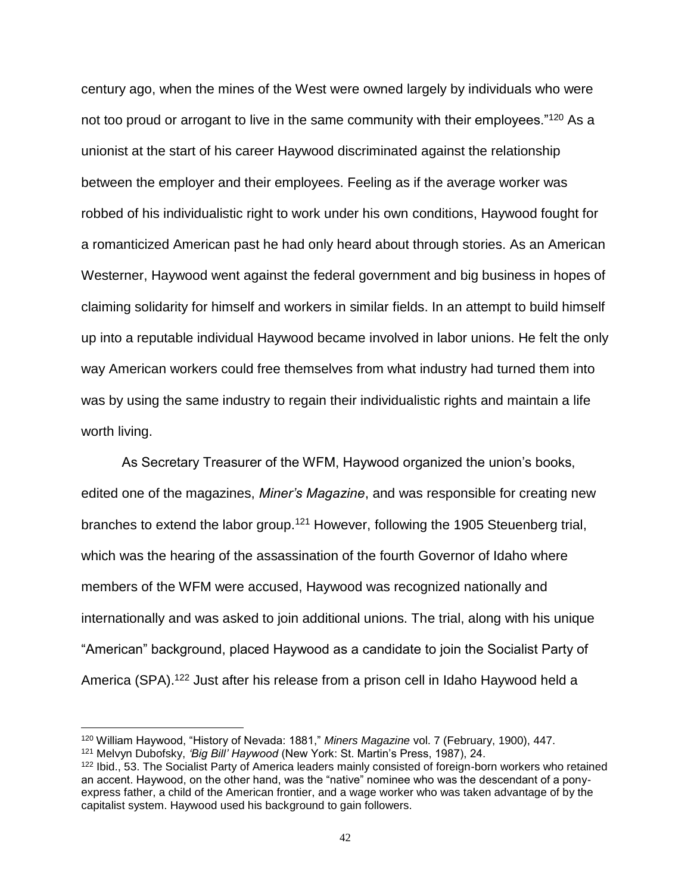century ago, when the mines of the West were owned largely by individuals who were not too proud or arrogant to live in the same community with their employees."[120] As a unionist at the start of his career Haywood discriminated against the relationship between the employer and their employees. Feeling as if the average worker was robbed of his individualistic right to work under his own conditions, Haywood fought for a romanticized American past he had only heard about through stories. As an American Westerner, Haywood went against the federal government and big business in hopes of claiming solidarity for himself and workers in similar fields. In an attempt to build himself up into a reputable individual Haywood became involved in labor unions. He felt the only way American workers could free themselves from what industry had turned them into was by using the same industry to regain their individualistic rights and maintain a life worth living.

As Secretary Treasurer of the WFM, Haywood organized the union's books, edited one of the magazines, *Miner's Magazine*, and was responsible for creating new branches to extend the labor group.[121] However, following the 1905 Steuenberg trial, which was the hearing of the assassination of the fourth Governor of Idaho where members of the WFM were accused, Haywood was recognized nationally and internationally and was asked to join additional unions. The trial, along with his unique "American" background, placed Haywood as a candidate to join the Socialist Party of America (SPA).[122] Just after his release from a prison cell in Idaho Haywood held a

---

[120] William Haywood, "History of Nevada: 1881," *Miners Magazine* vol. 7 (February, 1900), 447.

[121] Melvyn Dubofsky, *'Big Bill' Haywood* (New York: St. Martin's Press, 1987), 24.

[122] Ibid., 53. The Socialist Party of America leaders mainly consisted of foreign-born workers who retained an accent. Haywood, on the other hand, was the "native" nominee who was the descendant of a pony-express father, a child of the American frontier, and a wage worker who was taken advantage of by the capitalist system. Haywood used his background to gain followers.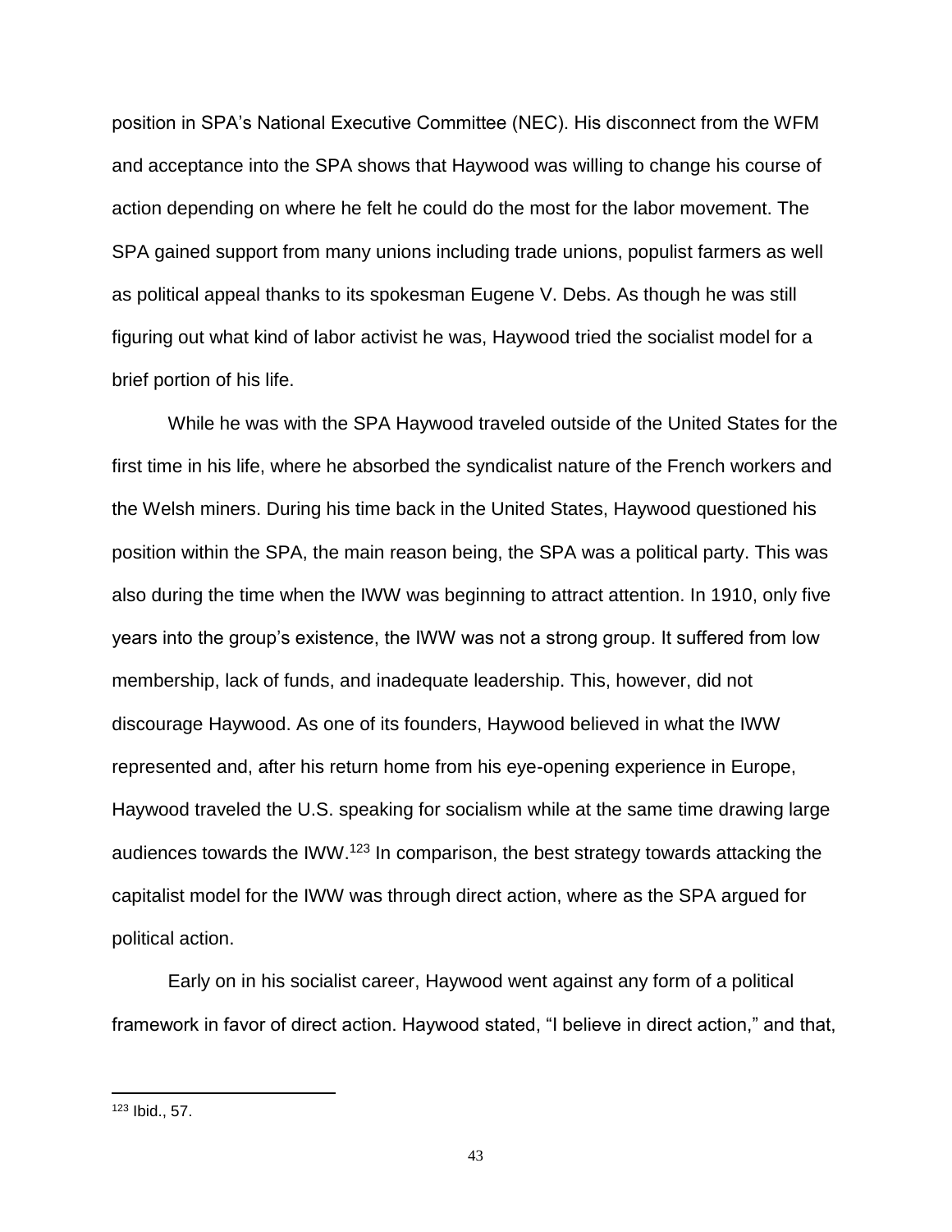position in SPA's National Executive Committee (NEC). His disconnect from the WFM and acceptance into the SPA shows that Haywood was willing to change his course of action depending on where he felt he could do the most for the labor movement. The SPA gained support from many unions including trade unions, populist farmers as well as political appeal thanks to its spokesman Eugene V. Debs. As though he was still figuring out what kind of labor activist he was, Haywood tried the socialist model for a brief portion of his life.

While he was with the SPA Haywood traveled outside of the United States for the first time in his life, where he absorbed the syndicalist nature of the French workers and the Welsh miners. During his time back in the United States, Haywood questioned his position within the SPA, the main reason being, the SPA was a political party. This was also during the time when the IWW was beginning to attract attention. In 1910, only five years into the group's existence, the IWW was not a strong group. It suffered from low membership, lack of funds, and inadequate leadership. This, however, did not discourage Haywood. As one of its founders, Haywood believed in what the IWW represented and, after his return home from his eye-opening experience in Europe, Haywood traveled the U.S. speaking for socialism while at the same time drawing large audiences towards the IWW.[123] In comparison, the best strategy towards attacking the capitalist model for the IWW was through direct action, where as the SPA argued for political action.

Early on in his socialist career, Haywood went against any form of a political framework in favor of direct action. Haywood stated, "I believe in direct action," and that,

---

[123] Ibid., 57.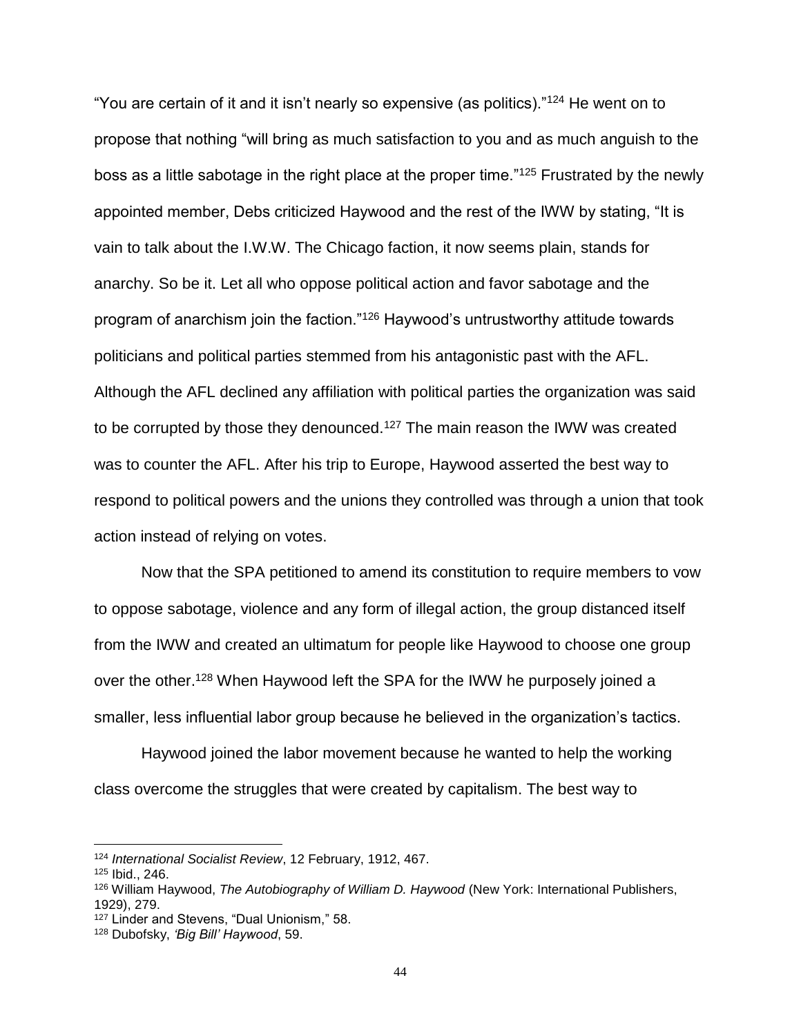"You are certain of it and it isn't nearly so expensive (as politics)."[124] He went on to propose that nothing "will bring as much satisfaction to you and as much anguish to the boss as a little sabotage in the right place at the proper time."[125] Frustrated by the newly appointed member, Debs criticized Haywood and the rest of the IWW by stating, "It is vain to talk about the I.W.W. The Chicago faction, it now seems plain, stands for anarchy. So be it. Let all who oppose political action and favor sabotage and the program of anarchism join the faction."[126] Haywood's untrustworthy attitude towards politicians and political parties stemmed from his antagonistic past with the AFL. Although the AFL declined any affiliation with political parties the organization was said to be corrupted by those they denounced.[127] The main reason the IWW was created was to counter the AFL. After his trip to Europe, Haywood asserted the best way to respond to political powers and the unions they controlled was through a union that took action instead of relying on votes.

Now that the SPA petitioned to amend its constitution to require members to vow to oppose sabotage, violence and any form of illegal action, the group distanced itself from the IWW and created an ultimatum for people like Haywood to choose one group over the other.[128] When Haywood left the SPA for the IWW he purposely joined a smaller, less influential labor group because he believed in the organization's tactics.

Haywood joined the labor movement because he wanted to help the working class overcome the struggles that were created by capitalism. The best way to

---

[124] *International Socialist Review*, 12 February, 1912, 467.

[125] Ibid., 246.

[126] William Haywood, *The Autobiography of William D. Haywood* (New York: International Publishers, 1929), 279.

[127] Linder and Stevens, "Dual Unionism," 58.

[128] Dubofsky, *'Big Bill' Haywood*, 59.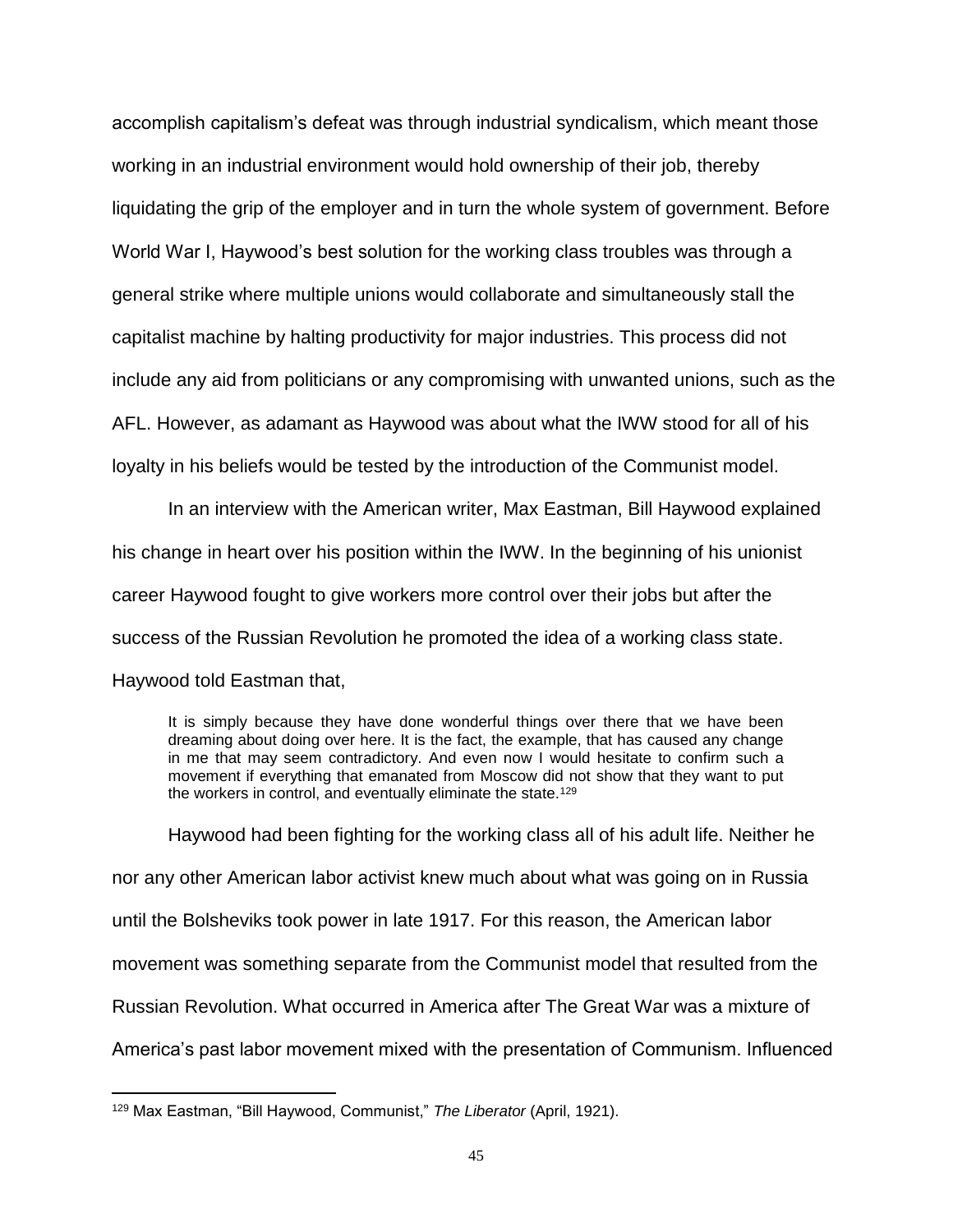accomplish capitalism's defeat was through industrial syndicalism, which meant those working in an industrial environment would hold ownership of their job, thereby liquidating the grip of the employer and in turn the whole system of government. Before World War I, Haywood's best solution for the working class troubles was through a general strike where multiple unions would collaborate and simultaneously stall the capitalist machine by halting productivity for major industries. This process did not include any aid from politicians or any compromising with unwanted unions, such as the AFL. However, as adamant as Haywood was about what the IWW stood for all of his loyalty in his beliefs would be tested by the introduction of the Communist model.

In an interview with the American writer, Max Eastman, Bill Haywood explained his change in heart over his position within the IWW. In the beginning of his unionist career Haywood fought to give workers more control over their jobs but after the success of the Russian Revolution he promoted the idea of a working class state. Haywood told Eastman that,

> It is simply because they have done wonderful things over there that we have been dreaming about doing over here. It is the fact, the example, that has caused any change in me that may seem contradictory. And even now I would hesitate to confirm such a movement if everything that emanated from Moscow did not show that they want to put the workers in control, and eventually eliminate the state.[129]

Haywood had been fighting for the working class all of his adult life. Neither he nor any other American labor activist knew much about what was going on in Russia until the Bolsheviks took power in late 1917. For this reason, the American labor movement was something separate from the Communist model that resulted from the Russian Revolution. What occurred in America after The Great War was a mixture of America's past labor movement mixed with the presentation of Communism. Influenced

---

[129] Max Eastman, "Bill Haywood, Communist," *The Liberator* (April, 1921).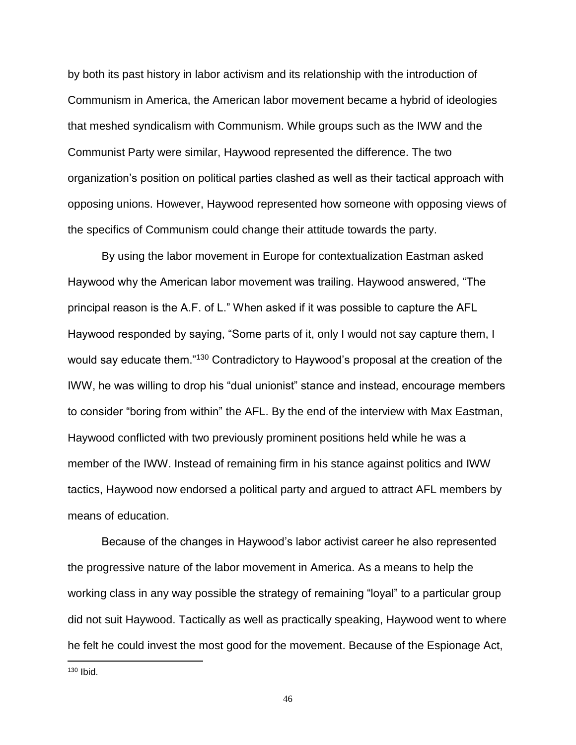by both its past history in labor activism and its relationship with the introduction of Communism in America, the American labor movement became a hybrid of ideologies that meshed syndicalism with Communism. While groups such as the IWW and the Communist Party were similar, Haywood represented the difference. The two organization's position on political parties clashed as well as their tactical approach with opposing unions. However, Haywood represented how someone with opposing views of the specifics of Communism could change their attitude towards the party.

By using the labor movement in Europe for contextualization Eastman asked Haywood why the American labor movement was trailing. Haywood answered, "The principal reason is the A.F. of L." When asked if it was possible to capture the AFL Haywood responded by saying, "Some parts of it, only I would not say capture them, I would say educate them."[130] Contradictory to Haywood's proposal at the creation of the IWW, he was willing to drop his "dual unionist" stance and instead, encourage members to consider "boring from within" the AFL. By the end of the interview with Max Eastman, Haywood conflicted with two previously prominent positions held while he was a member of the IWW. Instead of remaining firm in his stance against politics and IWW tactics, Haywood now endorsed a political party and argued to attract AFL members by means of education.

Because of the changes in Haywood's labor activist career he also represented the progressive nature of the labor movement in America. As a means to help the working class in any way possible the strategy of remaining "loyal" to a particular group did not suit Haywood. Tactically as well as practically speaking, Haywood went to where he felt he could invest the most good for the movement. Because of the Espionage Act,

[130] Ibid.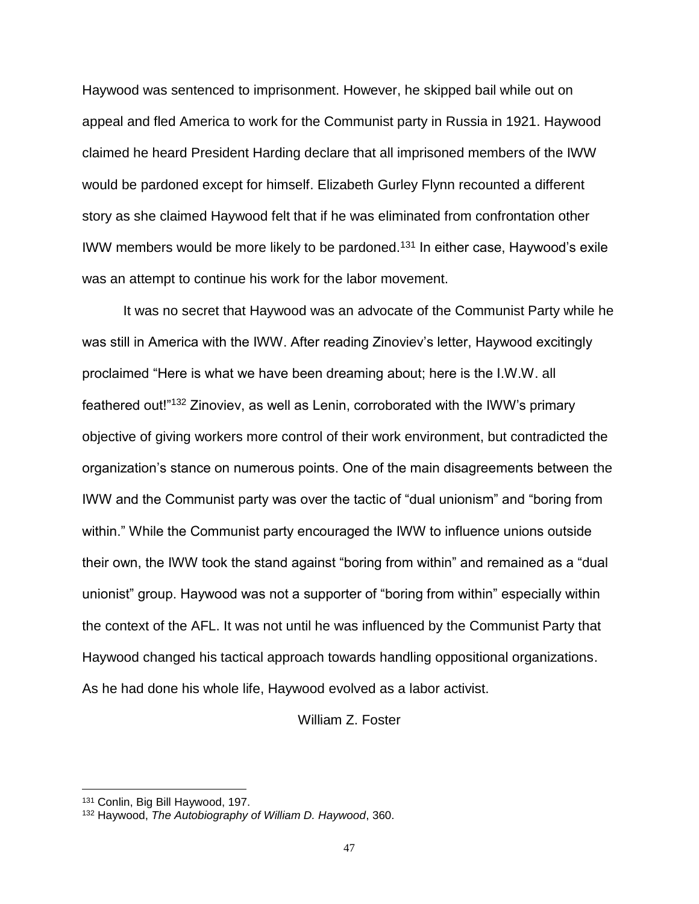Haywood was sentenced to imprisonment. However, he skipped bail while out on appeal and fled America to work for the Communist party in Russia in 1921. Haywood claimed he heard President Harding declare that all imprisoned members of the IWW would be pardoned except for himself. Elizabeth Gurley Flynn recounted a different story as she claimed Haywood felt that if he was eliminated from confrontation other IWW members would be more likely to be pardoned.[131] In either case, Haywood's exile was an attempt to continue his work for the labor movement.

It was no secret that Haywood was an advocate of the Communist Party while he was still in America with the IWW. After reading Zinoviev's letter, Haywood excitingly proclaimed "Here is what we have been dreaming about; here is the I.W.W. all feathered out!"[132] Zinoviev, as well as Lenin, corroborated with the IWW's primary objective of giving workers more control of their work environment, but contradicted the organization's stance on numerous points. One of the main disagreements between the IWW and the Communist party was over the tactic of "dual unionism" and "boring from within." While the Communist party encouraged the IWW to influence unions outside their own, the IWW took the stand against "boring from within" and remained as a "dual unionist" group. Haywood was not a supporter of "boring from within" especially within the context of the AFL. It was not until he was influenced by the Communist Party that Haywood changed his tactical approach towards handling oppositional organizations. As he had done his whole life, Haywood evolved as a labor activist.

## William Z. Foster

---

[131] Conlin, Big Bill Haywood, 197.

[132] Haywood, *The Autobiography of William D. Haywood*, 360.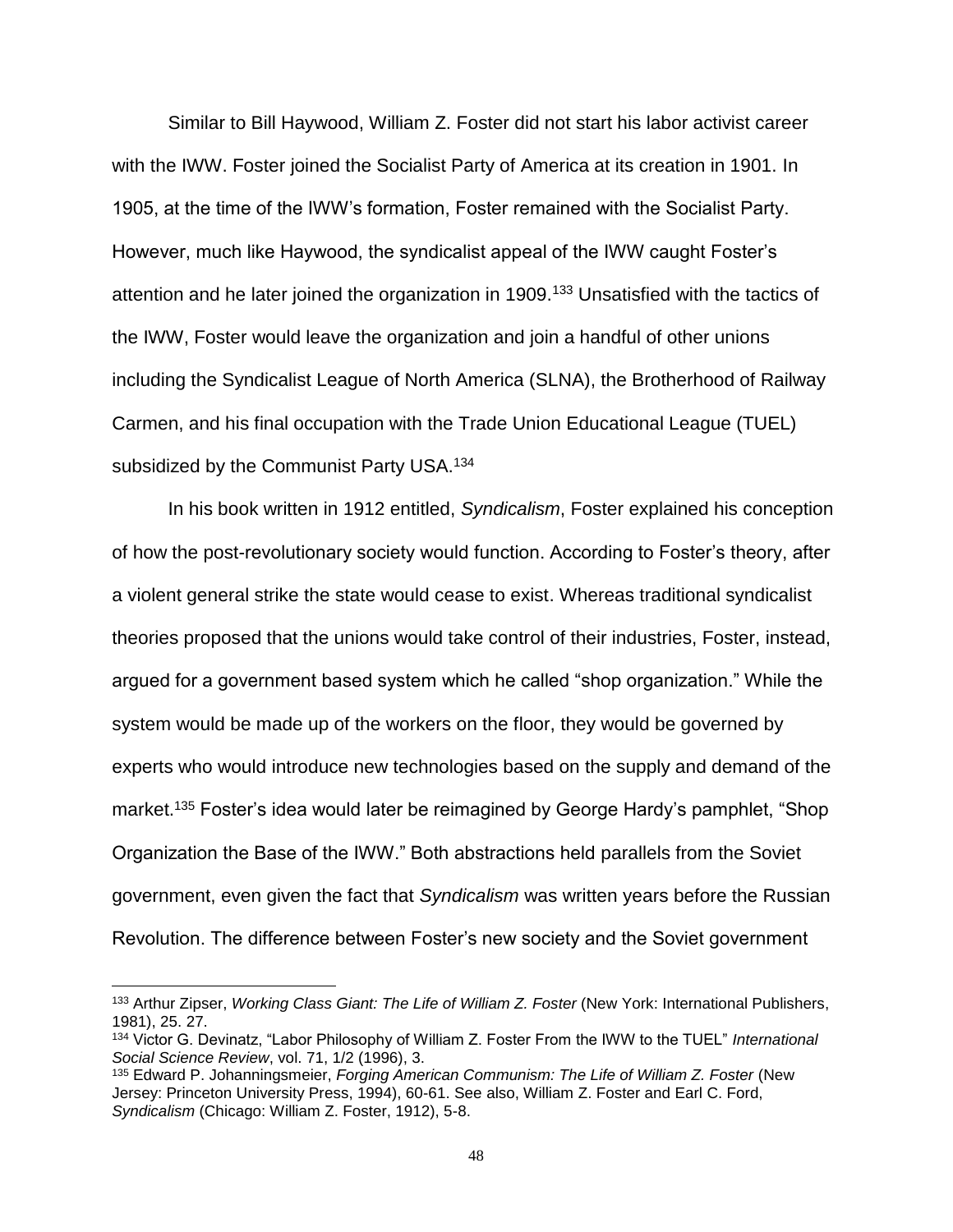Similar to Bill Haywood, William Z. Foster did not start his labor activist career with the IWW. Foster joined the Socialist Party of America at its creation in 1901. In 1905, at the time of the IWW's formation, Foster remained with the Socialist Party. However, much like Haywood, the syndicalist appeal of the IWW caught Foster's attention and he later joined the organization in 1909.[133] Unsatisfied with the tactics of the IWW, Foster would leave the organization and join a handful of other unions including the Syndicalist League of North America (SLNA), the Brotherhood of Railway Carmen, and his final occupation with the Trade Union Educational League (TUEL) subsidized by the Communist Party USA.[134]

In his book written in 1912 entitled, *Syndicalism*, Foster explained his conception of how the post-revolutionary society would function. According to Foster's theory, after a violent general strike the state would cease to exist. Whereas traditional syndicalist theories proposed that the unions would take control of their industries, Foster, instead, argued for a government based system which he called "shop organization." While the system would be made up of the workers on the floor, they would be governed by experts who would introduce new technologies based on the supply and demand of the market.[135] Foster's idea would later be reimagined by George Hardy's pamphlet, "Shop Organization the Base of the IWW." Both abstractions held parallels from the Soviet government, even given the fact that *Syndicalism* was written years before the Russian Revolution. The difference between Foster's new society and the Soviet government

---

[133] Arthur Zipser, *Working Class Giant: The Life of William Z. Foster* (New York: International Publishers, 1981), 25. 27.

[134] Victor G. Devinatz, "Labor Philosophy of William Z. Foster From the IWW to the TUEL" *International Social Science Review*, vol. 71, 1/2 (1996), 3.

[135] Edward P. Johanningsmeier, *Forging American Communism: The Life of William Z. Foster* (New Jersey: Princeton University Press, 1994), 60-61. See also, William Z. Foster and Earl C. Ford, *Syndicalism* (Chicago: William Z. Foster, 1912), 5-8.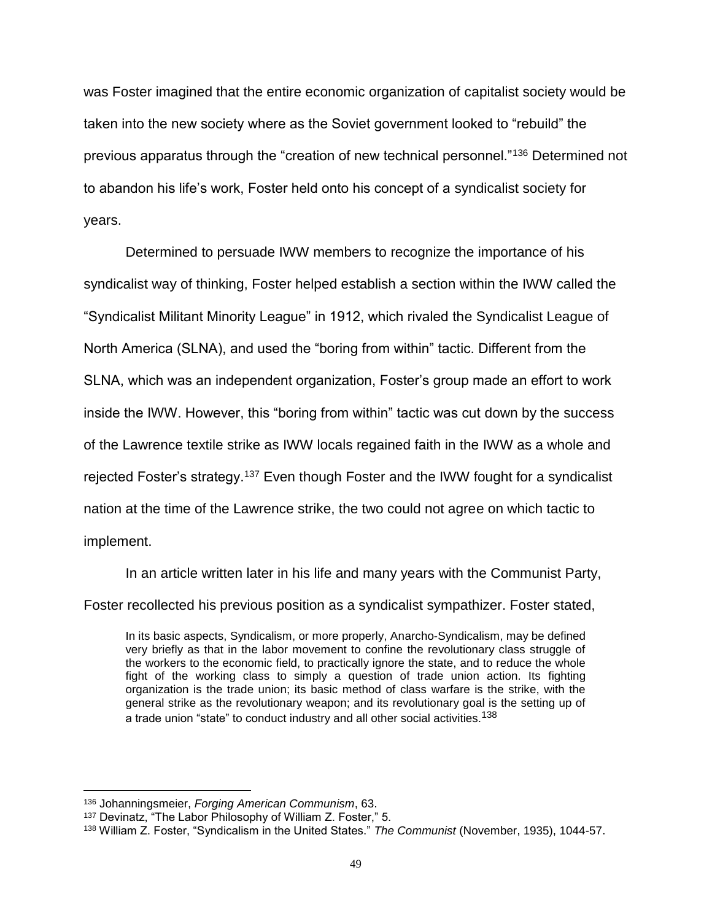was Foster imagined that the entire economic organization of capitalist society would be taken into the new society where as the Soviet government looked to "rebuild" the previous apparatus through the "creation of new technical personnel."[136] Determined not to abandon his life's work, Foster held onto his concept of a syndicalist society for years.

Determined to persuade IWW members to recognize the importance of his syndicalist way of thinking, Foster helped establish a section within the IWW called the "Syndicalist Militant Minority League" in 1912, which rivaled the Syndicalist League of North America (SLNA), and used the "boring from within" tactic. Different from the SLNA, which was an independent organization, Foster's group made an effort to work inside the IWW. However, this "boring from within" tactic was cut down by the success of the Lawrence textile strike as IWW locals regained faith in the IWW as a whole and rejected Foster's strategy.[137] Even though Foster and the IWW fought for a syndicalist nation at the time of the Lawrence strike, the two could not agree on which tactic to implement.

In an article written later in his life and many years with the Communist Party, Foster recollected his previous position as a syndicalist sympathizer. Foster stated,

> In its basic aspects, Syndicalism, or more properly, Anarcho-Syndicalism, may be defined very briefly as that in the labor movement to confine the revolutionary class struggle of the workers to the economic field, to practically ignore the state, and to reduce the whole fight of the working class to simply a question of trade union action. Its fighting organization is the trade union; its basic method of class warfare is the strike, with the general strike as the revolutionary weapon; and its revolutionary goal is the setting up of a trade union "state" to conduct industry and all other social activities.[138]

---

[136] Johanningsmeier, *Forging American Communism*, 63.

[137] Devinatz, "The Labor Philosophy of William Z. Foster," 5.

[138] William Z. Foster, "Syndicalism in the United States." *The Communist* (November, 1935), 1044-57.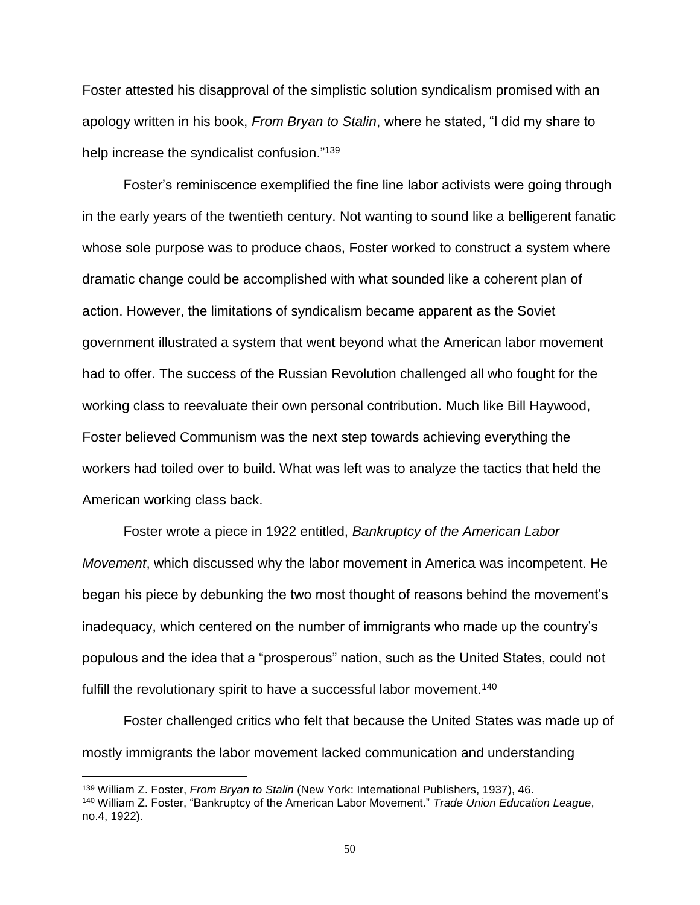Foster attested his disapproval of the simplistic solution syndicalism promised with an apology written in his book, *From Bryan to Stalin*, where he stated, "I did my share to help increase the syndicalist confusion."[139]

Foster's reminiscence exemplified the fine line labor activists were going through in the early years of the twentieth century. Not wanting to sound like a belligerent fanatic whose sole purpose was to produce chaos, Foster worked to construct a system where dramatic change could be accomplished with what sounded like a coherent plan of action. However, the limitations of syndicalism became apparent as the Soviet government illustrated a system that went beyond what the American labor movement had to offer. The success of the Russian Revolution challenged all who fought for the working class to reevaluate their own personal contribution. Much like Bill Haywood, Foster believed Communism was the next step towards achieving everything the workers had toiled over to build. What was left was to analyze the tactics that held the American working class back.

Foster wrote a piece in 1922 entitled, *Bankruptcy of the American Labor Movement*, which discussed why the labor movement in America was incompetent. He began his piece by debunking the two most thought of reasons behind the movement's inadequacy, which centered on the number of immigrants who made up the country's populous and the idea that a "prosperous" nation, such as the United States, could not fulfill the revolutionary spirit to have a successful labor movement.[140]

Foster challenged critics who felt that because the United States was made up of mostly immigrants the labor movement lacked communication and understanding

---

[139] William Z. Foster, *From Bryan to Stalin* (New York: International Publishers, 1937), 46.

[140] William Z. Foster, "Bankruptcy of the American Labor Movement." *Trade Union Education League*, no.4, 1922).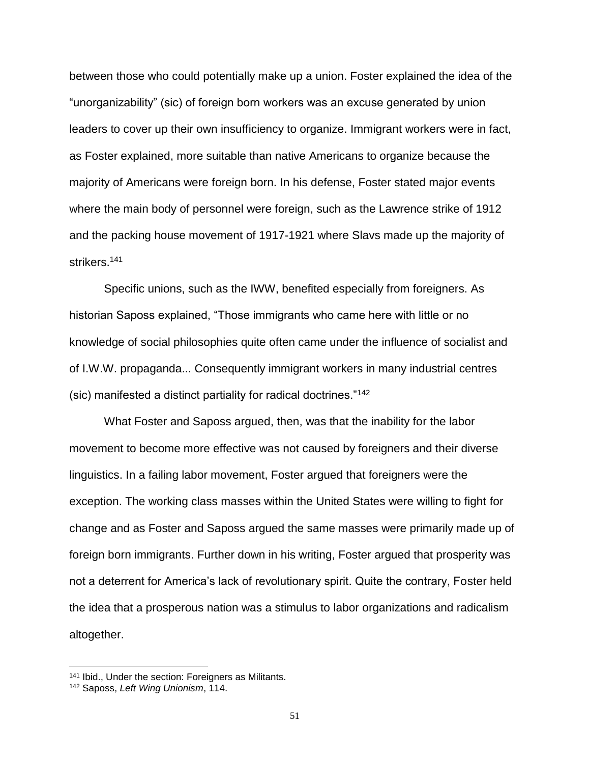between those who could potentially make up a union. Foster explained the idea of the "unorganizability" (sic) of foreign born workers was an excuse generated by union leaders to cover up their own insufficiency to organize. Immigrant workers were in fact, as Foster explained, more suitable than native Americans to organize because the majority of Americans were foreign born. In his defense, Foster stated major events where the main body of personnel were foreign, such as the Lawrence strike of 1912 and the packing house movement of 1917-1921 where Slavs made up the majority of strikers.[141]

Specific unions, such as the IWW, benefited especially from foreigners. As historian Saposs explained, "Those immigrants who came here with little or no knowledge of social philosophies quite often came under the influence of socialist and of I.W.W. propaganda... Consequently immigrant workers in many industrial centres (sic) manifested a distinct partiality for radical doctrines."[142]

What Foster and Saposs argued, then, was that the inability for the labor movement to become more effective was not caused by foreigners and their diverse linguistics. In a failing labor movement, Foster argued that foreigners were the exception. The working class masses within the United States were willing to fight for change and as Foster and Saposs argued the same masses were primarily made up of foreign born immigrants. Further down in his writing, Foster argued that prosperity was not a deterrent for America's lack of revolutionary spirit. Quite the contrary, Foster held the idea that a prosperous nation was a stimulus to labor organizations and radicalism altogether.

---

[141] Ibid., Under the section: Foreigners as Militants.

[142] Saposs, *Left Wing Unionism*, 114.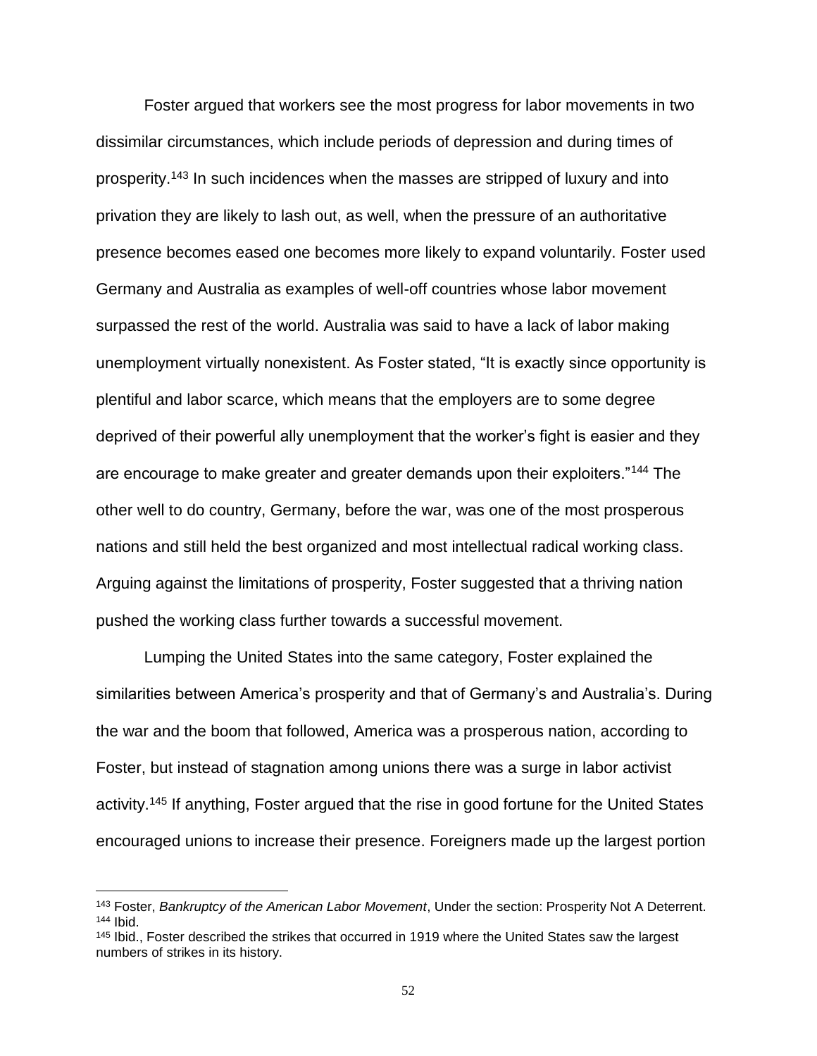Foster argued that workers see the most progress for labor movements in two dissimilar circumstances, which include periods of depression and during times of prosperity.[143] In such incidences when the masses are stripped of luxury and into privation they are likely to lash out, as well, when the pressure of an authoritative presence becomes eased one becomes more likely to expand voluntarily. Foster used Germany and Australia as examples of well-off countries whose labor movement surpassed the rest of the world. Australia was said to have a lack of labor making unemployment virtually nonexistent. As Foster stated, "It is exactly since opportunity is plentiful and labor scarce, which means that the employers are to some degree deprived of their powerful ally unemployment that the worker's fight is easier and they are encourage to make greater and greater demands upon their exploiters."[144] The other well to do country, Germany, before the war, was one of the most prosperous nations and still held the best organized and most intellectual radical working class. Arguing against the limitations of prosperity, Foster suggested that a thriving nation pushed the working class further towards a successful movement.

Lumping the United States into the same category, Foster explained the similarities between America's prosperity and that of Germany's and Australia's. During the war and the boom that followed, America was a prosperous nation, according to Foster, but instead of stagnation among unions there was a surge in labor activist activity.[145] If anything, Foster argued that the rise in good fortune for the United States encouraged unions to increase their presence. Foreigners made up the largest portion

---

[143] Foster, *Bankruptcy of the American Labor Movement*, Under the section: Prosperity Not A Deterrent.
[144] Ibid.
[145] Ibid., Foster described the strikes that occurred in 1919 where the United States saw the largest numbers of strikes in its history.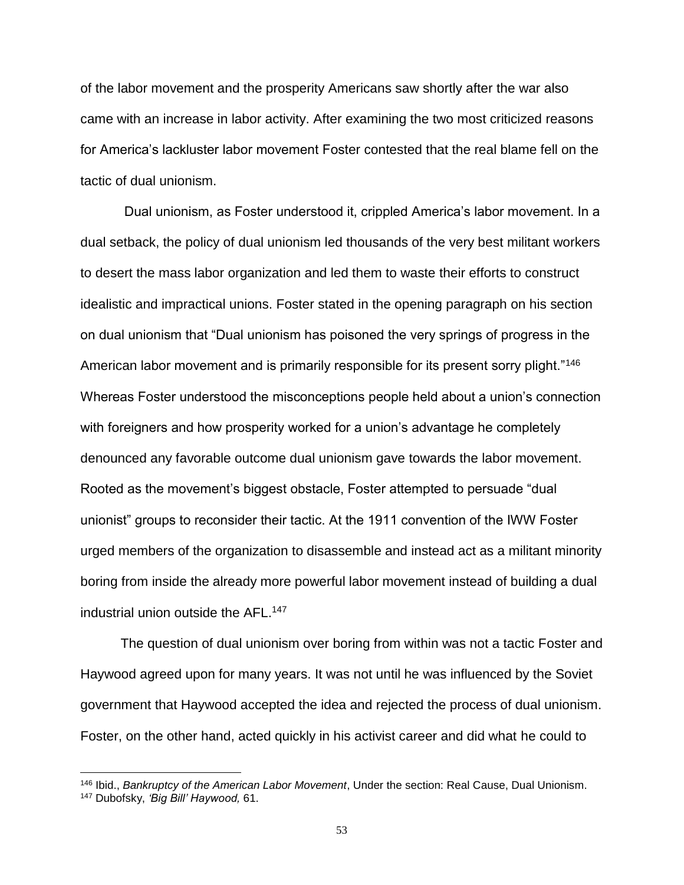of the labor movement and the prosperity Americans saw shortly after the war also came with an increase in labor activity. After examining the two most criticized reasons for America's lackluster labor movement Foster contested that the real blame fell on the tactic of dual unionism.

Dual unionism, as Foster understood it, crippled America's labor movement. In a dual setback, the policy of dual unionism led thousands of the very best militant workers to desert the mass labor organization and led them to waste their efforts to construct idealistic and impractical unions. Foster stated in the opening paragraph on his section on dual unionism that "Dual unionism has poisoned the very springs of progress in the American labor movement and is primarily responsible for its present sorry plight."[146] Whereas Foster understood the misconceptions people held about a union's connection with foreigners and how prosperity worked for a union's advantage he completely denounced any favorable outcome dual unionism gave towards the labor movement. Rooted as the movement's biggest obstacle, Foster attempted to persuade "dual unionist" groups to reconsider their tactic. At the 1911 convention of the IWW Foster urged members of the organization to disassemble and instead act as a militant minority boring from inside the already more powerful labor movement instead of building a dual industrial union outside the AFL.[147]

The question of dual unionism over boring from within was not a tactic Foster and Haywood agreed upon for many years. It was not until he was influenced by the Soviet government that Haywood accepted the idea and rejected the process of dual unionism. Foster, on the other hand, acted quickly in his activist career and did what he could to

[146] Ibid., *Bankruptcy of the American Labor Movement*, Under the section: Real Cause, Dual Unionism.
[147] Dubofsky, *'Big Bill' Haywood,* 61.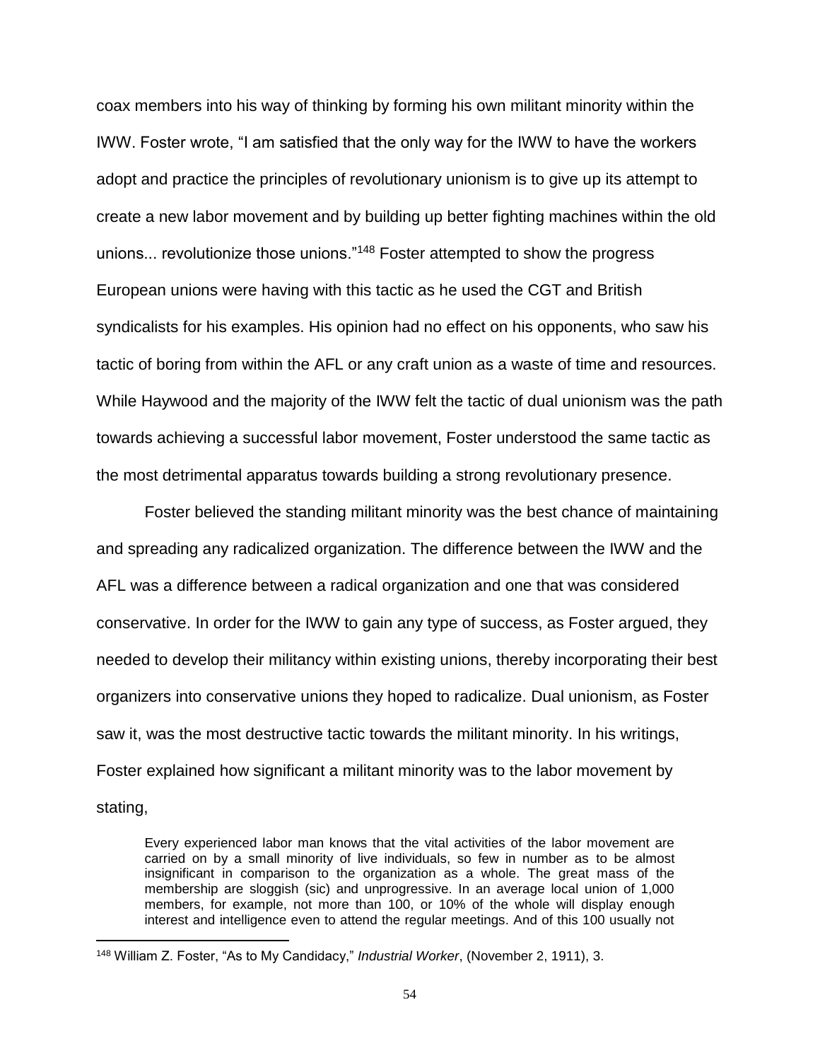coax members into his way of thinking by forming his own militant minority within the IWW. Foster wrote, “I am satisfied that the only way for the IWW to have the workers adopt and practice the principles of revolutionary unionism is to give up its attempt to create a new labor movement and by building up better fighting machines within the old unions... revolutionize those unions.”[148] Foster attempted to show the progress European unions were having with this tactic as he used the CGT and British syndicalists for his examples. His opinion had no effect on his opponents, who saw his tactic of boring from within the AFL or any craft union as a waste of time and resources. While Haywood and the majority of the IWW felt the tactic of dual unionism was the path towards achieving a successful labor movement, Foster understood the same tactic as the most detrimental apparatus towards building a strong revolutionary presence.

Foster believed the standing militant minority was the best chance of maintaining and spreading any radicalized organization. The difference between the IWW and the AFL was a difference between a radical organization and one that was considered conservative. In order for the IWW to gain any type of success, as Foster argued, they needed to develop their militancy within existing unions, thereby incorporating their best organizers into conservative unions they hoped to radicalize. Dual unionism, as Foster saw it, was the most destructive tactic towards the militant minority. In his writings, Foster explained how significant a militant minority was to the labor movement by stating,

> Every experienced labor man knows that the vital activities of the labor movement are carried on by a small minority of live individuals, so few in number as to be almost insignificant in comparison to the organization as a whole. The great mass of the membership are sloggish (sic) and unprogressive. In an average local union of 1,000 members, for example, not more than 100, or 10% of the whole will display enough interest and intelligence even to attend the regular meetings. And of this 100 usually not

---

[148] William Z. Foster, “As to My Candidacy,” *Industrial Worker*, (November 2, 1911), 3.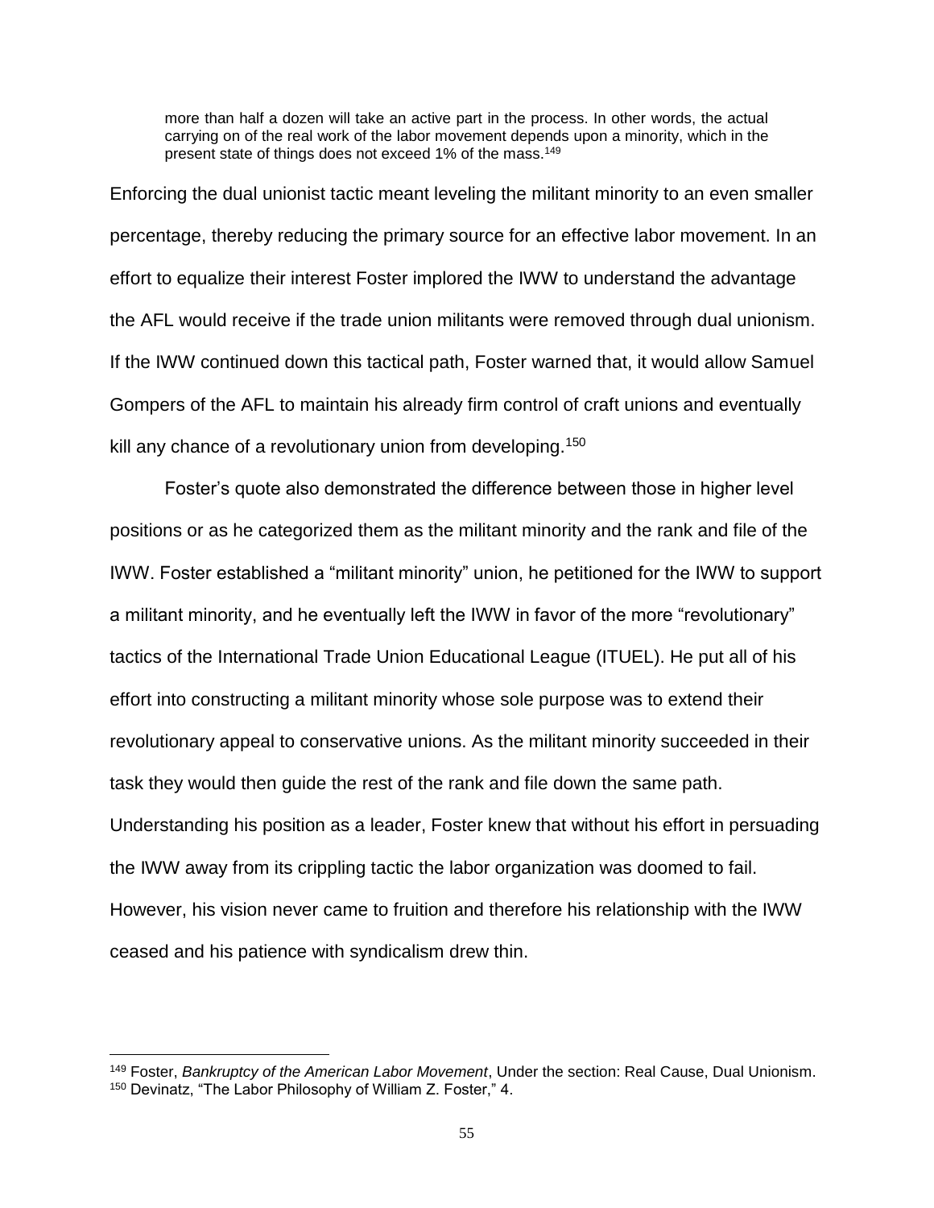> more than half a dozen will take an active part in the process. In other words, the actual carrying on of the real work of the labor movement depends upon a minority, which in the present state of things does not exceed 1% of the mass.[149]

Enforcing the dual unionist tactic meant leveling the militant minority to an even smaller percentage, thereby reducing the primary source for an effective labor movement. In an effort to equalize their interest Foster implored the IWW to understand the advantage the AFL would receive if the trade union militants were removed through dual unionism. If the IWW continued down this tactical path, Foster warned that, it would allow Samuel Gompers of the AFL to maintain his already firm control of craft unions and eventually kill any chance of a revolutionary union from developing.[150]

Foster's quote also demonstrated the difference between those in higher level positions or as he categorized them as the militant minority and the rank and file of the IWW. Foster established a "militant minority" union, he petitioned for the IWW to support a militant minority, and he eventually left the IWW in favor of the more "revolutionary" tactics of the International Trade Union Educational League (ITUEL). He put all of his effort into constructing a militant minority whose sole purpose was to extend their revolutionary appeal to conservative unions. As the militant minority succeeded in their task they would then guide the rest of the rank and file down the same path. Understanding his position as a leader, Foster knew that without his effort in persuading the IWW away from its crippling tactic the labor organization was doomed to fail. However, his vision never came to fruition and therefore his relationship with the IWW ceased and his patience with syndicalism drew thin.

---

[149] Foster, *Bankruptcy of the American Labor Movement*, Under the section: Real Cause, Dual Unionism.
[150] Devinatz, "The Labor Philosophy of William Z. Foster," 4.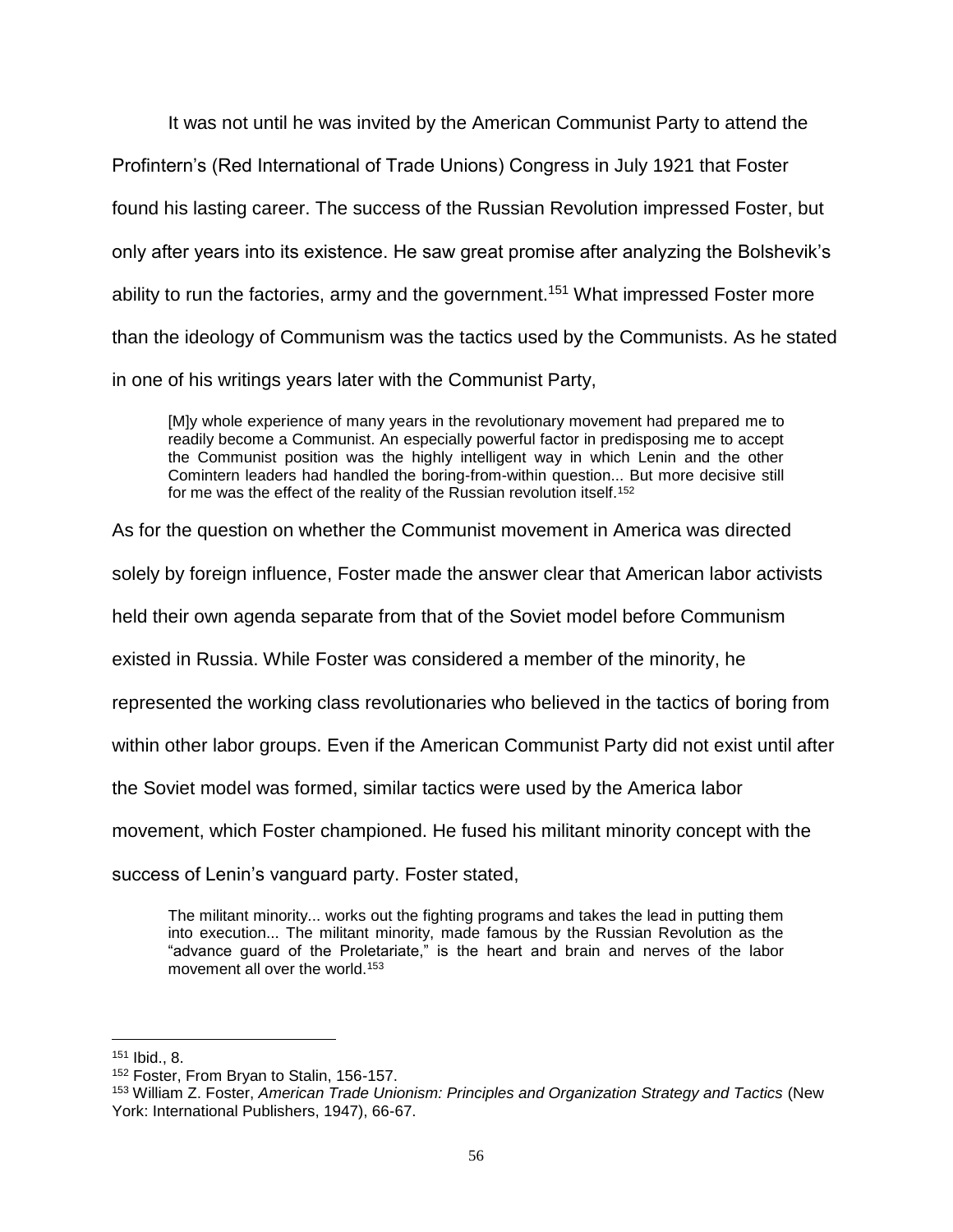It was not until he was invited by the American Communist Party to attend the Profintern's (Red International of Trade Unions) Congress in July 1921 that Foster found his lasting career. The success of the Russian Revolution impressed Foster, but only after years into its existence. He saw great promise after analyzing the Bolshevik's ability to run the factories, army and the government.[151] What impressed Foster more than the ideology of Communism was the tactics used by the Communists. As he stated in one of his writings years later with the Communist Party,

> [M]y whole experience of many years in the revolutionary movement had prepared me to readily become a Communist. An especially powerful factor in predisposing me to accept the Communist position was the highly intelligent way in which Lenin and the other Comintern leaders had handled the boring-from-within question... But more decisive still for me was the effect of the reality of the Russian revolution itself.[152]

As for the question on whether the Communist movement in America was directed solely by foreign influence, Foster made the answer clear that American labor activists held their own agenda separate from that of the Soviet model before Communism existed in Russia. While Foster was considered a member of the minority, he represented the working class revolutionaries who believed in the tactics of boring from within other labor groups. Even if the American Communist Party did not exist until after the Soviet model was formed, similar tactics were used by the America labor movement, which Foster championed. He fused his militant minority concept with the success of Lenin's vanguard party. Foster stated,

> The militant minority... works out the fighting programs and takes the lead in putting them into execution... The militant minority, made famous by the Russian Revolution as the "advance guard of the Proletariate," is the heart and brain and nerves of the labor movement all over the world.[153]

---

[151] Ibid., 8.

[152] Foster, From Bryan to Stalin, 156-157.

[153] William Z. Foster, *American Trade Unionism: Principles and Organization Strategy and Tactics* (New York: International Publishers, 1947), 66-67.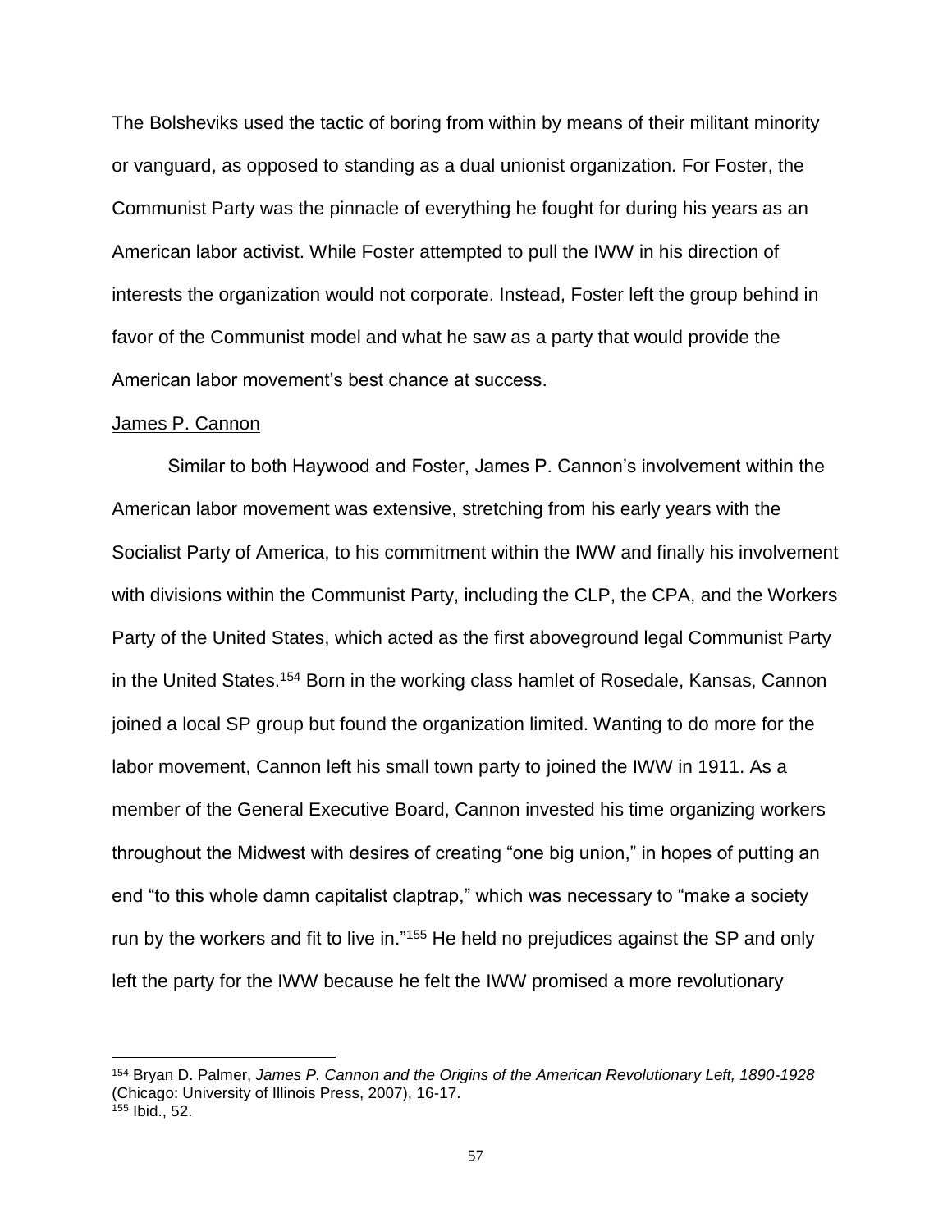The Bolsheviks used the tactic of boring from within by means of their militant minority or vanguard, as opposed to standing as a dual unionist organization. For Foster, the Communist Party was the pinnacle of everything he fought for during his years as an American labor activist. While Foster attempted to pull the IWW in his direction of interests the organization would not corporate. Instead, Foster left the group behind in favor of the Communist model and what he saw as a party that would provide the American labor movement's best chance at success.

<u>James P. Cannon</u>

Similar to both Haywood and Foster, James P. Cannon's involvement within the American labor movement was extensive, stretching from his early years with the Socialist Party of America, to his commitment within the IWW and finally his involvement with divisions within the Communist Party, including the CLP, the CPA, and the Workers Party of the United States, which acted as the first aboveground legal Communist Party in the United States.[154] Born in the working class hamlet of Rosedale, Kansas, Cannon joined a local SP group but found the organization limited. Wanting to do more for the labor movement, Cannon left his small town party to joined the IWW in 1911. As a member of the General Executive Board, Cannon invested his time organizing workers throughout the Midwest with desires of creating "one big union," in hopes of putting an end "to this whole damn capitalist claptrap," which was necessary to "make a society run by the workers and fit to live in."[155] He held no prejudices against the SP and only left the party for the IWW because he felt the IWW promised a more revolutionary

---

[154] Bryan D. Palmer, *James P. Cannon and the Origins of the American Revolutionary Left, 1890-1928* (Chicago: University of Illinois Press, 2007), 16-17.

[155] Ibid., 52.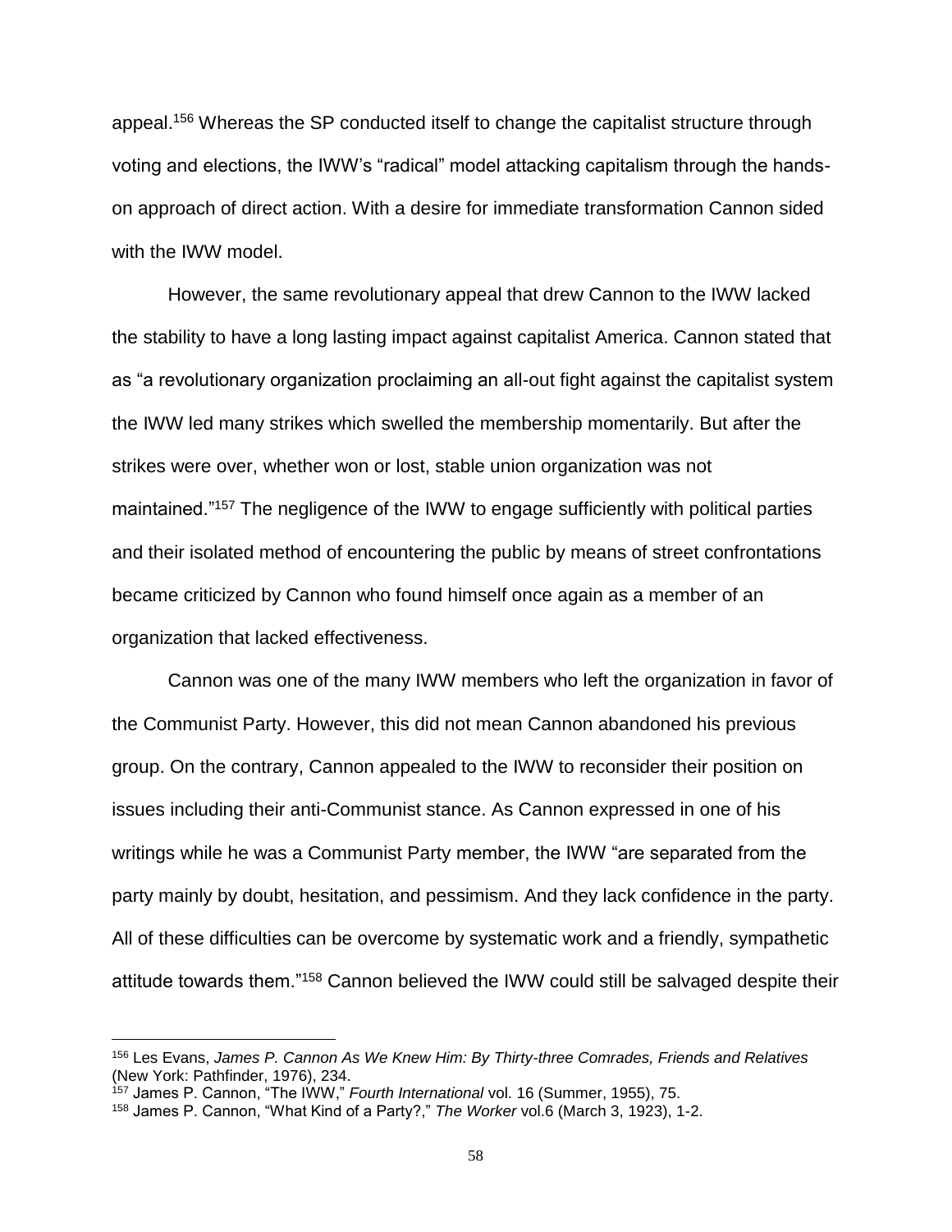appeal.[156] Whereas the SP conducted itself to change the capitalist structure through voting and elections, the IWW's "radical" model attacking capitalism through the hands-on approach of direct action. With a desire for immediate transformation Cannon sided with the IWW model.

However, the same revolutionary appeal that drew Cannon to the IWW lacked the stability to have a long lasting impact against capitalist America. Cannon stated that as "a revolutionary organization proclaiming an all-out fight against the capitalist system the IWW led many strikes which swelled the membership momentarily. But after the strikes were over, whether won or lost, stable union organization was not maintained."[157] The negligence of the IWW to engage sufficiently with political parties and their isolated method of encountering the public by means of street confrontations became criticized by Cannon who found himself once again as a member of an organization that lacked effectiveness.

Cannon was one of the many IWW members who left the organization in favor of the Communist Party. However, this did not mean Cannon abandoned his previous group. On the contrary, Cannon appealed to the IWW to reconsider their position on issues including their anti-Communist stance. As Cannon expressed in one of his writings while he was a Communist Party member, the IWW "are separated from the party mainly by doubt, hesitation, and pessimism. And they lack confidence in the party. All of these difficulties can be overcome by systematic work and a friendly, sympathetic attitude towards them."[158] Cannon believed the IWW could still be salvaged despite their

---

[156] Les Evans, *James P. Cannon As We Knew Him: By Thirty-three Comrades, Friends and Relatives* (New York: Pathfinder, 1976), 234.

[157] James P. Cannon, "The IWW," *Fourth International* vol. 16 (Summer, 1955), 75.

[158] James P. Cannon, "What Kind of a Party?," *The Worker* vol.6 (March 3, 1923), 1-2.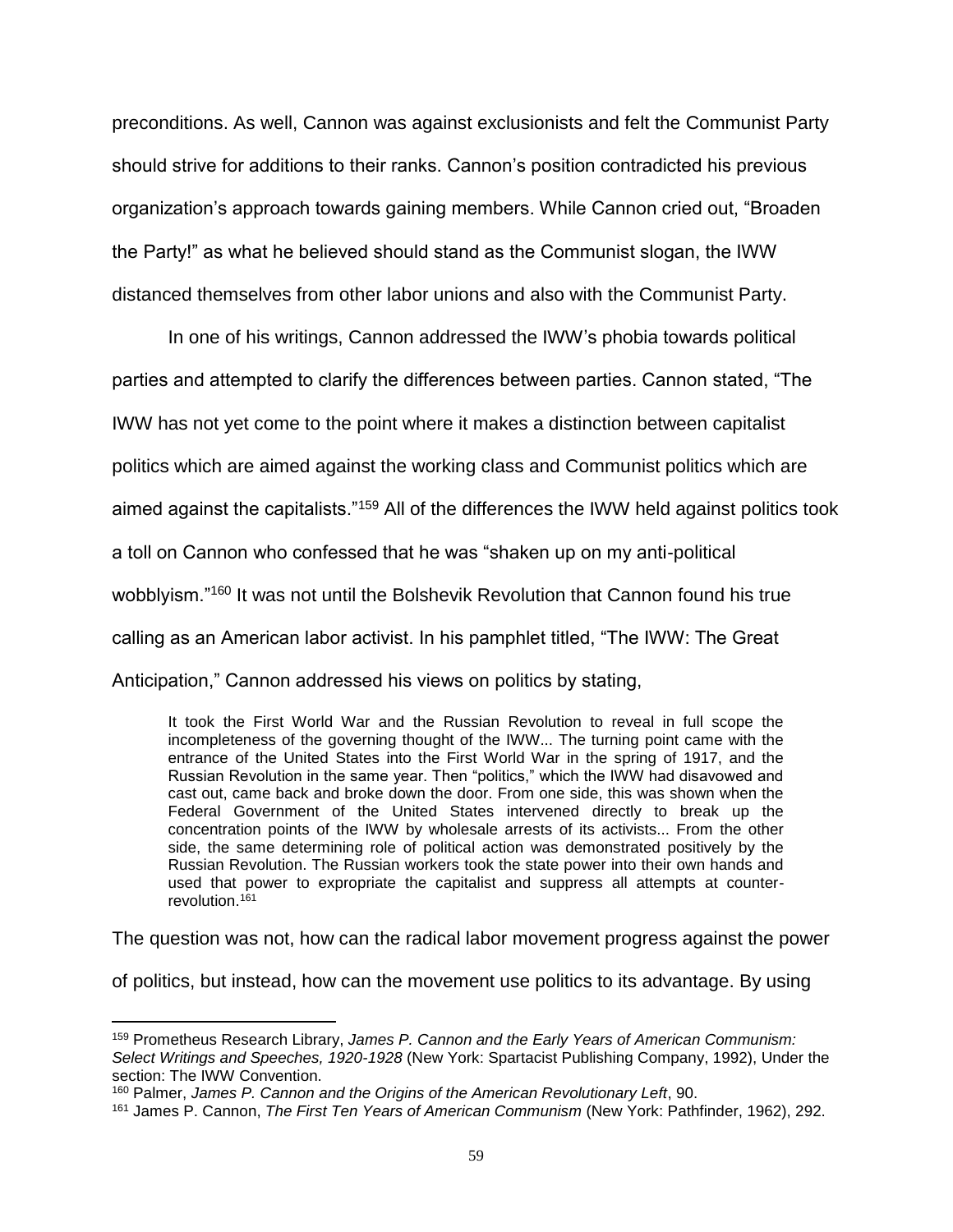preconditions. As well, Cannon was against exclusionists and felt the Communist Party should strive for additions to their ranks. Cannon's position contradicted his previous organization's approach towards gaining members. While Cannon cried out, "Broaden the Party!" as what he believed should stand as the Communist slogan, the IWW distanced themselves from other labor unions and also with the Communist Party.

In one of his writings, Cannon addressed the IWW's phobia towards political parties and attempted to clarify the differences between parties. Cannon stated, "The IWW has not yet come to the point where it makes a distinction between capitalist politics which are aimed against the working class and Communist politics which are aimed against the capitalists."[159] All of the differences the IWW held against politics took a toll on Cannon who confessed that he was "shaken up on my anti-political wobblyism."[160] It was not until the Bolshevik Revolution that Cannon found his true calling as an American labor activist. In his pamphlet titled, "The IWW: The Great Anticipation," Cannon addressed his views on politics by stating,

> It took the First World War and the Russian Revolution to reveal in full scope the incompleteness of the governing thought of the IWW... The turning point came with the entrance of the United States into the First World War in the spring of 1917, and the Russian Revolution in the same year. Then "politics," which the IWW had disavowed and cast out, came back and broke down the door. From one side, this was shown when the Federal Government of the United States intervened directly to break up the concentration points of the IWW by wholesale arrests of its activists... From the other side, the same determining role of political action was demonstrated positively by the Russian Revolution. The Russian workers took the state power into their own hands and used that power to expropriate the capitalist and suppress all attempts at counter-revolution.[161]

The question was not, how can the radical labor movement progress against the power of politics, but instead, how can the movement use politics to its advantage. By using

---

[159] Prometheus Research Library, *James P. Cannon and the Early Years of American Communism: Select Writings and Speeches, 1920-1928* (New York: Spartacist Publishing Company, 1992), Under the section: The IWW Convention.

[160] Palmer, *James P. Cannon and the Origins of the American Revolutionary Left*, 90.

[161] James P. Cannon, *The First Ten Years of American Communism* (New York: Pathfinder, 1962), 292.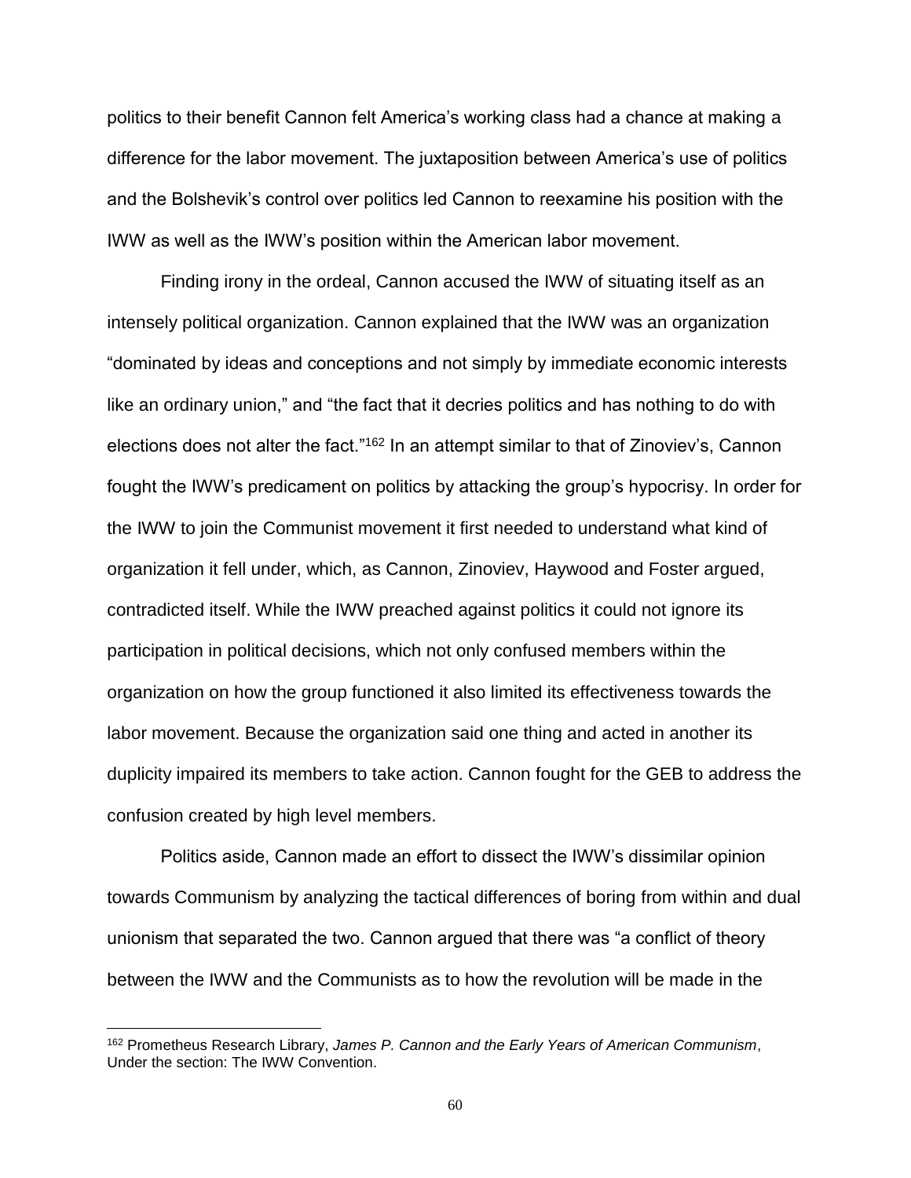politics to their benefit Cannon felt America's working class had a chance at making a difference for the labor movement. The juxtaposition between America's use of politics and the Bolshevik's control over politics led Cannon to reexamine his position with the IWW as well as the IWW's position within the American labor movement.

Finding irony in the ordeal, Cannon accused the IWW of situating itself as an intensely political organization. Cannon explained that the IWW was an organization "dominated by ideas and conceptions and not simply by immediate economic interests like an ordinary union," and "the fact that it decries politics and has nothing to do with elections does not alter the fact."[162] In an attempt similar to that of Zinoviev's, Cannon fought the IWW's predicament on politics by attacking the group's hypocrisy. In order for the IWW to join the Communist movement it first needed to understand what kind of organization it fell under, which, as Cannon, Zinoviev, Haywood and Foster argued, contradicted itself. While the IWW preached against politics it could not ignore its participation in political decisions, which not only confused members within the organization on how the group functioned it also limited its effectiveness towards the labor movement. Because the organization said one thing and acted in another its duplicity impaired its members to take action. Cannon fought for the GEB to address the confusion created by high level members.

Politics aside, Cannon made an effort to dissect the IWW's dissimilar opinion towards Communism by analyzing the tactical differences of boring from within and dual unionism that separated the two. Cannon argued that there was "a conflict of theory between the IWW and the Communists as to how the revolution will be made in the

---

[162] Prometheus Research Library, *James P. Cannon and the Early Years of American Communism*, Under the section: The IWW Convention.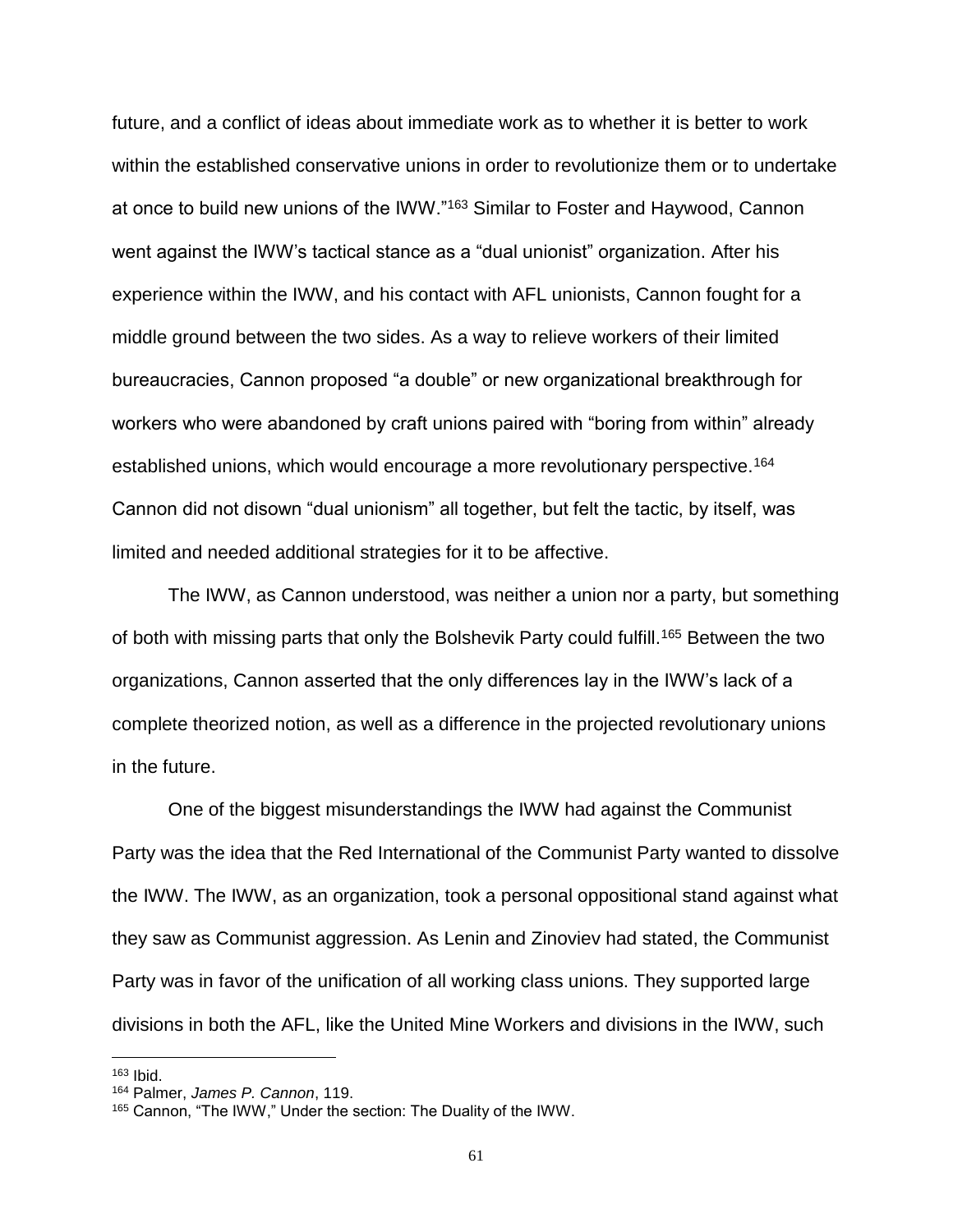future, and a conflict of ideas about immediate work as to whether it is better to work within the established conservative unions in order to revolutionize them or to undertake at once to build new unions of the IWW."[163] Similar to Foster and Haywood, Cannon went against the IWW's tactical stance as a "dual unionist" organization. After his experience within the IWW, and his contact with AFL unionists, Cannon fought for a middle ground between the two sides. As a way to relieve workers of their limited bureaucracies, Cannon proposed "a double" or new organizational breakthrough for workers who were abandoned by craft unions paired with "boring from within" already established unions, which would encourage a more revolutionary perspective.[164] Cannon did not disown "dual unionism" all together, but felt the tactic, by itself, was limited and needed additional strategies for it to be affective.

The IWW, as Cannon understood, was neither a union nor a party, but something of both with missing parts that only the Bolshevik Party could fulfill.[165] Between the two organizations, Cannon asserted that the only differences lay in the IWW's lack of a complete theorized notion, as well as a difference in the projected revolutionary unions in the future.

One of the biggest misunderstandings the IWW had against the Communist Party was the idea that the Red International of the Communist Party wanted to dissolve the IWW. The IWW, as an organization, took a personal oppositional stand against what they saw as Communist aggression. As Lenin and Zinoviev had stated, the Communist Party was in favor of the unification of all working class unions. They supported large divisions in both the AFL, like the United Mine Workers and divisions in the IWW, such

---

[163] Ibid.

[164] Palmer, *James P. Cannon*, 119.

[165] Cannon, "The IWW," Under the section: The Duality of the IWW.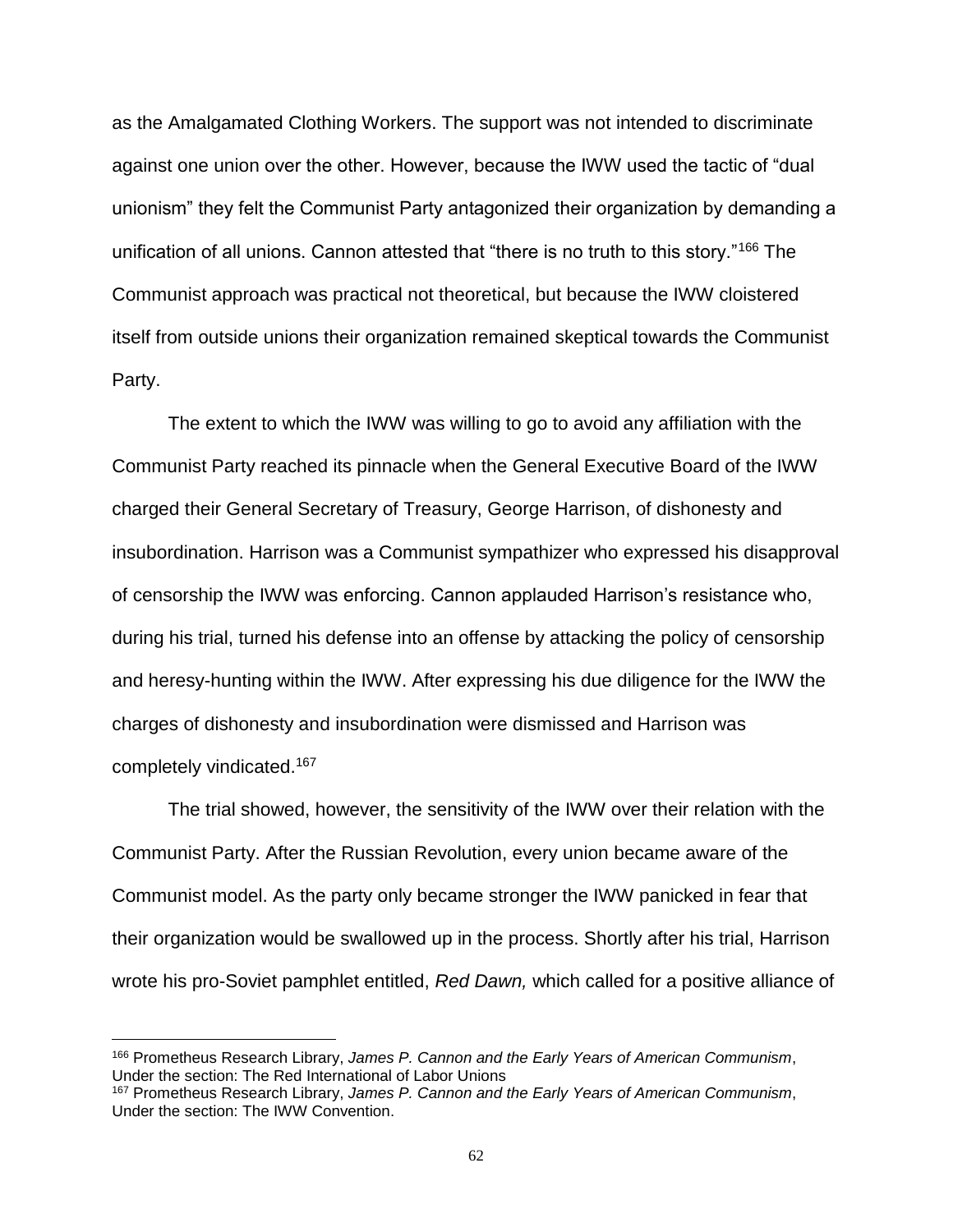as the Amalgamated Clothing Workers. The support was not intended to discriminate against one union over the other. However, because the IWW used the tactic of "dual unionism" they felt the Communist Party antagonized their organization by demanding a unification of all unions. Cannon attested that "there is no truth to this story."[166] The Communist approach was practical not theoretical, but because the IWW cloistered itself from outside unions their organization remained skeptical towards the Communist Party.

The extent to which the IWW was willing to go to avoid any affiliation with the Communist Party reached its pinnacle when the General Executive Board of the IWW charged their General Secretary of Treasury, George Harrison, of dishonesty and insubordination. Harrison was a Communist sympathizer who expressed his disapproval of censorship the IWW was enforcing. Cannon applauded Harrison's resistance who, during his trial, turned his defense into an offense by attacking the policy of censorship and heresy-hunting within the IWW. After expressing his due diligence for the IWW the charges of dishonesty and insubordination were dismissed and Harrison was completely vindicated.[167]

The trial showed, however, the sensitivity of the IWW over their relation with the Communist Party. After the Russian Revolution, every union became aware of the Communist model. As the party only became stronger the IWW panicked in fear that their organization would be swallowed up in the process. Shortly after his trial, Harrison wrote his pro-Soviet pamphlet entitled, *Red Dawn,* which called for a positive alliance of

---

[166] Prometheus Research Library, *James P. Cannon and the Early Years of American Communism*, Under the section: The Red International of Labor Unions

[167] Prometheus Research Library, *James P. Cannon and the Early Years of American Communism*, Under the section: The IWW Convention.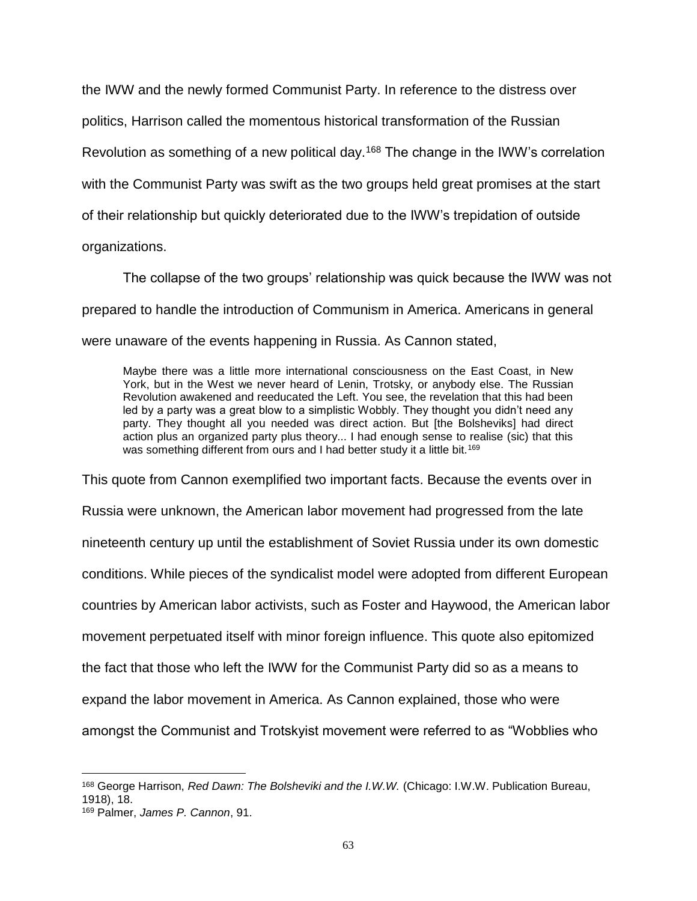the IWW and the newly formed Communist Party. In reference to the distress over politics, Harrison called the momentous historical transformation of the Russian Revolution as something of a new political day.[168] The change in the IWW's correlation with the Communist Party was swift as the two groups held great promises at the start of their relationship but quickly deteriorated due to the IWW's trepidation of outside organizations.

The collapse of the two groups' relationship was quick because the IWW was not prepared to handle the introduction of Communism in America. Americans in general were unaware of the events happening in Russia. As Cannon stated,

> Maybe there was a little more international consciousness on the East Coast, in New York, but in the West we never heard of Lenin, Trotsky, or anybody else. The Russian Revolution awakened and reeducated the Left. You see, the revelation that this had been led by a party was a great blow to a simplistic Wobbly. They thought you didn't need any party. They thought all you needed was direct action. But [the Bolsheviks] had direct action plus an organized party plus theory... I had enough sense to realise (sic) that this was something different from ours and I had better study it a little bit.[169]

This quote from Cannon exemplified two important facts. Because the events over in Russia were unknown, the American labor movement had progressed from the late nineteenth century up until the establishment of Soviet Russia under its own domestic conditions. While pieces of the syndicalist model were adopted from different European countries by American labor activists, such as Foster and Haywood, the American labor movement perpetuated itself with minor foreign influence. This quote also epitomized the fact that those who left the IWW for the Communist Party did so as a means to expand the labor movement in America. As Cannon explained, those who were amongst the Communist and Trotskyist movement were referred to as "Wobblies who

---

[168] George Harrison, *Red Dawn: The Bolsheviki and the I.W.W.* (Chicago: I.W.W. Publication Bureau, 1918), 18.

[169] Palmer, *James P. Cannon*, 91.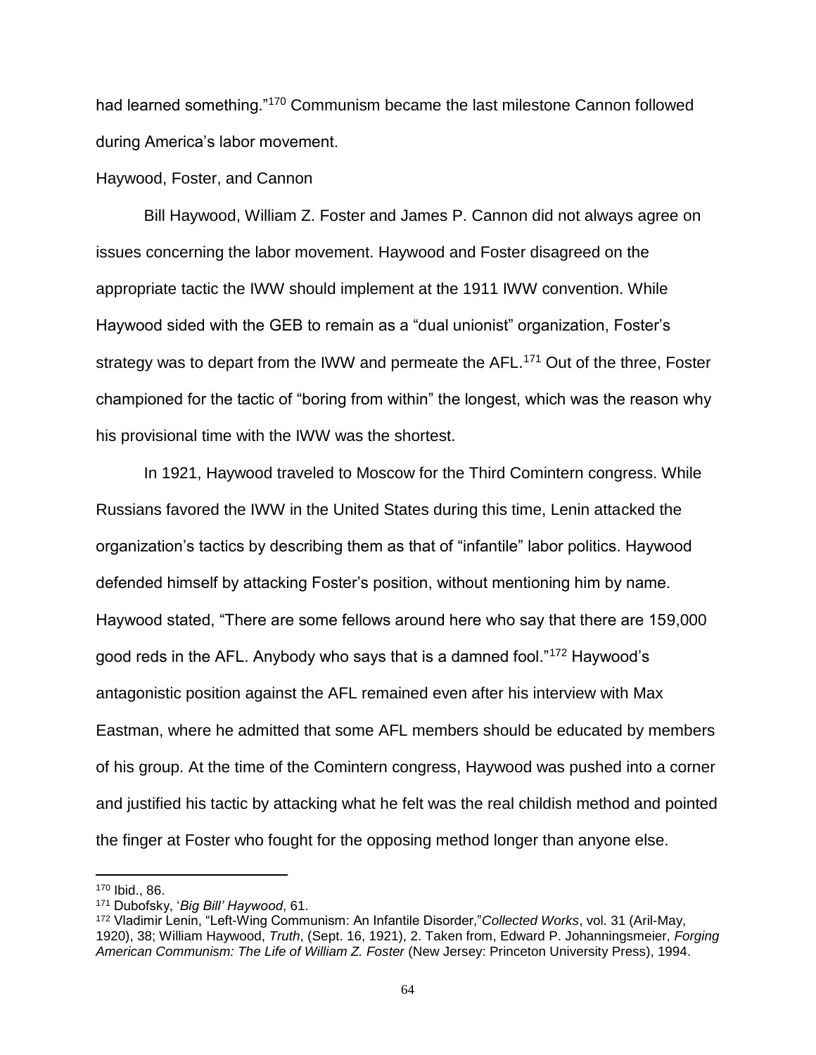had learned something."[170] Communism became the last milestone Cannon followed during America's labor movement.

## Haywood, Foster, and Cannon

Bill Haywood, William Z. Foster and James P. Cannon did not always agree on issues concerning the labor movement. Haywood and Foster disagreed on the appropriate tactic the IWW should implement at the 1911 IWW convention. While Haywood sided with the GEB to remain as a "dual unionist" organization, Foster's strategy was to depart from the IWW and permeate the AFL.[171] Out of the three, Foster championed for the tactic of "boring from within" the longest, which was the reason why his provisional time with the IWW was the shortest.

In 1921, Haywood traveled to Moscow for the Third Comintern congress. While Russians favored the IWW in the United States during this time, Lenin attacked the organization's tactics by describing them as that of "infantile" labor politics. Haywood defended himself by attacking Foster's position, without mentioning him by name. Haywood stated, "There are some fellows around here who say that there are 159,000 good reds in the AFL. Anybody who says that is a damned fool."[172] Haywood's antagonistic position against the AFL remained even after his interview with Max Eastman, where he admitted that some AFL members should be educated by members of his group. At the time of the Comintern congress, Haywood was pushed into a corner and justified his tactic by attacking what he felt was the real childish method and pointed the finger at Foster who fought for the opposing method longer than anyone else.

---

[170] Ibid., 86.

[171] Dubofsky, '*Big Bill' Haywood*, 61.

[172] Vladimir Lenin, "Left-Wing Communism: An Infantile Disorder,"*Collected Works*, vol. 31 (Aril-May, 1920), 38; William Haywood, *Truth*, (Sept. 16, 1921), 2. Taken from, Edward P. Johanningsmeier, *Forging American Communism: The Life of William Z. Foster* (New Jersey: Princeton University Press), 1994.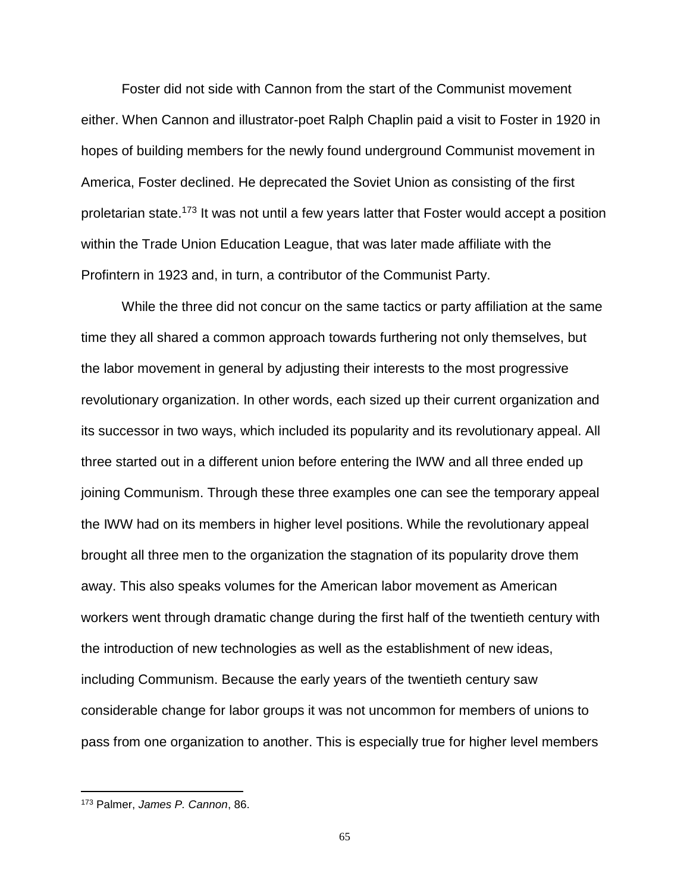Foster did not side with Cannon from the start of the Communist movement either. When Cannon and illustrator-poet Ralph Chaplin paid a visit to Foster in 1920 in hopes of building members for the newly found underground Communist movement in America, Foster declined. He deprecated the Soviet Union as consisting of the first proletarian state.[173] It was not until a few years latter that Foster would accept a position within the Trade Union Education League, that was later made affiliate with the Profintern in 1923 and, in turn, a contributor of the Communist Party.

While the three did not concur on the same tactics or party affiliation at the same time they all shared a common approach towards furthering not only themselves, but the labor movement in general by adjusting their interests to the most progressive revolutionary organization. In other words, each sized up their current organization and its successor in two ways, which included its popularity and its revolutionary appeal. All three started out in a different union before entering the IWW and all three ended up joining Communism. Through these three examples one can see the temporary appeal the IWW had on its members in higher level positions. While the revolutionary appeal brought all three men to the organization the stagnation of its popularity drove them away. This also speaks volumes for the American labor movement as American workers went through dramatic change during the first half of the twentieth century with the introduction of new technologies as well as the establishment of new ideas, including Communism. Because the early years of the twentieth century saw considerable change for labor groups it was not uncommon for members of unions to pass from one organization to another. This is especially true for higher level members

[173] Palmer, *James P. Cannon*, 86.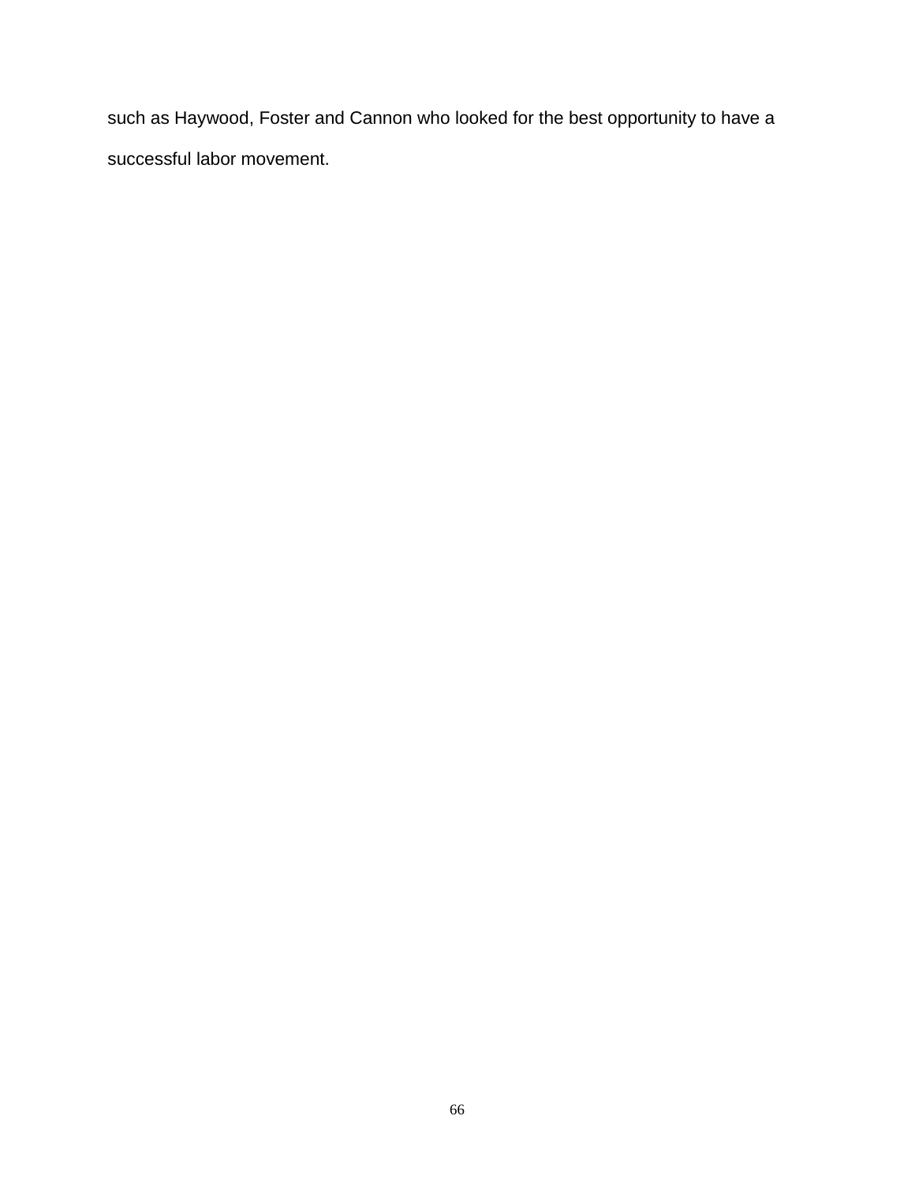such as Haywood, Foster and Cannon who looked for the best opportunity to have a successful labor movement.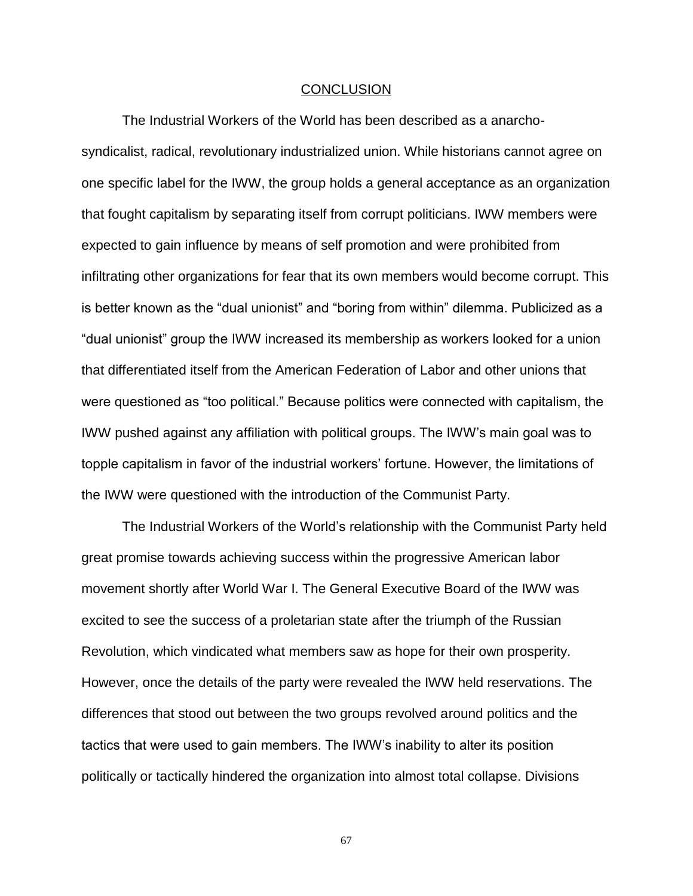## CONCLUSION

The Industrial Workers of the World has been described as a anarcho-syndicalist, radical, revolutionary industrialized union. While historians cannot agree on one specific label for the IWW, the group holds a general acceptance as an organization that fought capitalism by separating itself from corrupt politicians. IWW members were expected to gain influence by means of self promotion and were prohibited from infiltrating other organizations for fear that its own members would become corrupt. This is better known as the "dual unionist" and "boring from within" dilemma. Publicized as a "dual unionist" group the IWW increased its membership as workers looked for a union that differentiated itself from the American Federation of Labor and other unions that were questioned as "too political." Because politics were connected with capitalism, the IWW pushed against any affiliation with political groups. The IWW's main goal was to topple capitalism in favor of the industrial workers' fortune. However, the limitations of the IWW were questioned with the introduction of the Communist Party.

The Industrial Workers of the World's relationship with the Communist Party held great promise towards achieving success within the progressive American labor movement shortly after World War I. The General Executive Board of the IWW was excited to see the success of a proletarian state after the triumph of the Russian Revolution, which vindicated what members saw as hope for their own prosperity. However, once the details of the party were revealed the IWW held reservations. The differences that stood out between the two groups revolved around politics and the tactics that were used to gain members. The IWW's inability to alter its position politically or tactically hindered the organization into almost total collapse. Divisions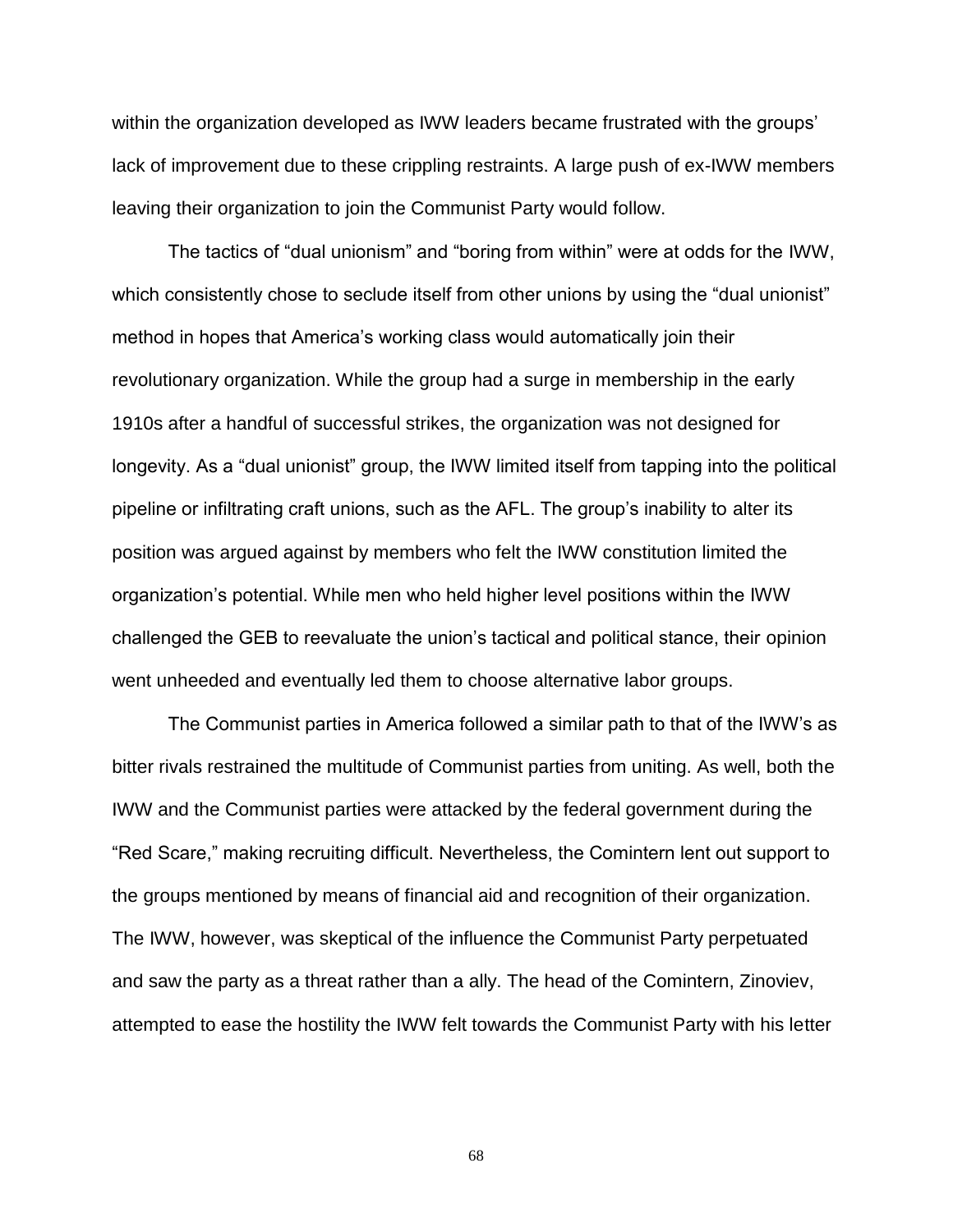within the organization developed as IWW leaders became frustrated with the groups' lack of improvement due to these crippling restraints. A large push of ex-IWW members leaving their organization to join the Communist Party would follow.

The tactics of "dual unionism" and "boring from within" were at odds for the IWW, which consistently chose to seclude itself from other unions by using the "dual unionist" method in hopes that America's working class would automatically join their revolutionary organization. While the group had a surge in membership in the early 1910s after a handful of successful strikes, the organization was not designed for longevity. As a "dual unionist" group, the IWW limited itself from tapping into the political pipeline or infiltrating craft unions, such as the AFL. The group's inability to alter its position was argued against by members who felt the IWW constitution limited the organization's potential. While men who held higher level positions within the IWW challenged the GEB to reevaluate the union's tactical and political stance, their opinion went unheeded and eventually led them to choose alternative labor groups.

The Communist parties in America followed a similar path to that of the IWW's as bitter rivals restrained the multitude of Communist parties from uniting. As well, both the IWW and the Communist parties were attacked by the federal government during the "Red Scare," making recruiting difficult. Nevertheless, the Comintern lent out support to the groups mentioned by means of financial aid and recognition of their organization. The IWW, however, was skeptical of the influence the Communist Party perpetuated and saw the party as a threat rather than a ally. The head of the Comintern, Zinoviev, attempted to ease the hostility the IWW felt towards the Communist Party with his letter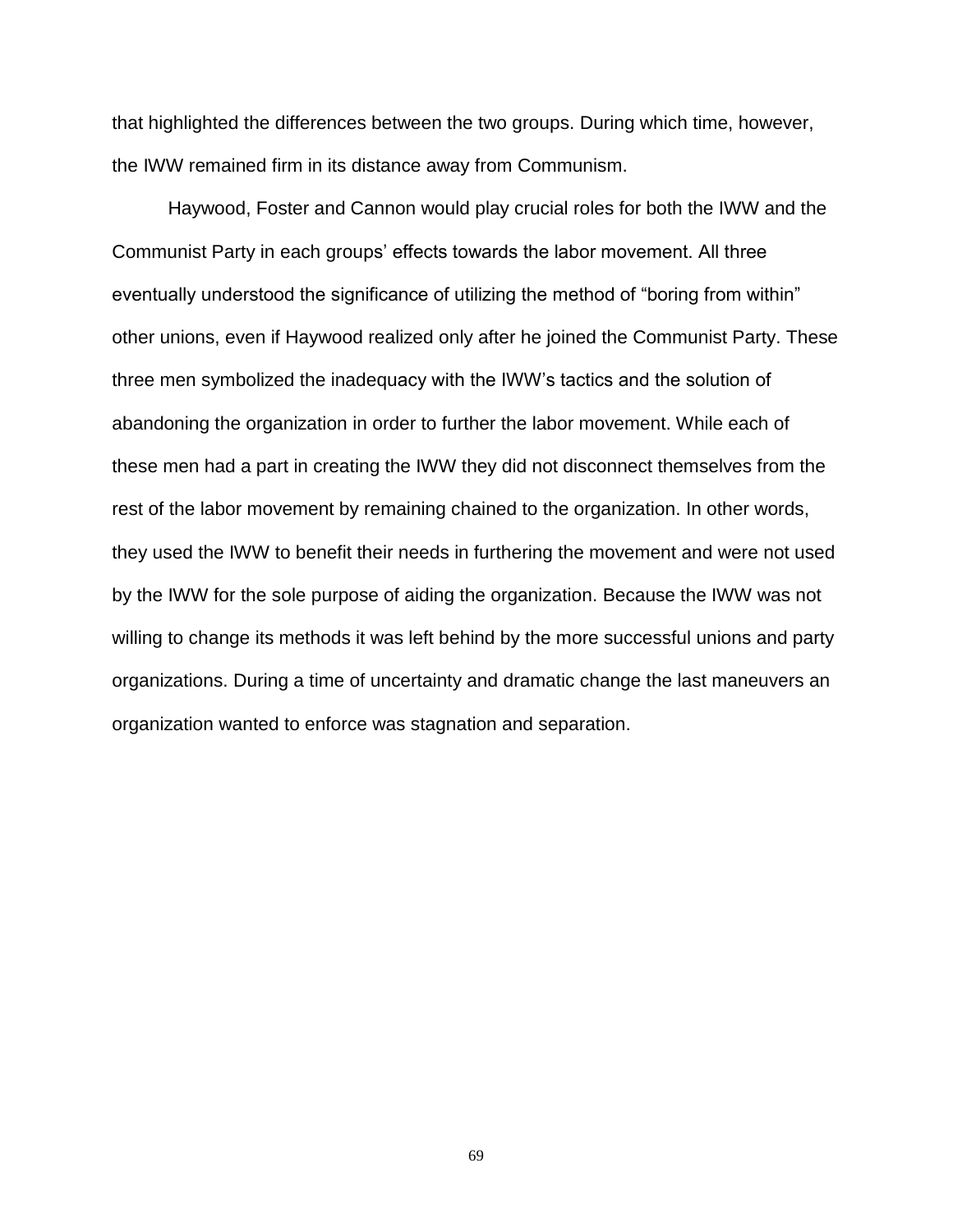that highlighted the differences between the two groups. During which time, however, the IWW remained firm in its distance away from Communism.

Haywood, Foster and Cannon would play crucial roles for both the IWW and the Communist Party in each groups' effects towards the labor movement. All three eventually understood the significance of utilizing the method of "boring from within" other unions, even if Haywood realized only after he joined the Communist Party. These three men symbolized the inadequacy with the IWW's tactics and the solution of abandoning the organization in order to further the labor movement. While each of these men had a part in creating the IWW they did not disconnect themselves from the rest of the labor movement by remaining chained to the organization. In other words, they used the IWW to benefit their needs in furthering the movement and were not used by the IWW for the sole purpose of aiding the organization. Because the IWW was not willing to change its methods it was left behind by the more successful unions and party organizations. During a time of uncertainty and dramatic change the last maneuvers an organization wanted to enforce was stagnation and separation.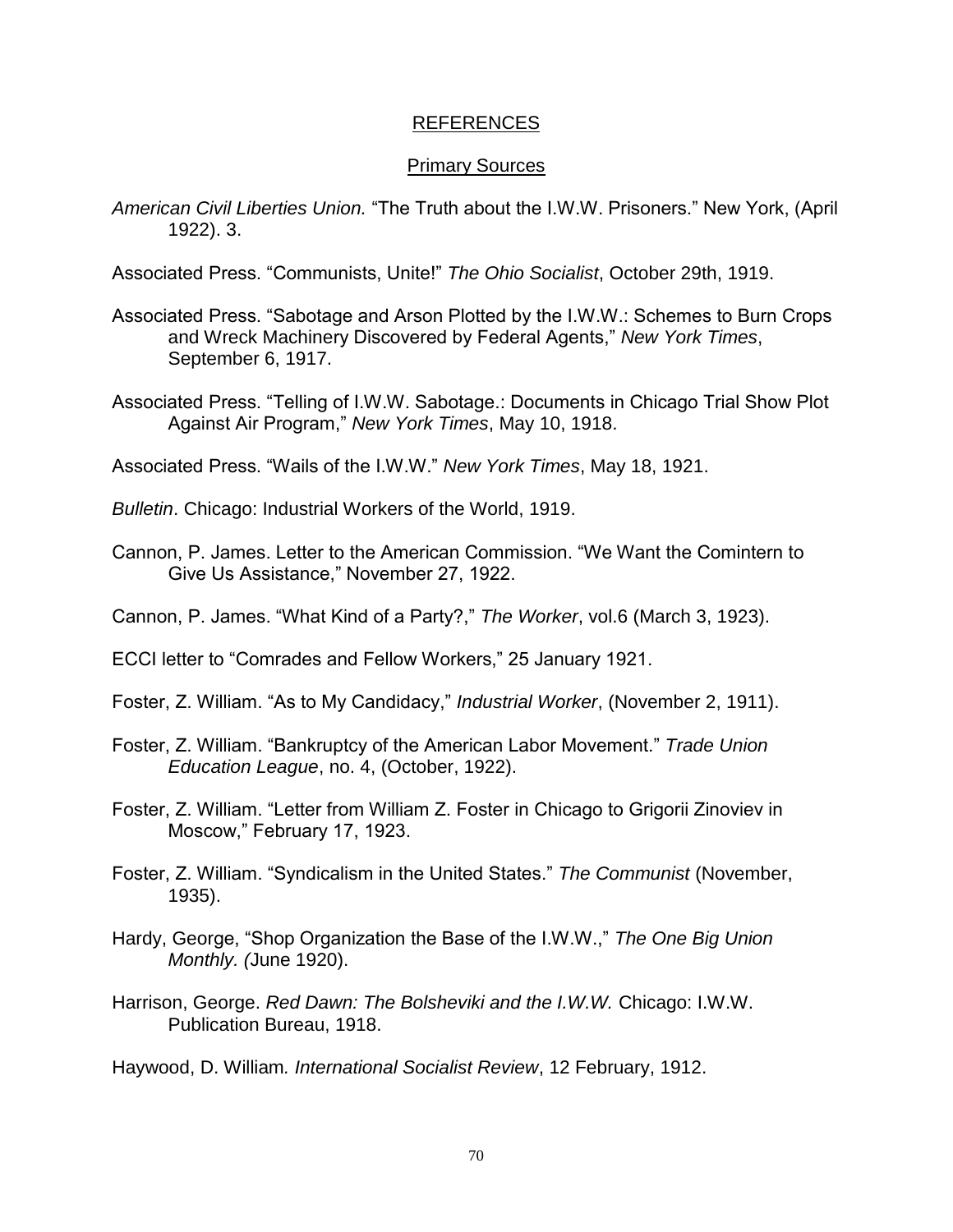# REFERENCES

## Primary Sources

*American Civil Liberties Union.* "The Truth about the I.W.W. Prisoners." New York, (April 1922). 3.

Associated Press. "Communists, Unite!" *The Ohio Socialist*, October 29th, 1919.

Associated Press. "Sabotage and Arson Plotted by the I.W.W.: Schemes to Burn Crops and Wreck Machinery Discovered by Federal Agents," *New York Times*, September 6, 1917.

Associated Press. "Telling of I.W.W. Sabotage.: Documents in Chicago Trial Show Plot Against Air Program," *New York Times*, May 10, 1918.

Associated Press. "Wails of the I.W.W." *New York Times*, May 18, 1921.

*Bulletin*. Chicago: Industrial Workers of the World, 1919.

Cannon, P. James. Letter to the American Commission. "We Want the Comintern to Give Us Assistance," November 27, 1922.

Cannon, P. James. "What Kind of a Party?," *The Worker*, vol.6 (March 3, 1923).

ECCI letter to "Comrades and Fellow Workers," 25 January 1921.

Foster, Z. William. "As to My Candidacy," *Industrial Worker*, (November 2, 1911).

Foster, Z. William. "Bankruptcy of the American Labor Movement." *Trade Union Education League*, no. 4, (October, 1922).

Foster, Z. William. "Letter from William Z. Foster in Chicago to Grigorii Zinoviev in Moscow," February 17, 1923.

Foster, Z. William. "Syndicalism in the United States." *The Communist* (November, 1935).

Hardy, George, "Shop Organization the Base of the I.W.W.," *The One Big Union Monthly. (*June 1920).

Harrison, George. *Red Dawn: The Bolsheviki and the I.W.W.* Chicago: I.W.W. Publication Bureau, 1918.

Haywood, D. William*. International Socialist Review*, 12 February, 1912.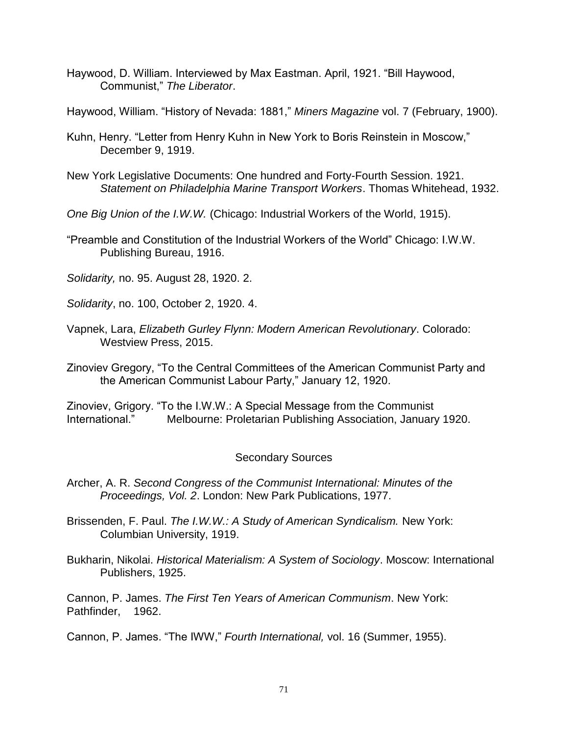Haywood, D. William. Interviewed by Max Eastman. April, 1921. "Bill Haywood, Communist," *The Liberator*.

Haywood, William. "History of Nevada: 1881," *Miners Magazine* vol. 7 (February, 1900).

Kuhn, Henry. "Letter from Henry Kuhn in New York to Boris Reinstein in Moscow," December 9, 1919.

New York Legislative Documents: One hundred and Forty-Fourth Session. 1921. *Statement on Philadelphia Marine Transport Workers*. Thomas Whitehead, 1932.

*One Big Union of the I.W.W.* (Chicago: Industrial Workers of the World, 1915).

"Preamble and Constitution of the Industrial Workers of the World" Chicago: I.W.W. Publishing Bureau, 1916.

*Solidarity,* no. 95. August 28, 1920. 2.

*Solidarity*, no. 100, October 2, 1920. 4.

Vapnek, Lara, *Elizabeth Gurley Flynn: Modern American Revolutionary*. Colorado: Westview Press, 2015.

Zinoviev Gregory, "To the Central Committees of the American Communist Party and the American Communist Labour Party," January 12, 1920.

Zinoviev, Grigory. "To the I.W.W.: A Special Message from the Communist International." Melbourne: Proletarian Publishing Association, January 1920.

## Secondary Sources

Archer, A. R. *Second Congress of the Communist International: Minutes of the Proceedings, Vol. 2*. London: New Park Publications, 1977.

Brissenden, F. Paul. *The I.W.W.: A Study of American Syndicalism.* New York: Columbian University, 1919.

Bukharin, Nikolai. *Historical Materialism: A System of Sociology*. Moscow: International Publishers, 1925.

Cannon, P. James. *The First Ten Years of American Communism*. New York: Pathfinder, 1962.

Cannon, P. James. "The IWW," *Fourth International,* vol. 16 (Summer, 1955).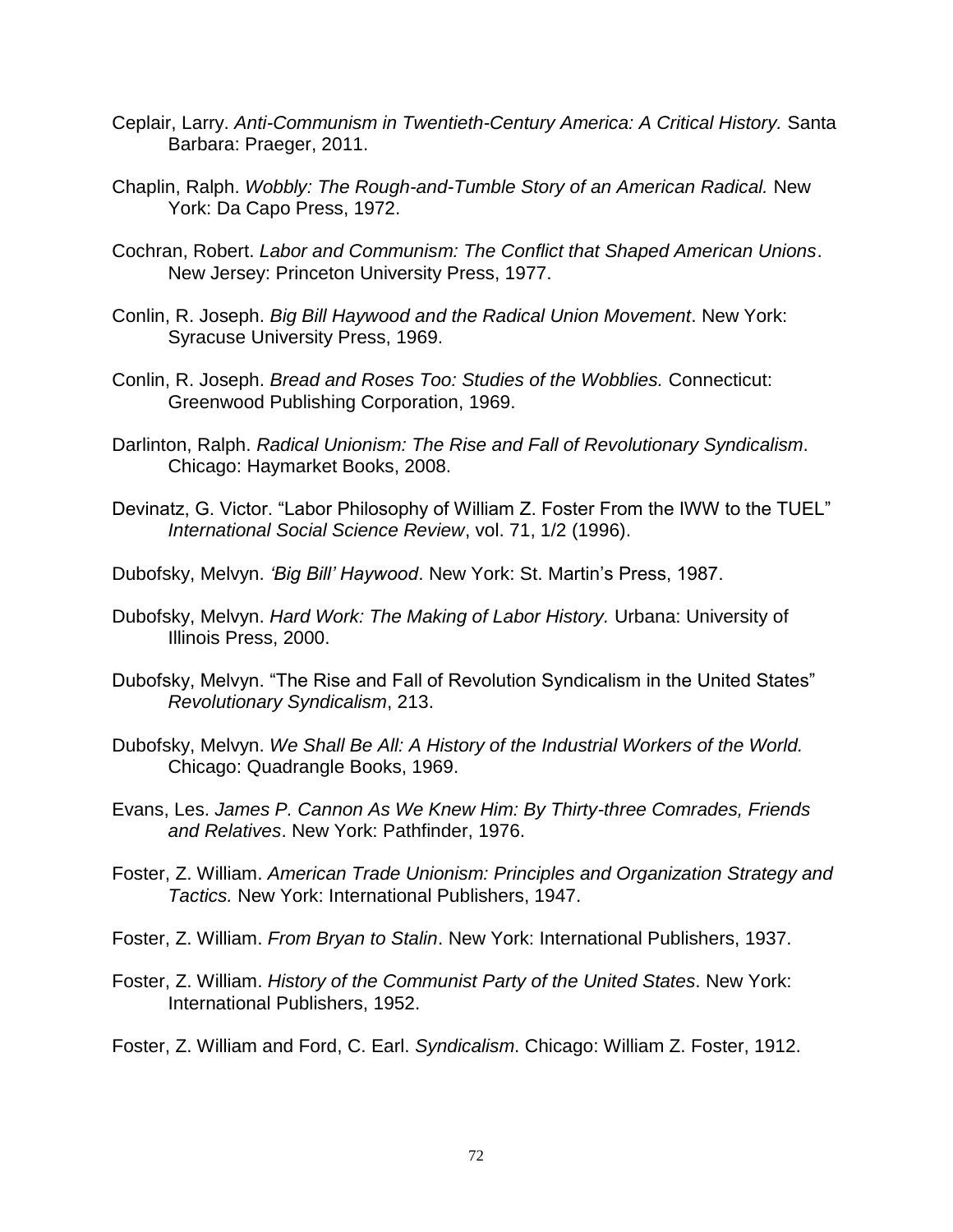Ceplair, Larry. *Anti-Communism in Twentieth-Century America: A Critical History.* Santa Barbara: Praeger, 2011.

Chaplin, Ralph. *Wobbly: The Rough-and-Tumble Story of an American Radical.* New York: Da Capo Press, 1972.

Cochran, Robert. *Labor and Communism: The Conflict that Shaped American Unions*. New Jersey: Princeton University Press, 1977.

Conlin, R. Joseph. *Big Bill Haywood and the Radical Union Movement*. New York: Syracuse University Press, 1969.

Conlin, R. Joseph. *Bread and Roses Too: Studies of the Wobblies.* Connecticut: Greenwood Publishing Corporation, 1969.

Darlinton, Ralph. *Radical Unionism: The Rise and Fall of Revolutionary Syndicalism*. Chicago: Haymarket Books, 2008.

Devinatz, G. Victor. "Labor Philosophy of William Z. Foster From the IWW to the TUEL" *International Social Science Review*, vol. 71, 1/2 (1996).

Dubofsky, Melvyn. *'Big Bill' Haywood*. New York: St. Martin's Press, 1987.

Dubofsky, Melvyn. *Hard Work: The Making of Labor History.* Urbana: University of Illinois Press, 2000.

Dubofsky, Melvyn. "The Rise and Fall of Revolution Syndicalism in the United States" *Revolutionary Syndicalism*, 213.

Dubofsky, Melvyn. *We Shall Be All: A History of the Industrial Workers of the World.* Chicago: Quadrangle Books, 1969.

Evans, Les. *James P. Cannon As We Knew Him: By Thirty-three Comrades, Friends and Relatives*. New York: Pathfinder, 1976.

Foster, Z. William. *American Trade Unionism: Principles and Organization Strategy and Tactics.* New York: International Publishers, 1947.

Foster, Z. William. *From Bryan to Stalin*. New York: International Publishers, 1937.

Foster, Z. William. *History of the Communist Party of the United States*. New York: International Publishers, 1952.

Foster, Z. William and Ford, C. Earl. *Syndicalism*. Chicago: William Z. Foster, 1912.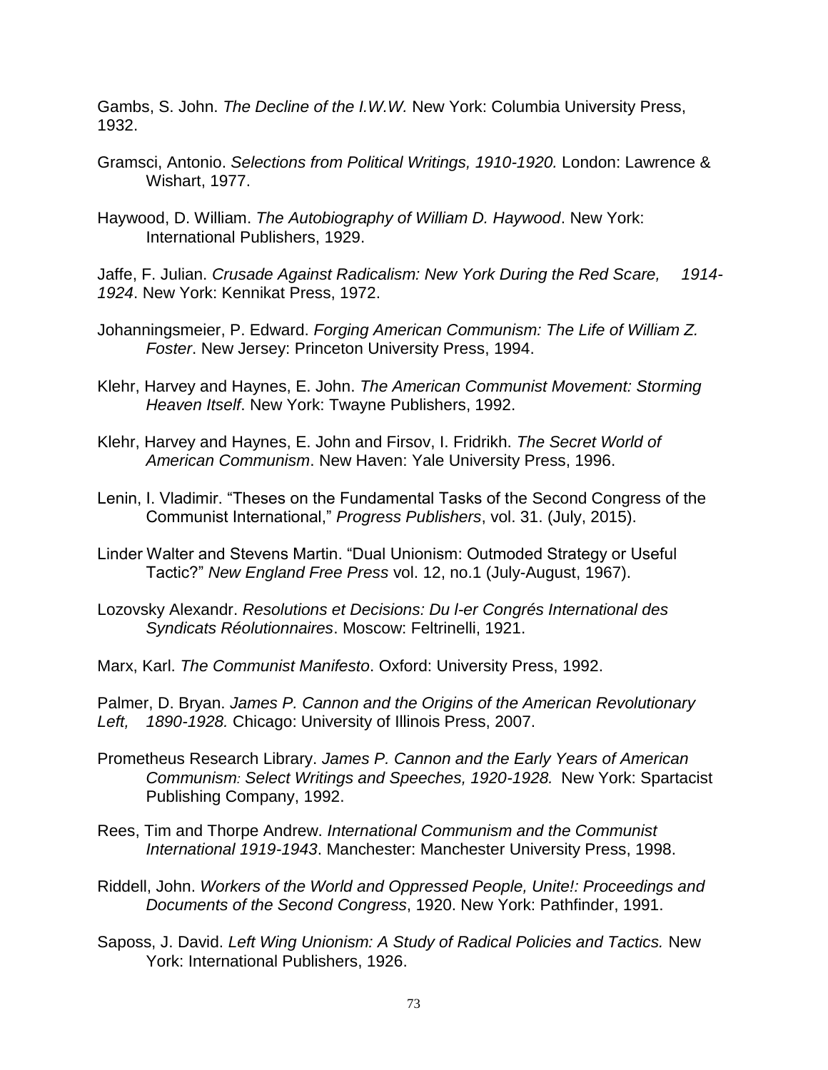Gambs, S. John. *The Decline of the I.W.W.* New York: Columbia University Press, 1932.

Gramsci, Antonio. *Selections from Political Writings, 1910-1920.* London: Lawrence & Wishart, 1977.

Haywood, D. William. *The Autobiography of William D. Haywood*. New York: International Publishers, 1929.

Jaffe, F. Julian. *Crusade Against Radicalism: New York During the Red Scare, 1914-1924*. New York: Kennikat Press, 1972.

Johanningsmeier, P. Edward. *Forging American Communism: The Life of William Z. Foster*. New Jersey: Princeton University Press, 1994.

Klehr, Harvey and Haynes, E. John. *The American Communist Movement: Storming Heaven Itself*. New York: Twayne Publishers, 1992.

Klehr, Harvey and Haynes, E. John and Firsov, I. Fridrikh. *The Secret World of American Communism*. New Haven: Yale University Press, 1996.

Lenin, I. Vladimir. "Theses on the Fundamental Tasks of the Second Congress of the Communist International," *Progress Publishers*, vol. 31. (July, 2015).

Linder Walter and Stevens Martin. "Dual Unionism: Outmoded Strategy or Useful Tactic?" *New England Free Press* vol. 12, no.1 (July-August, 1967).

Lozovsky Alexandr. *Resolutions et Decisions: Du l-er Congrés International des Syndicats Réolutionnaires*. Moscow: Feltrinelli, 1921.

Marx, Karl. *The Communist Manifesto*. Oxford: University Press, 1992.

Palmer, D. Bryan. *James P. Cannon and the Origins of the American Revolutionary Left, 1890-1928.* Chicago: University of Illinois Press, 2007.

Prometheus Research Library. *James P. Cannon and the Early Years of American Communism: Select Writings and Speeches, 1920-1928.* New York: Spartacist Publishing Company, 1992.

Rees, Tim and Thorpe Andrew. *International Communism and the Communist International 1919-1943*. Manchester: Manchester University Press, 1998.

Riddell, John. *Workers of the World and Oppressed People, Unite!: Proceedings and Documents of the Second Congress*, 1920. New York: Pathfinder, 1991.

Saposs, J. David. *Left Wing Unionism: A Study of Radical Policies and Tactics.* New York: International Publishers, 1926.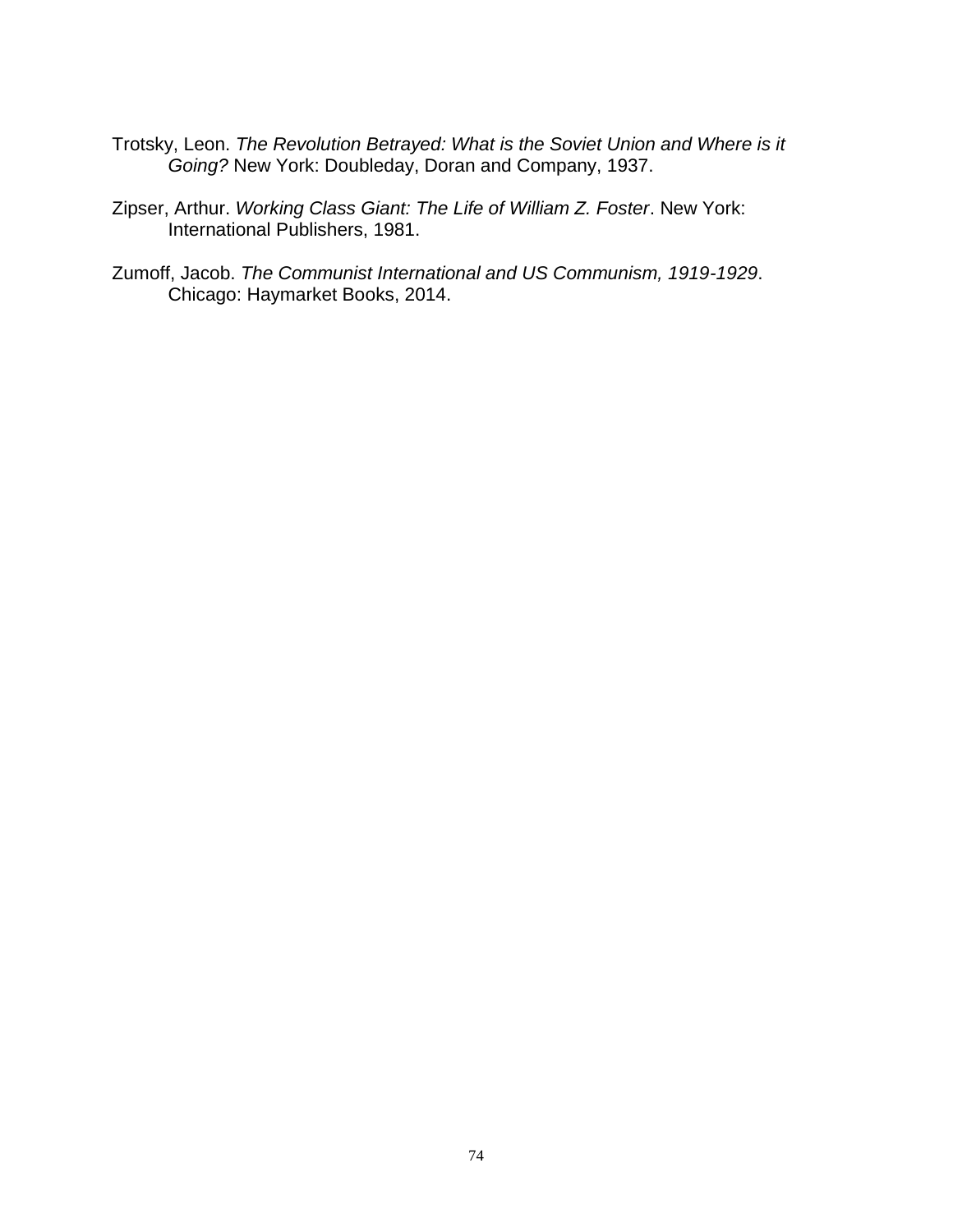Trotsky, Leon. *The Revolution Betrayed: What is the Soviet Union and Where is it Going?* New York: Doubleday, Doran and Company, 1937.

Zipser, Arthur. *Working Class Giant: The Life of William Z. Foster*. New York: International Publishers, 1981.

Zumoff, Jacob. *The Communist International and US Communism, 1919-1929*. Chicago: Haymarket Books, 2014.